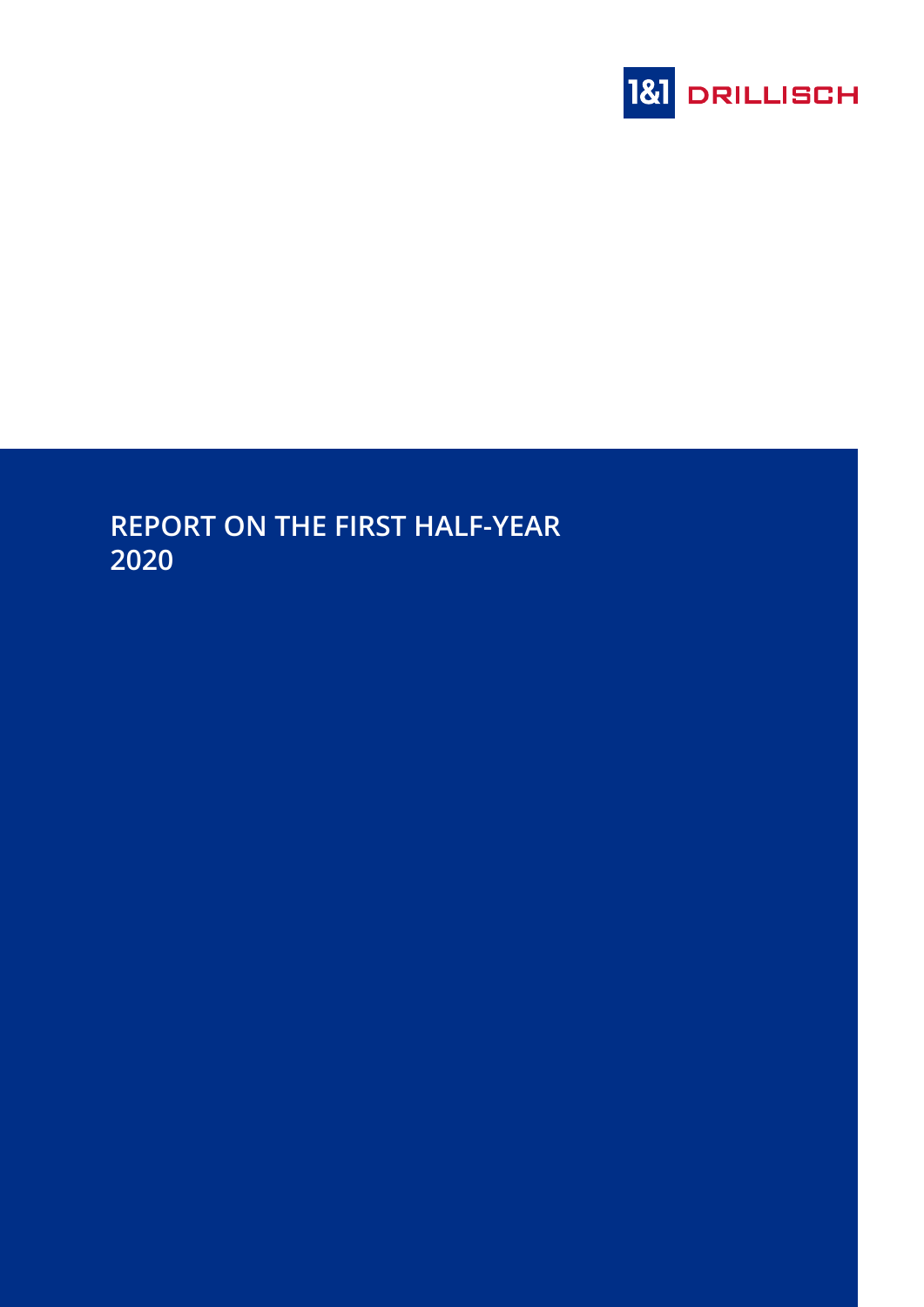1&1 DRILLISCH

# REPORT ON THE FIRST HALF-YEAR 2020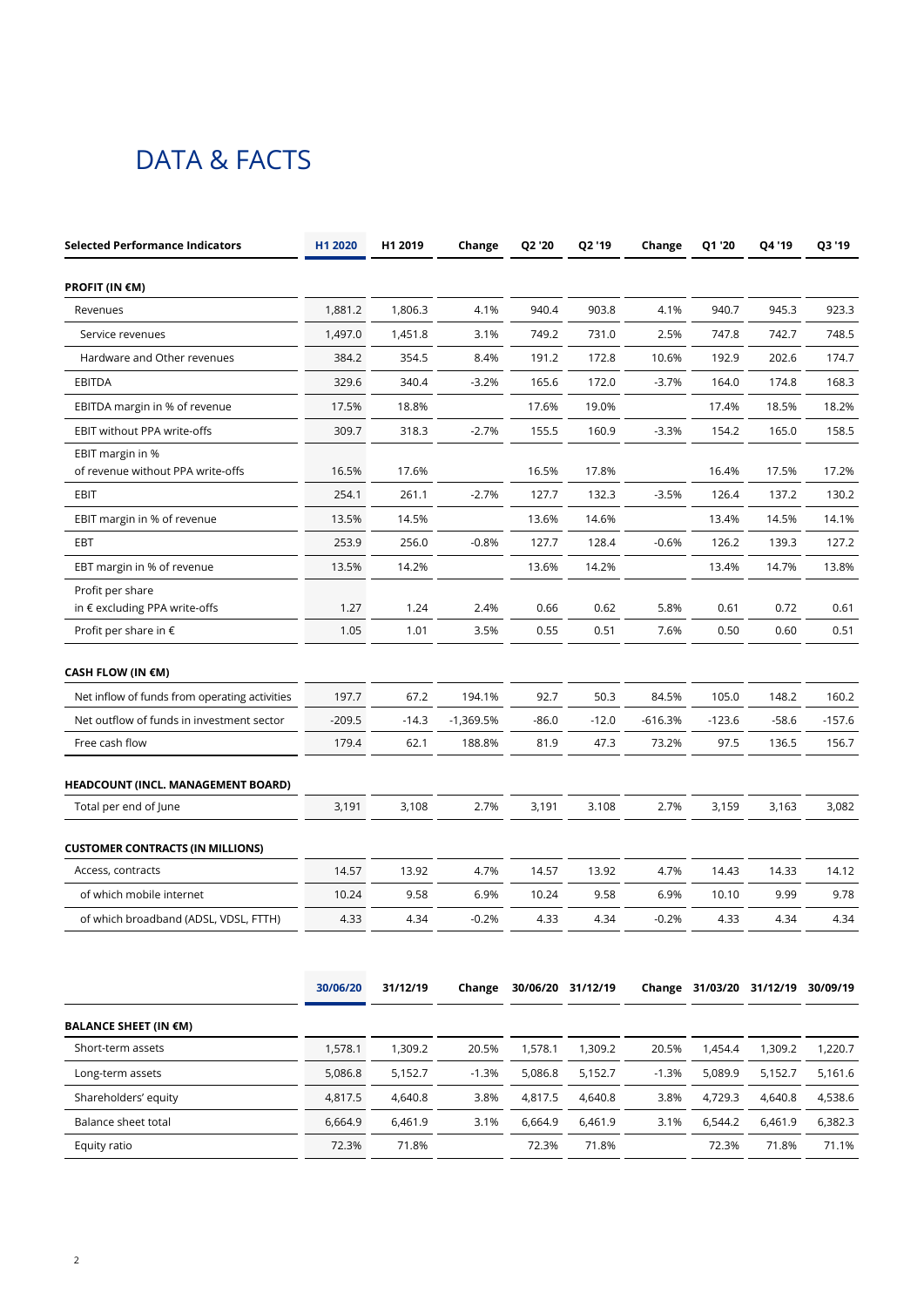# DATA & FACTS

| Selected Performance Indicators | H1 2020 | H1 2019 | Change | Q2 '20 | Q2 '19 | Change | Q1 '20 | Q4 '19 | Q3 '19 |
|---|---|---|---|---|---|---|---|---|---|
| **PROFIT (IN €M)** | | | | | | | | | |
| Revenues | 1,881.2 | 1,806.3 | 4.1% | 940.4 | 903.8 | 4.1% | 940.7 | 945.3 | 923.3 |
| Service revenues | 1,497.0 | 1,451.8 | 3.1% | 749.2 | 731.0 | 2.5% | 747.8 | 742.7 | 748.5 |
| Hardware and Other revenues | 384.2 | 354.5 | 8.4% | 191.2 | 172.8 | 10.6% | 192.9 | 202.6 | 174.7 |
| EBITDA | 329.6 | 340.4 | -3.2% | 165.6 | 172.0 | -3.7% | 164.0 | 174.8 | 168.3 |
| EBITDA margin in % of revenue | 17.5% | 18.8% | | 17.6% | 19.0% | | 17.4% | 18.5% | 18.2% |
| EBIT without PPA write-offs | 309.7 | 318.3 | -2.7% | 155.5 | 160.9 | -3.3% | 154.2 | 165.0 | 158.5 |
| EBIT margin in % of revenue without PPA write-offs | 16.5% | 17.6% | | 16.5% | 17.8% | | 16.4% | 17.5% | 17.2% |
| EBIT | 254.1 | 261.1 | -2.7% | 127.7 | 132.3 | -3.5% | 126.4 | 137.2 | 130.2 |
| EBIT margin in % of revenue | 13.5% | 14.5% | | 13.6% | 14.6% | | 13.4% | 14.5% | 14.1% |
| EBT | 253.9 | 256.0 | -0.8% | 127.7 | 128.4 | -0.6% | 126.2 | 139.3 | 127.2 |
| EBT margin in % of revenue | 13.5% | 14.2% | | 13.6% | 14.2% | | 13.4% | 14.7% | 13.8% |
| Profit per share in € excluding PPA write-offs | 1.27 | 1.24 | 2.4% | 0.66 | 0.62 | 5.8% | 0.61 | 0.72 | 0.61 |
| Profit per share in € | 1.05 | 1.01 | 3.5% | 0.55 | 0.51 | 7.6% | 0.50 | 0.60 | 0.51 |
| **CASH FLOW (IN €M)** | | | | | | | | | |
| Net inflow of funds from operating activities | 197.7 | 67.2 | 194.1% | 92.7 | 50.3 | 84.5% | 105.0 | 148.2 | 160.2 |
| Net outflow of funds in investment sector | -209.5 | -14.3 | -1,369.5% | -86.0 | -12.0 | -616.3% | -123.6 | -58.6 | -157.6 |
| Free cash flow | 179.4 | 62.1 | 188.8% | 81.9 | 47.3 | 73.2% | 97.5 | 136.5 | 156.7 |
| **HEADCOUNT (INCL. MANAGEMENT BOARD)** | | | | | | | | | |
| Total per end of June | 3,191 | 3,108 | 2.7% | 3,191 | 3.108 | 2.7% | 3,159 | 3,163 | 3,082 |
| **CUSTOMER CONTRACTS (IN MILLIONS)** | | | | | | | | | |
| Access, contracts | 14.57 | 13.92 | 4.7% | 14.57 | 13.92 | 4.7% | 14.43 | 14.33 | 14.12 |
| of which mobile internet | 10.24 | 9.58 | 6.9% | 10.24 | 9.58 | 6.9% | 10.10 | 9.99 | 9.78 |
| of which broadband (ADSL, VDSL, FTTH) | 4.33 | 4.34 | -0.2% | 4.33 | 4.34 | -0.2% | 4.33 | 4.34 | 4.34 |

| | 30/06/20 | 31/12/19 | Change | 30/06/20 | 31/12/19 | Change | 31/03/20 | 31/12/19 | 30/09/19 |
|---|---|---|---|---|---|---|---|---|---|
| **BALANCE SHEET (IN €M)** | | | | | | | | | |
| Short-term assets | 1,578.1 | 1,309.2 | 20.5% | 1,578.1 | 1,309.2 | 20.5% | 1,454.4 | 1,309.2 | 1,220.7 |
| Long-term assets | 5,086.8 | 5,152.7 | -1.3% | 5,086.8 | 5,152.7 | -1.3% | 5,089.9 | 5,152.7 | 5,161.6 |
| Shareholders' equity | 4,817.5 | 4,640.8 | 3.8% | 4,817.5 | 4,640.8 | 3.8% | 4,729.3 | 4,640.8 | 4,538.6 |
| Balance sheet total | 6,664.9 | 6,461.9 | 3.1% | 6,664.9 | 6,461.9 | 3.1% | 6,544.2 | 6,461.9 | 6,382.3 |
| Equity ratio | 72.3% | 71.8% | | 72.3% | 71.8% | | 72.3% | 71.8% | 71.1% |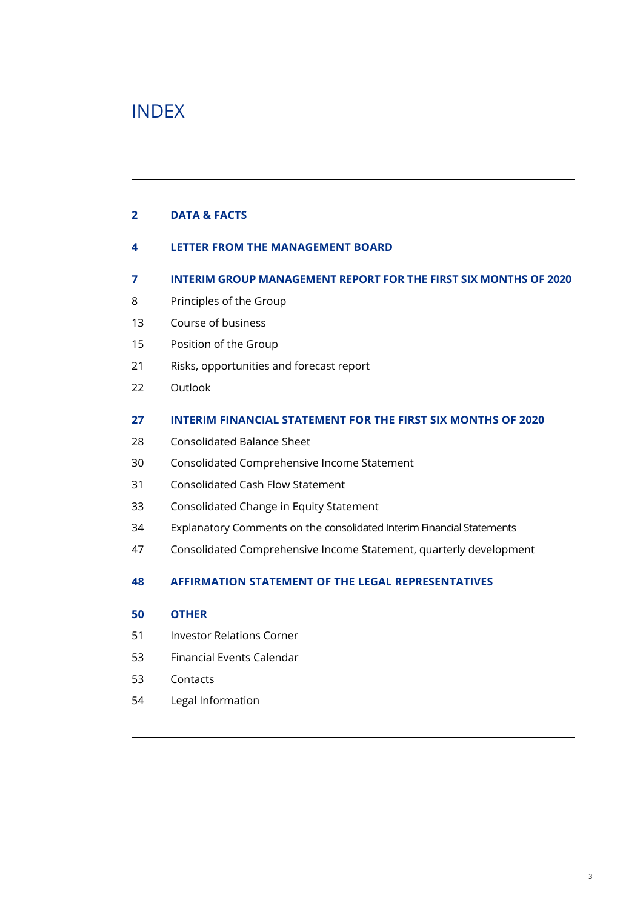# INDEX

| | |
|---|---|
| **2** | **DATA & FACTS** |
| **4** | **LETTER FROM THE MANAGEMENT BOARD** |
| **7** | **INTERIM GROUP MANAGEMENT REPORT FOR THE FIRST SIX MONTHS OF 2020** |
| 8 | Principles of the Group |
| 13 | Course of business |
| 15 | Position of the Group |
| 21 | Risks, opportunities and forecast report |
| 22 | Outlook |
| **27** | **INTERIM FINANCIAL STATEMENT FOR THE FIRST SIX MONTHS OF 2020** |
| 28 | Consolidated Balance Sheet |
| 30 | Consolidated Comprehensive Income Statement |
| 31 | Consolidated Cash Flow Statement |
| 33 | Consolidated Change in Equity Statement |
| 34 | Explanatory Comments on the consolidated Interim Financial Statements |
| 47 | Consolidated Comprehensive Income Statement, quarterly development |
| **48** | **AFFIRMATION STATEMENT OF THE LEGAL REPRESENTATIVES** |
| **50** | **OTHER** |
| 51 | Investor Relations Corner |
| 53 | Financial Events Calendar |
| 53 | Contacts |
| 54 | Legal Information |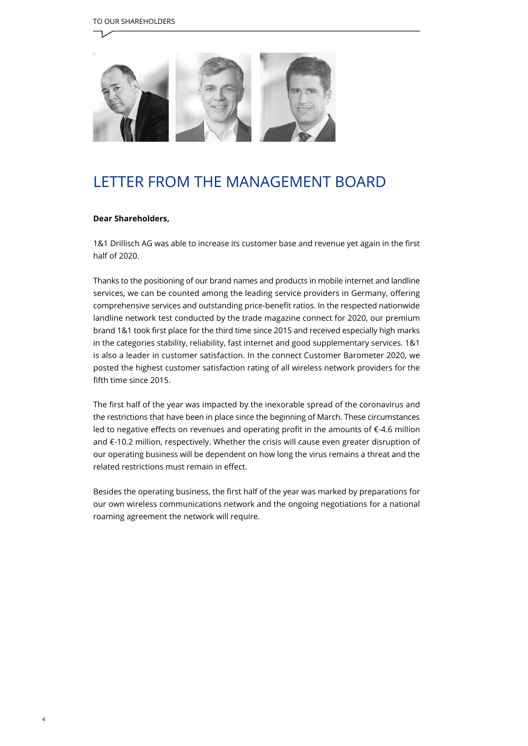# LETTER FROM THE MANAGEMENT BOARD

**Dear Shareholders,**

1&1 Drillisch AG was able to increase its customer base and revenue yet again in the first half of 2020.

Thanks to the positioning of our brand names and products in mobile internet and landline services, we can be counted among the leading service providers in Germany, offering comprehensive services and outstanding price-benefit ratios. In the respected nationwide landline network test conducted by the trade magazine connect for 2020, our premium brand 1&1 took first place for the third time since 2015 and received especially high marks in the categories stability, reliability, fast internet and good supplementary services. 1&1 is also a leader in customer satisfaction. In the connect Customer Barometer 2020, we posted the highest customer satisfaction rating of all wireless network providers for the fifth time since 2015.

The first half of the year was impacted by the inexorable spread of the coronavirus and the restrictions that have been in place since the beginning of March. These circumstances led to negative effects on revenues and operating profit in the amounts of €-4.6 million and €-10.2 million, respectively. Whether the crisis will cause even greater disruption of our operating business will be dependent on how long the virus remains a threat and the related restrictions must remain in effect.

Besides the operating business, the first half of the year was marked by preparations for our own wireless communications network and the ongoing negotiations for a national roaming agreement the network will require.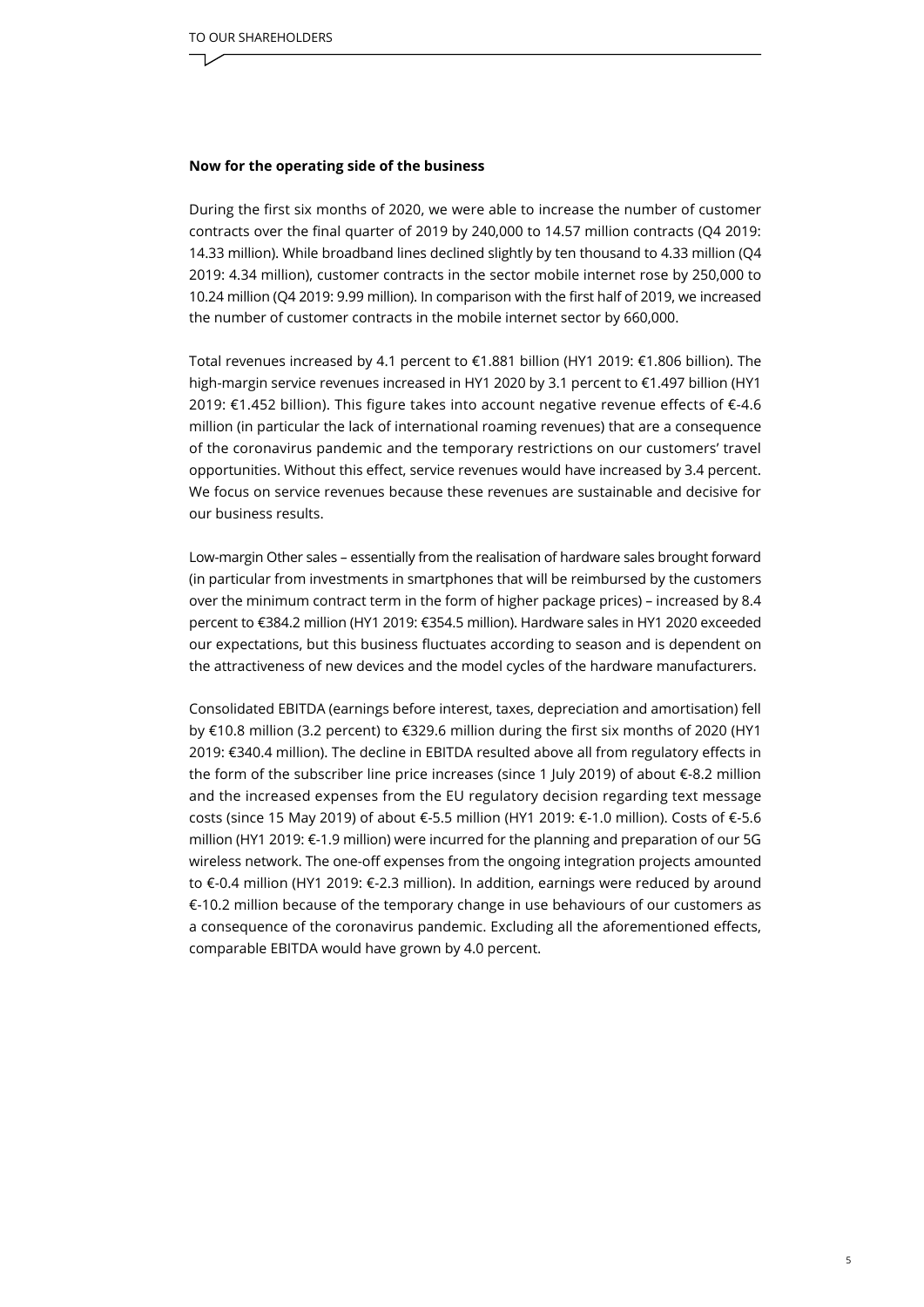**Now for the operating side of the business**

During the first six months of 2020, we were able to increase the number of customer contracts over the final quarter of 2019 by 240,000 to 14.57 million contracts (Q4 2019: 14.33 million). While broadband lines declined slightly by ten thousand to 4.33 million (Q4 2019: 4.34 million), customer contracts in the sector mobile internet rose by 250,000 to 10.24 million (Q4 2019: 9.99 million). In comparison with the first half of 2019, we increased the number of customer contracts in the mobile internet sector by 660,000.

Total revenues increased by 4.1 percent to €1.881 billion (HY1 2019: €1.806 billion). The high-margin service revenues increased in HY1 2020 by 3.1 percent to €1.497 billion (HY1 2019: €1.452 billion). This figure takes into account negative revenue effects of €-4.6 million (in particular the lack of international roaming revenues) that are a consequence of the coronavirus pandemic and the temporary restrictions on our customers' travel opportunities. Without this effect, service revenues would have increased by 3.4 percent. We focus on service revenues because these revenues are sustainable and decisive for our business results.

Low-margin Other sales – essentially from the realisation of hardware sales brought forward (in particular from investments in smartphones that will be reimbursed by the customers over the minimum contract term in the form of higher package prices) – increased by 8.4 percent to €384.2 million (HY1 2019: €354.5 million). Hardware sales in HY1 2020 exceeded our expectations, but this business fluctuates according to season and is dependent on the attractiveness of new devices and the model cycles of the hardware manufacturers.

Consolidated EBITDA (earnings before interest, taxes, depreciation and amortisation) fell by €10.8 million (3.2 percent) to €329.6 million during the first six months of 2020 (HY1 2019: €340.4 million). The decline in EBITDA resulted above all from regulatory effects in the form of the subscriber line price increases (since 1 July 2019) of about €-8.2 million and the increased expenses from the EU regulatory decision regarding text message costs (since 15 May 2019) of about €-5.5 million (HY1 2019: €-1.0 million). Costs of €-5.6 million (HY1 2019: €-1.9 million) were incurred for the planning and preparation of our 5G wireless network. The one-off expenses from the ongoing integration projects amounted to €-0.4 million (HY1 2019: €-2.3 million). In addition, earnings were reduced by around €-10.2 million because of the temporary change in use behaviours of our customers as a consequence of the coronavirus pandemic. Excluding all the aforementioned effects, comparable EBITDA would have grown by 4.0 percent.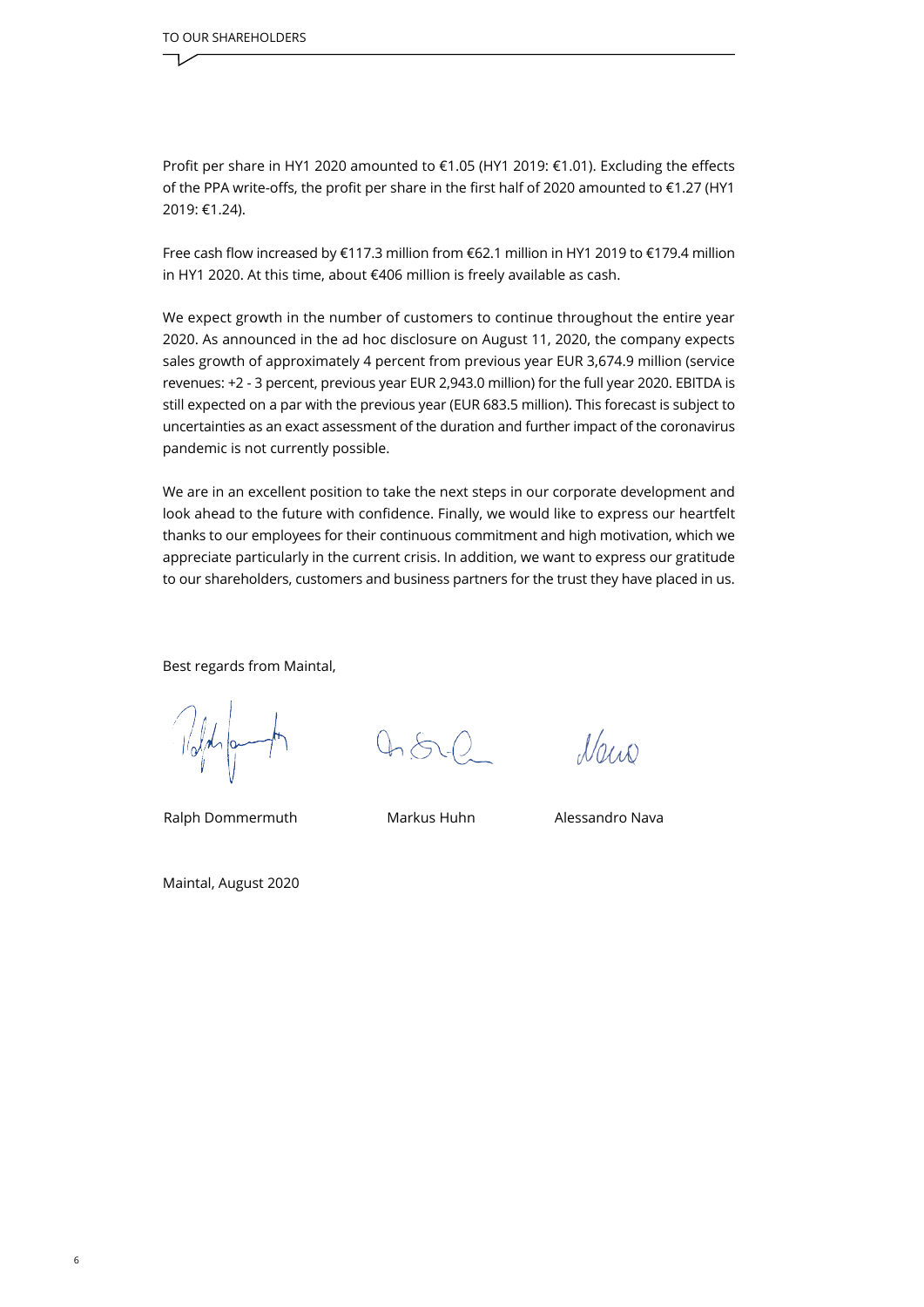Profit per share in HY1 2020 amounted to €1.05 (HY1 2019: €1.01). Excluding the effects of the PPA write-offs, the profit per share in the first half of 2020 amounted to €1.27 (HY1 2019: €1.24).

Free cash flow increased by €117.3 million from €62.1 million in HY1 2019 to €179.4 million in HY1 2020. At this time, about €406 million is freely available as cash.

We expect growth in the number of customers to continue throughout the entire year 2020. As announced in the ad hoc disclosure on August 11, 2020, the company expects sales growth of approximately 4 percent from previous year EUR 3,674.9 million (service revenues: +2 - 3 percent, previous year EUR 2,943.0 million) for the full year 2020. EBITDA is still expected on a par with the previous year (EUR 683.5 million). This forecast is subject to uncertainties as an exact assessment of the duration and further impact of the coronavirus pandemic is not currently possible.

We are in an excellent position to take the next steps in our corporate development and look ahead to the future with confidence. Finally, we would like to express our heartfelt thanks to our employees for their continuous commitment and high motivation, which we appreciate particularly in the current crisis. In addition, we want to express our gratitude to our shareholders, customers and business partners for the trust they have placed in us.

Best regards from Maintal,

Ralph Dommermuth    Markus Huhn    Alessandro Nava

Maintal, August 2020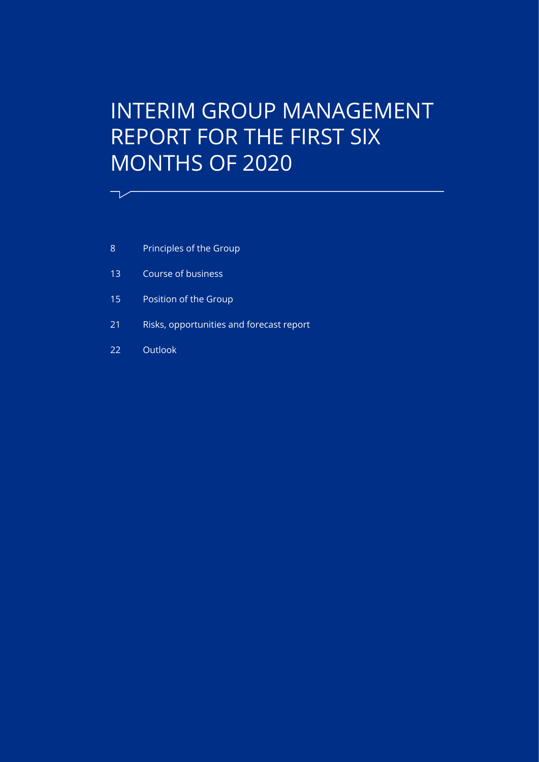# INTERIM GROUP MANAGEMENT REPORT FOR THE FIRST SIX MONTHS OF 2020

| | |
|---|---|
| 8 | Principles of the Group |
| 13 | Course of business |
| 15 | Position of the Group |
| 21 | Risks, opportunities and forecast report |
| 22 | Outlook |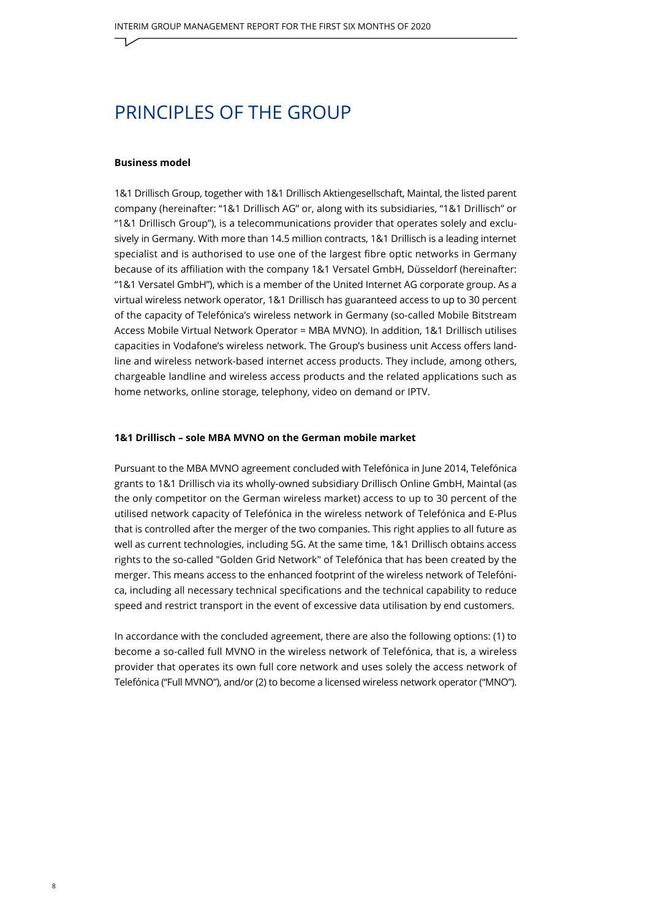# PRINCIPLES OF THE GROUP

**Business model**

1&1 Drillisch Group, together with 1&1 Drillisch Aktiengesellschaft, Maintal, the listed parent company (hereinafter: "1&1 Drillisch AG" or, along with its subsidiaries, "1&1 Drillisch" or "1&1 Drillisch Group"), is a telecommunications provider that operates solely and exclusively in Germany. With more than 14.5 million contracts, 1&1 Drillisch is a leading internet specialist and is authorised to use one of the largest fibre optic networks in Germany because of its affiliation with the company 1&1 Versatel GmbH, Düsseldorf (hereinafter: "1&1 Versatel GmbH"), which is a member of the United Internet AG corporate group. As a virtual wireless network operator, 1&1 Drillisch has guaranteed access to up to 30 percent of the capacity of Telefónica's wireless network in Germany (so-called Mobile Bitstream Access Mobile Virtual Network Operator = MBA MVNO). In addition, 1&1 Drillisch utilises capacities in Vodafone's wireless network. The Group's business unit Access offers landline and wireless network-based internet access products. They include, among others, chargeable landline and wireless access products and the related applications such as home networks, online storage, telephony, video on demand or IPTV.

**1&1 Drillisch – sole MBA MVNO on the German mobile market**

Pursuant to the MBA MVNO agreement concluded with Telefónica in June 2014, Telefónica grants to 1&1 Drillisch via its wholly-owned subsidiary Drillisch Online GmbH, Maintal (as the only competitor on the German wireless market) access to up to 30 percent of the utilised network capacity of Telefónica in the wireless network of Telefónica and E-Plus that is controlled after the merger of the two companies. This right applies to all future as well as current technologies, including 5G. At the same time, 1&1 Drillisch obtains access rights to the so-called "Golden Grid Network" of Telefónica that has been created by the merger. This means access to the enhanced footprint of the wireless network of Telefónica, including all necessary technical specifications and the technical capability to reduce speed and restrict transport in the event of excessive data utilisation by end customers.

In accordance with the concluded agreement, there are also the following options: (1) to become a so-called full MVNO in the wireless network of Telefónica, that is, a wireless provider that operates its own full core network and uses solely the access network of Telefónica ("Full MVNO"), and/or (2) to become a licensed wireless network operator ("MNO").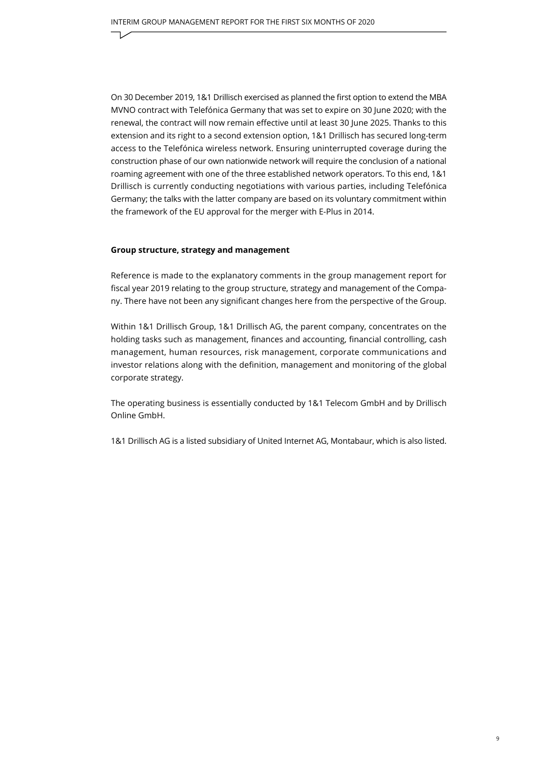On 30 December 2019, 1&1 Drillisch exercised as planned the first option to extend the MBA MVNO contract with Telefónica Germany that was set to expire on 30 June 2020; with the renewal, the contract will now remain effective until at least 30 June 2025. Thanks to this extension and its right to a second extension option, 1&1 Drillisch has secured long-term access to the Telefónica wireless network. Ensuring uninterrupted coverage during the construction phase of our own nationwide network will require the conclusion of a national roaming agreement with one of the three established network operators. To this end, 1&1 Drillisch is currently conducting negotiations with various parties, including Telefónica Germany; the talks with the latter company are based on its voluntary commitment within the framework of the EU approval for the merger with E-Plus in 2014.

**Group structure, strategy and management**

Reference is made to the explanatory comments in the group management report for fiscal year 2019 relating to the group structure, strategy and management of the Company. There have not been any significant changes here from the perspective of the Group.

Within 1&1 Drillisch Group, 1&1 Drillisch AG, the parent company, concentrates on the holding tasks such as management, finances and accounting, financial controlling, cash management, human resources, risk management, corporate communications and investor relations along with the definition, management and monitoring of the global corporate strategy.

The operating business is essentially conducted by 1&1 Telecom GmbH and by Drillisch Online GmbH.

1&1 Drillisch AG is a listed subsidiary of United Internet AG, Montabaur, which is also listed.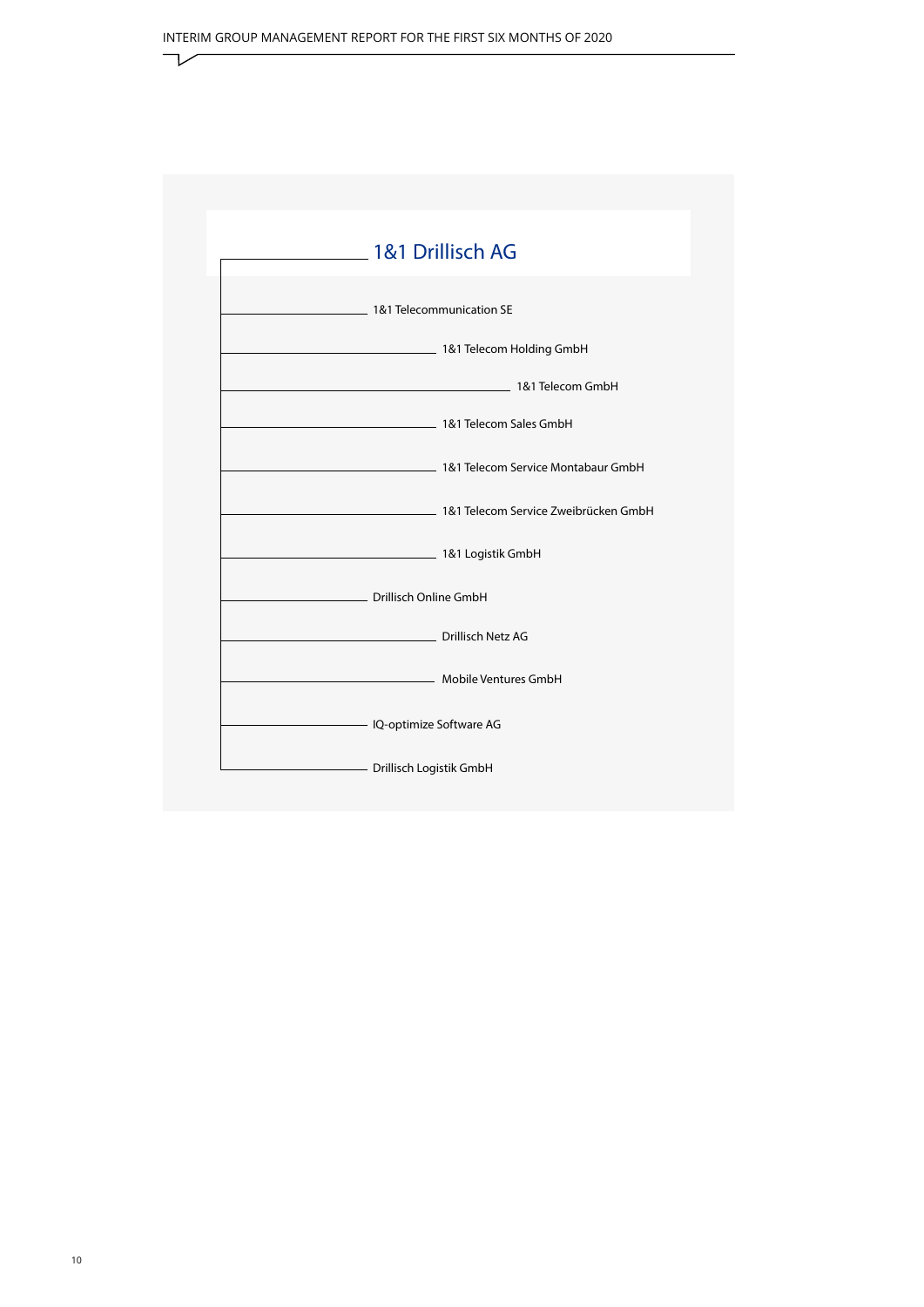# 1&1 Drillisch AG

- 1&1 Telecommunication SE
  - 1&1 Telecom Holding GmbH
    - 1&1 Telecom GmbH
  - 1&1 Telecom Sales GmbH
  - 1&1 Telecom Service Montabaur GmbH
  - 1&1 Telecom Service Zweibrücken GmbH
  - 1&1 Logistik GmbH
- Drillisch Online GmbH
  - Drillisch Netz AG
  - Mobile Ventures GmbH
- IQ-optimize Software AG
- Drillisch Logistik GmbH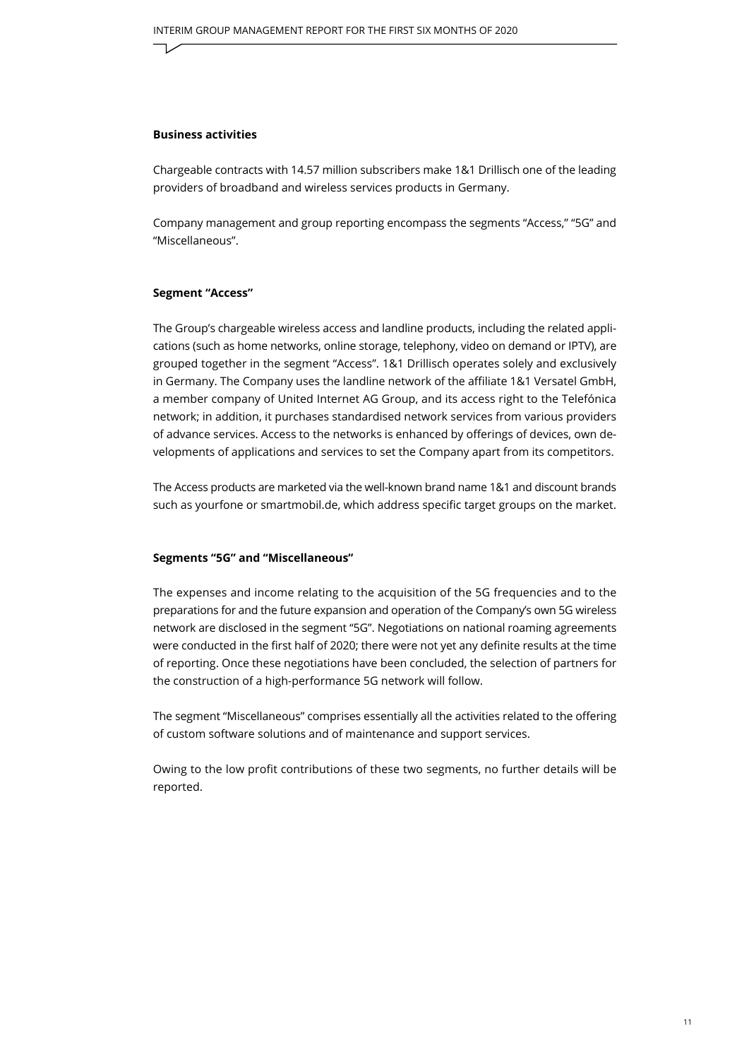### Business activities

Chargeable contracts with 14.57 million subscribers make 1&1 Drillisch one of the leading providers of broadband and wireless services products in Germany.

Company management and group reporting encompass the segments "Access," "5G" and "Miscellaneous".

### Segment "Access"

The Group's chargeable wireless access and landline products, including the related applications (such as home networks, online storage, telephony, video on demand or IPTV), are grouped together in the segment "Access". 1&1 Drillisch operates solely and exclusively in Germany. The Company uses the landline network of the affiliate 1&1 Versatel GmbH, a member company of United Internet AG Group, and its access right to the Telefónica network; in addition, it purchases standardised network services from various providers of advance services. Access to the networks is enhanced by offerings of devices, own developments of applications and services to set the Company apart from its competitors.

The Access products are marketed via the well-known brand name 1&1 and discount brands such as yourfone or smartmobil.de, which address specific target groups on the market.

### Segments "5G" and "Miscellaneous"

The expenses and income relating to the acquisition of the 5G frequencies and to the preparations for and the future expansion and operation of the Company's own 5G wireless network are disclosed in the segment "5G". Negotiations on national roaming agreements were conducted in the first half of 2020; there were not yet any definite results at the time of reporting. Once these negotiations have been concluded, the selection of partners for the construction of a high-performance 5G network will follow.

The segment "Miscellaneous" comprises essentially all the activities related to the offering of custom software solutions and of maintenance and support services.

Owing to the low profit contributions of these two segments, no further details will be reported.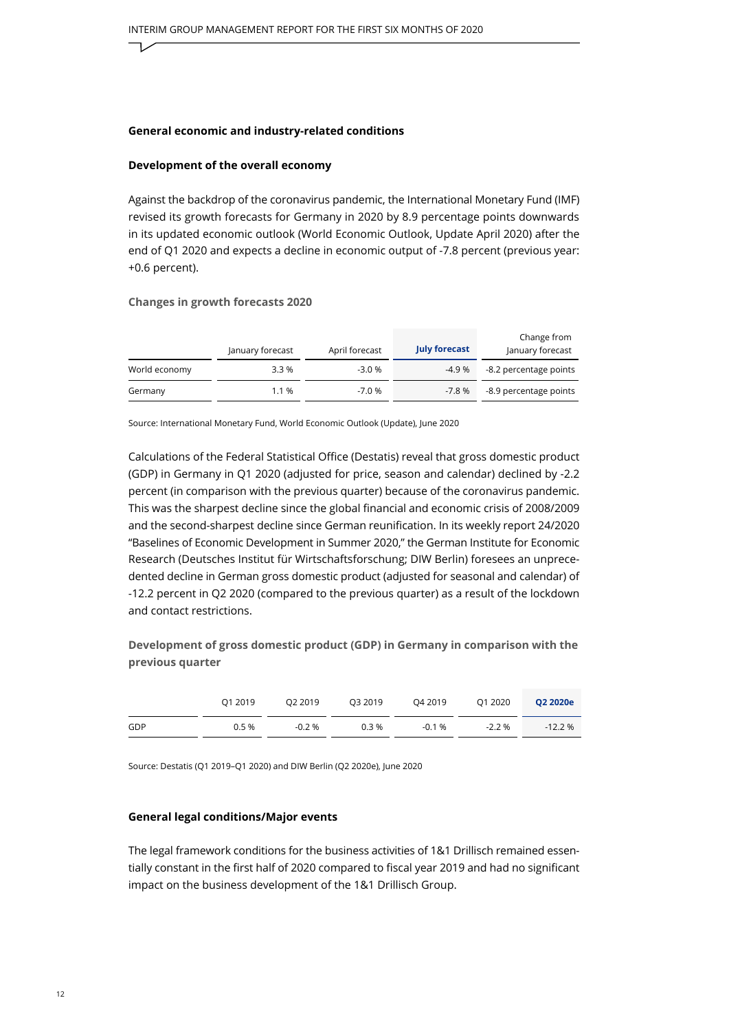## General economic and industry-related conditions

### Development of the overall economy

Against the backdrop of the coronavirus pandemic, the International Monetary Fund (IMF) revised its growth forecasts for Germany in 2020 by 8.9 percentage points downwards in its updated economic outlook (World Economic Outlook, Update April 2020) after the end of Q1 2020 and expects a decline in economic output of -7.8 percent (previous year: +0.6 percent).

**Changes in growth forecasts 2020**

| | January forecast | April forecast | **July forecast** | Change from January forecast |
|---|---|---|---|---|
| World economy | 3.3 % | -3.0 % | -4.9 % | -8.2 percentage points |
| Germany | 1.1 % | -7.0 % | -7.8 % | -8.9 percentage points |

Source: International Monetary Fund, World Economic Outlook (Update), June 2020

Calculations of the Federal Statistical Office (Destatis) reveal that gross domestic product (GDP) in Germany in Q1 2020 (adjusted for price, season and calendar) declined by -2.2 percent (in comparison with the previous quarter) because of the coronavirus pandemic. This was the sharpest decline since the global financial and economic crisis of 2008/2009 and the second-sharpest decline since German reunification. In its weekly report 24/2020 "Baselines of Economic Development in Summer 2020," the German Institute for Economic Research (Deutsches Institut für Wirtschaftsforschung; DIW Berlin) foresees an unprecedented decline in German gross domestic product (adjusted for seasonal and calendar) of -12.2 percent in Q2 2020 (compared to the previous quarter) as a result of the lockdown and contact restrictions.

**Development of gross domestic product (GDP) in Germany in comparison with the previous quarter**

| | Q1 2019 | Q2 2019 | Q3 2019 | Q4 2019 | Q1 2020 | **Q2 2020e** |
|---|---|---|---|---|---|---|
| GDP | 0.5 % | -0.2 % | 0.3 % | -0.1 % | -2.2 % | -12.2 % |

Source: Destatis (Q1 2019–Q1 2020) and DIW Berlin (Q2 2020e), June 2020

### General legal conditions/Major events

The legal framework conditions for the business activities of 1&1 Drillisch remained essentially constant in the first half of 2020 compared to fiscal year 2019 and had no significant impact on the business development of the 1&1 Drillisch Group.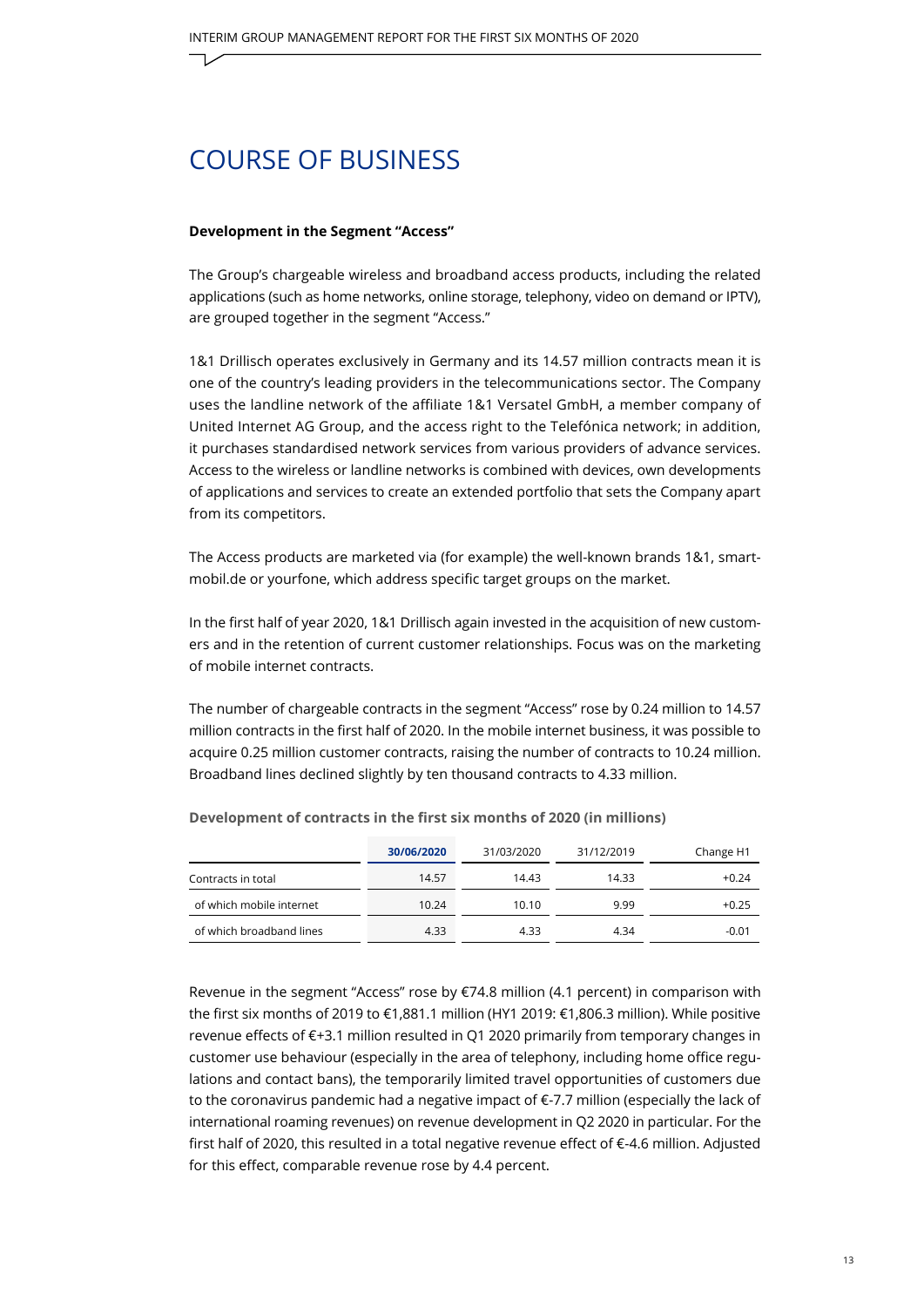# COURSE OF BUSINESS

**Development in the Segment "Access"**

The Group's chargeable wireless and broadband access products, including the related applications (such as home networks, online storage, telephony, video on demand or IPTV), are grouped together in the segment "Access."

1&1 Drillisch operates exclusively in Germany and its 14.57 million contracts mean it is one of the country's leading providers in the telecommunications sector. The Company uses the landline network of the affiliate 1&1 Versatel GmbH, a member company of United Internet AG Group, and the access right to the Telefónica network; in addition, it purchases standardised network services from various providers of advance services. Access to the wireless or landline networks is combined with devices, own developments of applications and services to create an extended portfolio that sets the Company apart from its competitors.

The Access products are marketed via (for example) the well-known brands 1&1, smartmobil.de or yourfone, which address specific target groups on the market.

In the first half of year 2020, 1&1 Drillisch again invested in the acquisition of new customers and in the retention of current customer relationships. Focus was on the marketing of mobile internet contracts.

The number of chargeable contracts in the segment "Access" rose by 0.24 million to 14.57 million contracts in the first half of 2020. In the mobile internet business, it was possible to acquire 0.25 million customer contracts, raising the number of contracts to 10.24 million. Broadband lines declined slightly by ten thousand contracts to 4.33 million.

**Development of contracts in the first six months of 2020 (in millions)**

| | 30/06/2020 | 31/03/2020 | 31/12/2019 | Change H1 |
|---|---|---|---|---|
| Contracts in total | 14.57 | 14.43 | 14.33 | +0.24 |
| of which mobile internet | 10.24 | 10.10 | 9.99 | +0.25 |
| of which broadband lines | 4.33 | 4.33 | 4.34 | -0.01 |

Revenue in the segment "Access" rose by €74.8 million (4.1 percent) in comparison with the first six months of 2019 to €1,881.1 million (HY1 2019: €1,806.3 million). While positive revenue effects of €+3.1 million resulted in Q1 2020 primarily from temporary changes in customer use behaviour (especially in the area of telephony, including home office regulations and contact bans), the temporarily limited travel opportunities of customers due to the coronavirus pandemic had a negative impact of €-7.7 million (especially the lack of international roaming revenues) on revenue development in Q2 2020 in particular. For the first half of 2020, this resulted in a total negative revenue effect of €-4.6 million. Adjusted for this effect, comparable revenue rose by 4.4 percent.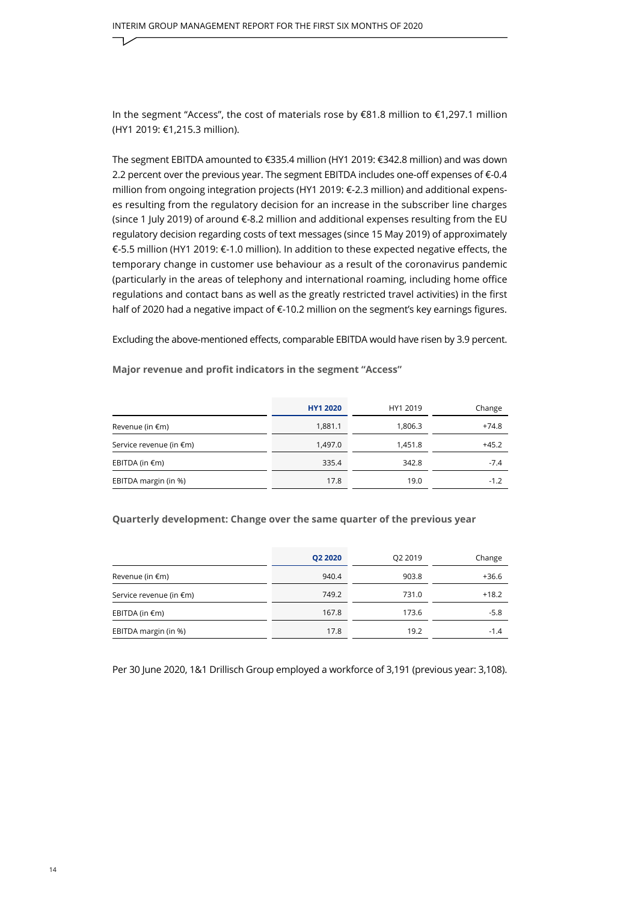In the segment "Access", the cost of materials rose by €81.8 million to €1,297.1 million (HY1 2019: €1,215.3 million).

The segment EBITDA amounted to €335.4 million (HY1 2019: €342.8 million) and was down 2.2 percent over the previous year. The segment EBITDA includes one-off expenses of €-0.4 million from ongoing integration projects (HY1 2019: €-2.3 million) and additional expenses resulting from the regulatory decision for an increase in the subscriber line charges (since 1 July 2019) of around €-8.2 million and additional expenses resulting from the EU regulatory decision regarding costs of text messages (since 15 May 2019) of approximately €-5.5 million (HY1 2019: €-1.0 million). In addition to these expected negative effects, the temporary change in customer use behaviour as a result of the coronavirus pandemic (particularly in the areas of telephony and international roaming, including home office regulations and contact bans as well as the greatly restricted travel activities) in the first half of 2020 had a negative impact of €-10.2 million on the segment's key earnings figures.

Excluding the above-mentioned effects, comparable EBITDA would have risen by 3.9 percent.

### Major revenue and profit indicators in the segment "Access"

| | **HY1 2020** | HY1 2019 | Change |
|---|---|---|---|
| Revenue (in €m) | 1,881.1 | 1,806.3 | +74.8 |
| Service revenue (in €m) | 1,497.0 | 1,451.8 | +45.2 |
| EBITDA (in €m) | 335.4 | 342.8 | -7.4 |
| EBITDA margin (in %) | 17.8 | 19.0 | -1.2 |

### Quarterly development: Change over the same quarter of the previous year

| | **Q2 2020** | Q2 2019 | Change |
|---|---|---|---|
| Revenue (in €m) | 940.4 | 903.8 | +36.6 |
| Service revenue (in €m) | 749.2 | 731.0 | +18.2 |
| EBITDA (in €m) | 167.8 | 173.6 | -5.8 |
| EBITDA margin (in %) | 17.8 | 19.2 | -1.4 |

Per 30 June 2020, 1&1 Drillisch Group employed a workforce of 3,191 (previous year: 3,108).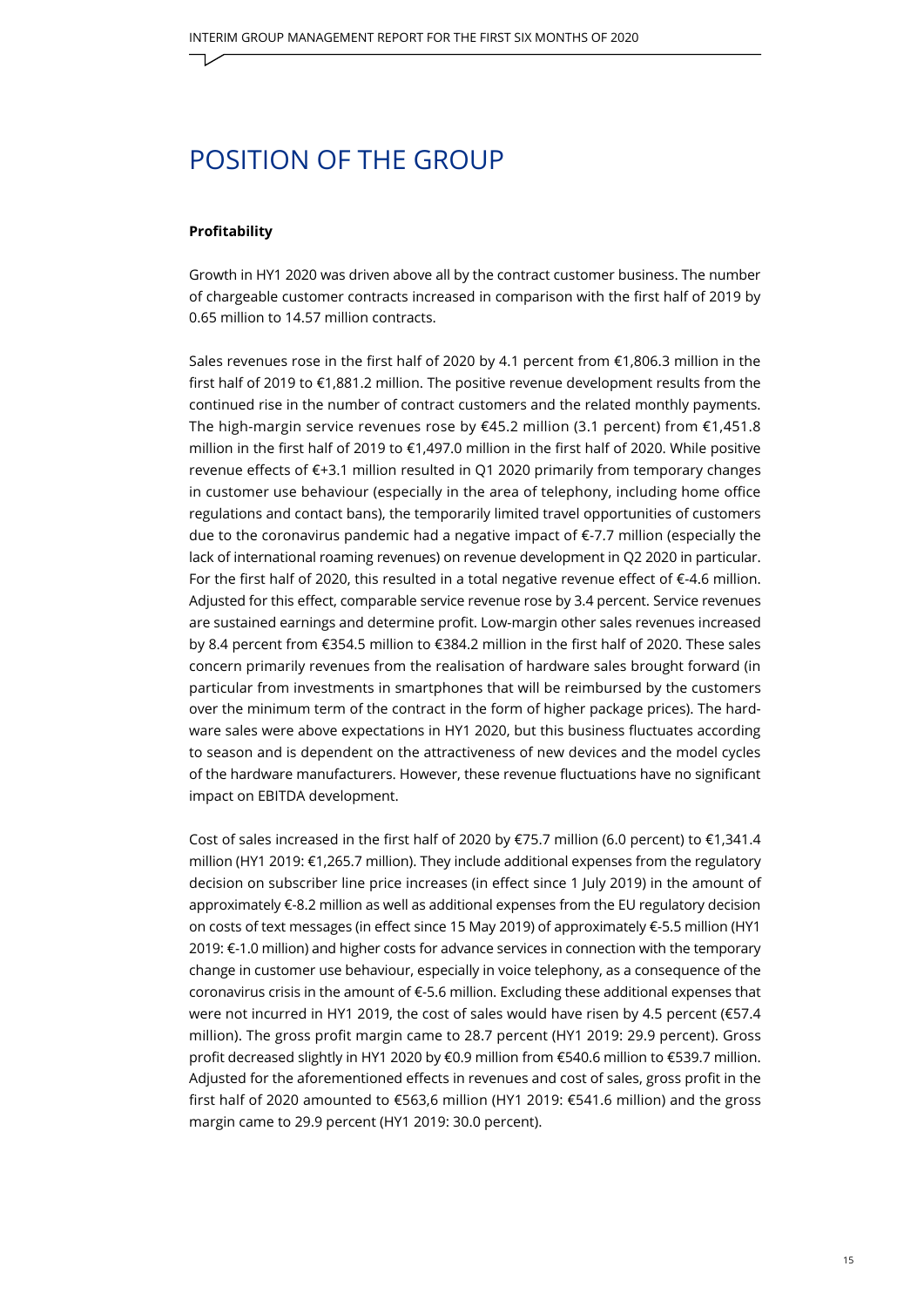# POSITION OF THE GROUP

**Profitability**

Growth in HY1 2020 was driven above all by the contract customer business. The number of chargeable customer contracts increased in comparison with the first half of 2019 by 0.65 million to 14.57 million contracts.

Sales revenues rose in the first half of 2020 by 4.1 percent from €1,806.3 million in the first half of 2019 to €1,881.2 million. The positive revenue development results from the continued rise in the number of contract customers and the related monthly payments. The high-margin service revenues rose by €45.2 million (3.1 percent) from €1,451.8 million in the first half of 2019 to €1,497.0 million in the first half of 2020. While positive revenue effects of €+3.1 million resulted in Q1 2020 primarily from temporary changes in customer use behaviour (especially in the area of telephony, including home office regulations and contact bans), the temporarily limited travel opportunities of customers due to the coronavirus pandemic had a negative impact of €-7.7 million (especially the lack of international roaming revenues) on revenue development in Q2 2020 in particular. For the first half of 2020, this resulted in a total negative revenue effect of €-4.6 million. Adjusted for this effect, comparable service revenue rose by 3.4 percent. Service revenues are sustained earnings and determine profit. Low-margin other sales revenues increased by 8.4 percent from €354.5 million to €384.2 million in the first half of 2020. These sales concern primarily revenues from the realisation of hardware sales brought forward (in particular from investments in smartphones that will be reimbursed by the customers over the minimum term of the contract in the form of higher package prices). The hardware sales were above expectations in HY1 2020, but this business fluctuates according to season and is dependent on the attractiveness of new devices and the model cycles of the hardware manufacturers. However, these revenue fluctuations have no significant impact on EBITDA development.

Cost of sales increased in the first half of 2020 by €75.7 million (6.0 percent) to €1,341.4 million (HY1 2019: €1,265.7 million). They include additional expenses from the regulatory decision on subscriber line price increases (in effect since 1 July 2019) in the amount of approximately €-8.2 million as well as additional expenses from the EU regulatory decision on costs of text messages (in effect since 15 May 2019) of approximately €-5.5 million (HY1 2019: €-1.0 million) and higher costs for advance services in connection with the temporary change in customer use behaviour, especially in voice telephony, as a consequence of the coronavirus crisis in the amount of €-5.6 million. Excluding these additional expenses that were not incurred in HY1 2019, the cost of sales would have risen by 4.5 percent (€57.4 million). The gross profit margin came to 28.7 percent (HY1 2019: 29.9 percent). Gross profit decreased slightly in HY1 2020 by €0.9 million from €540.6 million to €539.7 million. Adjusted for the aforementioned effects in revenues and cost of sales, gross profit in the first half of 2020 amounted to €563,6 million (HY1 2019: €541.6 million) and the gross margin came to 29.9 percent (HY1 2019: 30.0 percent).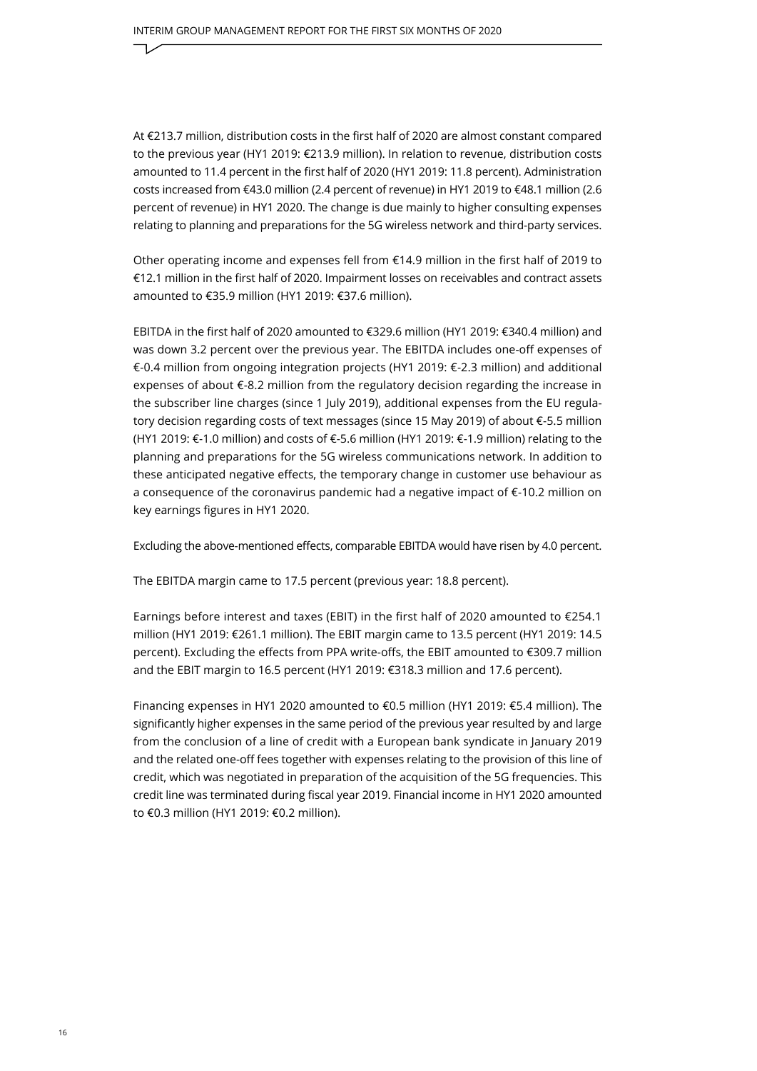At €213.7 million, distribution costs in the first half of 2020 are almost constant compared to the previous year (HY1 2019: €213.9 million). In relation to revenue, distribution costs amounted to 11.4 percent in the first half of 2020 (HY1 2019: 11.8 percent). Administration costs increased from €43.0 million (2.4 percent of revenue) in HY1 2019 to €48.1 million (2.6 percent of revenue) in HY1 2020. The change is due mainly to higher consulting expenses relating to planning and preparations for the 5G wireless network and third-party services.

Other operating income and expenses fell from €14.9 million in the first half of 2019 to €12.1 million in the first half of 2020. Impairment losses on receivables and contract assets amounted to €35.9 million (HY1 2019: €37.6 million).

EBITDA in the first half of 2020 amounted to €329.6 million (HY1 2019: €340.4 million) and was down 3.2 percent over the previous year. The EBITDA includes one-off expenses of €-0.4 million from ongoing integration projects (HY1 2019: €-2.3 million) and additional expenses of about €-8.2 million from the regulatory decision regarding the increase in the subscriber line charges (since 1 July 2019), additional expenses from the EU regulatory decision regarding costs of text messages (since 15 May 2019) of about €-5.5 million (HY1 2019: €-1.0 million) and costs of €-5.6 million (HY1 2019: €-1.9 million) relating to the planning and preparations for the 5G wireless communications network. In addition to these anticipated negative effects, the temporary change in customer use behaviour as a consequence of the coronavirus pandemic had a negative impact of €-10.2 million on key earnings figures in HY1 2020.

Excluding the above-mentioned effects, comparable EBITDA would have risen by 4.0 percent.

The EBITDA margin came to 17.5 percent (previous year: 18.8 percent).

Earnings before interest and taxes (EBIT) in the first half of 2020 amounted to €254.1 million (HY1 2019: €261.1 million). The EBIT margin came to 13.5 percent (HY1 2019: 14.5 percent). Excluding the effects from PPA write-offs, the EBIT amounted to €309.7 million and the EBIT margin to 16.5 percent (HY1 2019: €318.3 million and 17.6 percent).

Financing expenses in HY1 2020 amounted to €0.5 million (HY1 2019: €5.4 million). The significantly higher expenses in the same period of the previous year resulted by and large from the conclusion of a line of credit with a European bank syndicate in January 2019 and the related one-off fees together with expenses relating to the provision of this line of credit, which was negotiated in preparation of the acquisition of the 5G frequencies. This credit line was terminated during fiscal year 2019. Financial income in HY1 2020 amounted to €0.3 million (HY1 2019: €0.2 million).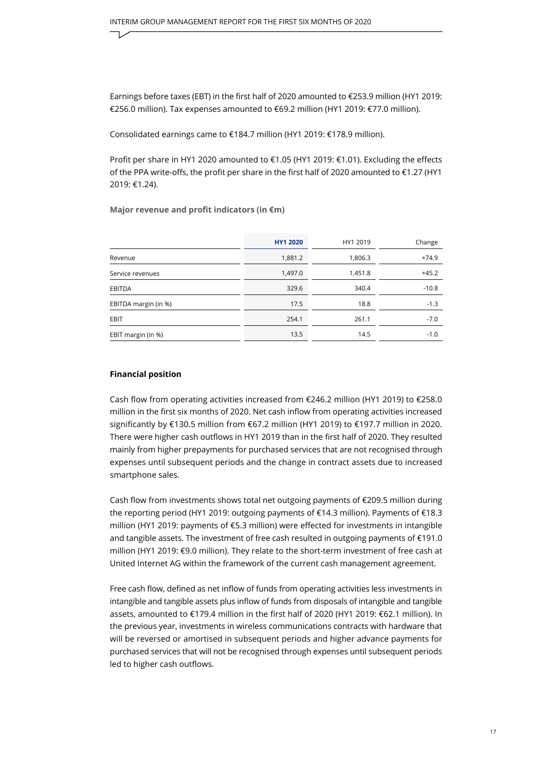Earnings before taxes (EBT) in the first half of 2020 amounted to €253.9 million (HY1 2019: €256.0 million). Tax expenses amounted to €69.2 million (HY1 2019: €77.0 million).

Consolidated earnings came to €184.7 million (HY1 2019: €178.9 million).

Profit per share in HY1 2020 amounted to €1.05 (HY1 2019: €1.01). Excluding the effects of the PPA write-offs, the profit per share in the first half of 2020 amounted to €1.27 (HY1 2019: €1.24).

**Major revenue and profit indicators (in €m)**

| | **HY1 2020** | HY1 2019 | Change |
|---|---|---|---|
| Revenue | 1,881.2 | 1,806.3 | +74.9 |
| Service revenues | 1,497.0 | 1,451.8 | +45.2 |
| EBITDA | 329.6 | 340.4 | -10.8 |
| EBITDA margin (in %) | 17.5 | 18.8 | -1.3 |
| EBIT | 254.1 | 261.1 | -7.0 |
| EBIT margin (in %) | 13.5 | 14.5 | -1.0 |

**Financial position**

Cash flow from operating activities increased from €246.2 million (HY1 2019) to €258.0 million in the first six months of 2020. Net cash inflow from operating activities increased significantly by €130.5 million from €67.2 million (HY1 2019) to €197.7 million in 2020. There were higher cash outflows in HY1 2019 than in the first half of 2020. They resulted mainly from higher prepayments for purchased services that are not recognised through expenses until subsequent periods and the change in contract assets due to increased smartphone sales.

Cash flow from investments shows total net outgoing payments of €209.5 million during the reporting period (HY1 2019: outgoing payments of €14.3 million). Payments of €18.3 million (HY1 2019: payments of €5.3 million) were effected for investments in intangible and tangible assets. The investment of free cash resulted in outgoing payments of €191.0 million (HY1 2019: €9.0 million). They relate to the short-term investment of free cash at United Internet AG within the framework of the current cash management agreement.

Free cash flow, defined as net inflow of funds from operating activities less investments in intangible and tangible assets plus inflow of funds from disposals of intangible and tangible assets, amounted to €179.4 million in the first half of 2020 (HY1 2019: €62.1 million). In the previous year, investments in wireless communications contracts with hardware that will be reversed or amortised in subsequent periods and higher advance payments for purchased services that will not be recognised through expenses until subsequent periods led to higher cash outflows.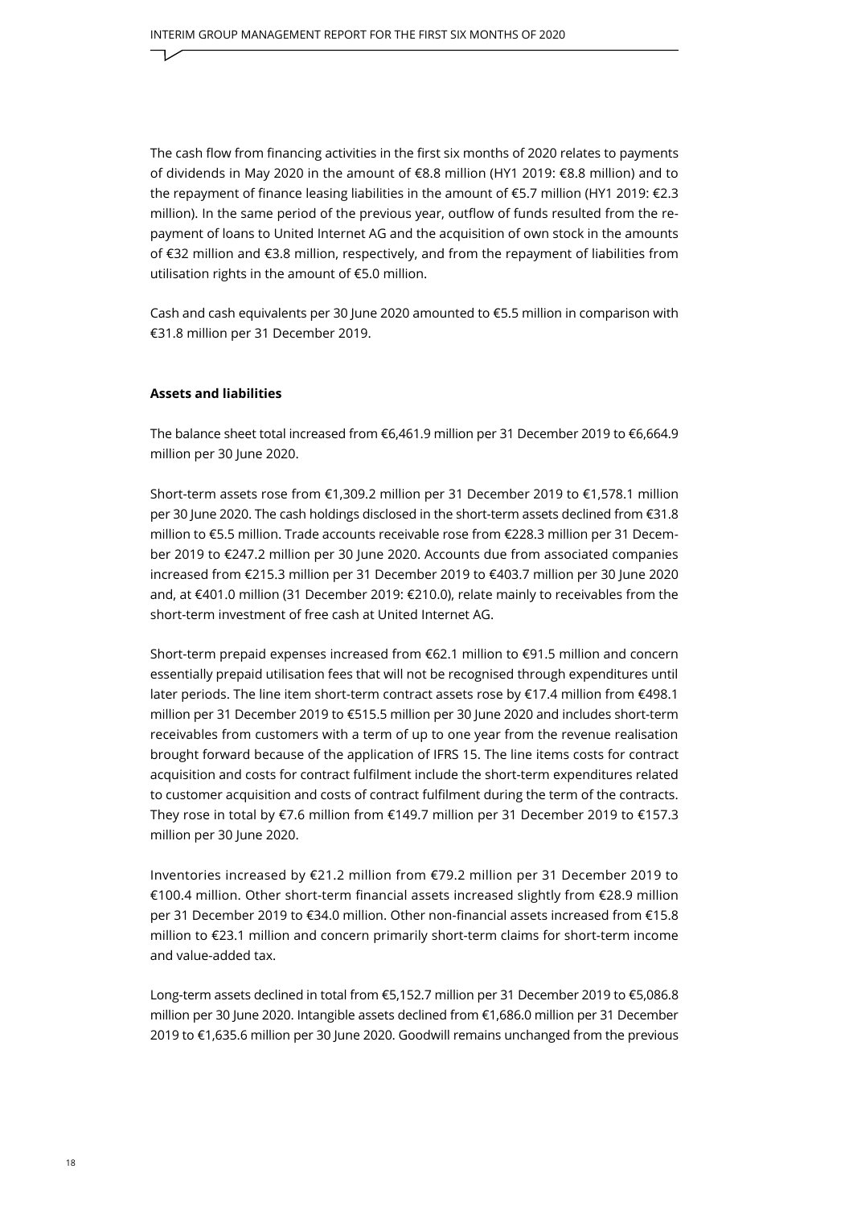The cash flow from financing activities in the first six months of 2020 relates to payments of dividends in May 2020 in the amount of €8.8 million (HY1 2019: €8.8 million) and to the repayment of finance leasing liabilities in the amount of €5.7 million (HY1 2019: €2.3 million). In the same period of the previous year, outflow of funds resulted from the repayment of loans to United Internet AG and the acquisition of own stock in the amounts of €32 million and €3.8 million, respectively, and from the repayment of liabilities from utilisation rights in the amount of €5.0 million.

Cash and cash equivalents per 30 June 2020 amounted to €5.5 million in comparison with €31.8 million per 31 December 2019.

**Assets and liabilities**

The balance sheet total increased from €6,461.9 million per 31 December 2019 to €6,664.9 million per 30 June 2020.

Short-term assets rose from €1,309.2 million per 31 December 2019 to €1,578.1 million per 30 June 2020. The cash holdings disclosed in the short-term assets declined from €31.8 million to €5.5 million. Trade accounts receivable rose from €228.3 million per 31 December 2019 to €247.2 million per 30 June 2020. Accounts due from associated companies increased from €215.3 million per 31 December 2019 to €403.7 million per 30 June 2020 and, at €401.0 million (31 December 2019: €210.0), relate mainly to receivables from the short-term investment of free cash at United Internet AG.

Short-term prepaid expenses increased from €62.1 million to €91.5 million and concern essentially prepaid utilisation fees that will not be recognised through expenditures until later periods. The line item short-term contract assets rose by €17.4 million from €498.1 million per 31 December 2019 to €515.5 million per 30 June 2020 and includes short-term receivables from customers with a term of up to one year from the revenue realisation brought forward because of the application of IFRS 15. The line items costs for contract acquisition and costs for contract fulfilment include the short-term expenditures related to customer acquisition and costs of contract fulfilment during the term of the contracts. They rose in total by €7.6 million from €149.7 million per 31 December 2019 to €157.3 million per 30 June 2020.

Inventories increased by €21.2 million from €79.2 million per 31 December 2019 to €100.4 million. Other short-term financial assets increased slightly from €28.9 million per 31 December 2019 to €34.0 million. Other non-financial assets increased from €15.8 million to €23.1 million and concern primarily short-term claims for short-term income and value-added tax.

Long-term assets declined in total from €5,152.7 million per 31 December 2019 to €5,086.8 million per 30 June 2020. Intangible assets declined from €1,686.0 million per 31 December 2019 to €1,635.6 million per 30 June 2020. Goodwill remains unchanged from the previous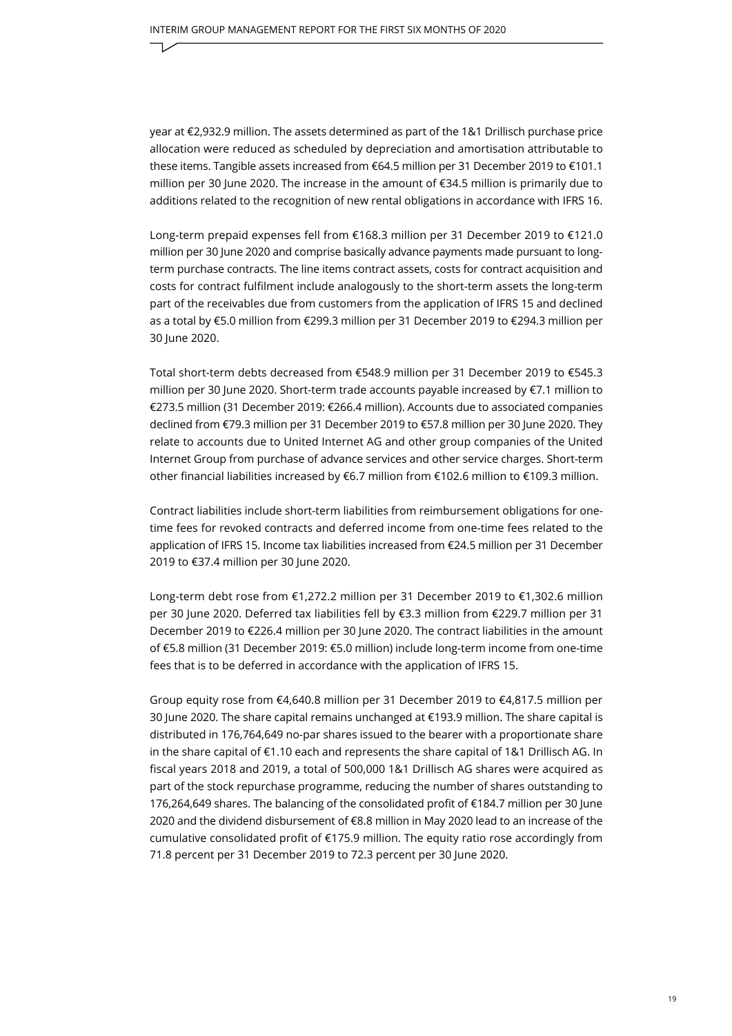year at €2,932.9 million. The assets determined as part of the 1&1 Drillisch purchase price allocation were reduced as scheduled by depreciation and amortisation attributable to these items. Tangible assets increased from €64.5 million per 31 December 2019 to €101.1 million per 30 June 2020. The increase in the amount of €34.5 million is primarily due to additions related to the recognition of new rental obligations in accordance with IFRS 16.

Long-term prepaid expenses fell from €168.3 million per 31 December 2019 to €121.0 million per 30 June 2020 and comprise basically advance payments made pursuant to long-term purchase contracts. The line items contract assets, costs for contract acquisition and costs for contract fulfilment include analogously to the short-term assets the long-term part of the receivables due from customers from the application of IFRS 15 and declined as a total by €5.0 million from €299.3 million per 31 December 2019 to €294.3 million per 30 June 2020.

Total short-term debts decreased from €548.9 million per 31 December 2019 to €545.3 million per 30 June 2020. Short-term trade accounts payable increased by €7.1 million to €273.5 million (31 December 2019: €266.4 million). Accounts due to associated companies declined from €79.3 million per 31 December 2019 to €57.8 million per 30 June 2020. They relate to accounts due to United Internet AG and other group companies of the United Internet Group from purchase of advance services and other service charges. Short-term other financial liabilities increased by €6.7 million from €102.6 million to €109.3 million.

Contract liabilities include short-term liabilities from reimbursement obligations for one-time fees for revoked contracts and deferred income from one-time fees related to the application of IFRS 15. Income tax liabilities increased from €24.5 million per 31 December 2019 to €37.4 million per 30 June 2020.

Long-term debt rose from €1,272.2 million per 31 December 2019 to €1,302.6 million per 30 June 2020. Deferred tax liabilities fell by €3.3 million from €229.7 million per 31 December 2019 to €226.4 million per 30 June 2020. The contract liabilities in the amount of €5.8 million (31 December 2019: €5.0 million) include long-term income from one-time fees that is to be deferred in accordance with the application of IFRS 15.

Group equity rose from €4,640.8 million per 31 December 2019 to €4,817.5 million per 30 June 2020. The share capital remains unchanged at €193.9 million. The share capital is distributed in 176,764,649 no-par shares issued to the bearer with a proportionate share in the share capital of €1.10 each and represents the share capital of 1&1 Drillisch AG. In fiscal years 2018 and 2019, a total of 500,000 1&1 Drillisch AG shares were acquired as part of the stock repurchase programme, reducing the number of shares outstanding to 176,264,649 shares. The balancing of the consolidated profit of €184.7 million per 30 June 2020 and the dividend disbursement of €8.8 million in May 2020 lead to an increase of the cumulative consolidated profit of €175.9 million. The equity ratio rose accordingly from 71.8 percent per 31 December 2019 to 72.3 percent per 30 June 2020.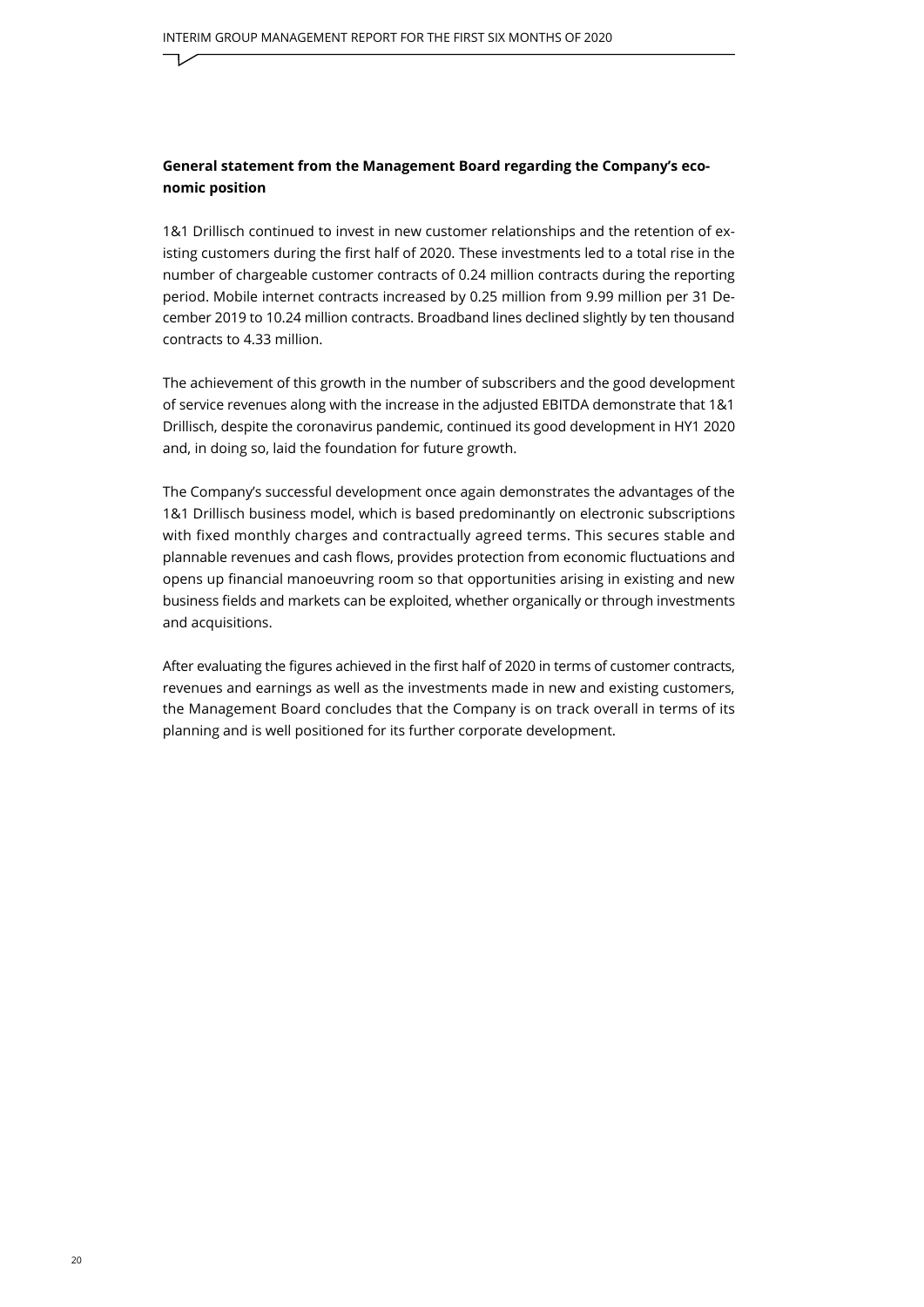**General statement from the Management Board regarding the Company's economic position**

1&1 Drillisch continued to invest in new customer relationships and the retention of existing customers during the first half of 2020. These investments led to a total rise in the number of chargeable customer contracts of 0.24 million contracts during the reporting period. Mobile internet contracts increased by 0.25 million from 9.99 million per 31 December 2019 to 10.24 million contracts. Broadband lines declined slightly by ten thousand contracts to 4.33 million.

The achievement of this growth in the number of subscribers and the good development of service revenues along with the increase in the adjusted EBITDA demonstrate that 1&1 Drillisch, despite the coronavirus pandemic, continued its good development in HY1 2020 and, in doing so, laid the foundation for future growth.

The Company's successful development once again demonstrates the advantages of the 1&1 Drillisch business model, which is based predominantly on electronic subscriptions with fixed monthly charges and contractually agreed terms. This secures stable and plannable revenues and cash flows, provides protection from economic fluctuations and opens up financial manoeuvring room so that opportunities arising in existing and new business fields and markets can be exploited, whether organically or through investments and acquisitions.

After evaluating the figures achieved in the first half of 2020 in terms of customer contracts, revenues and earnings as well as the investments made in new and existing customers, the Management Board concludes that the Company is on track overall in terms of its planning and is well positioned for its further corporate development.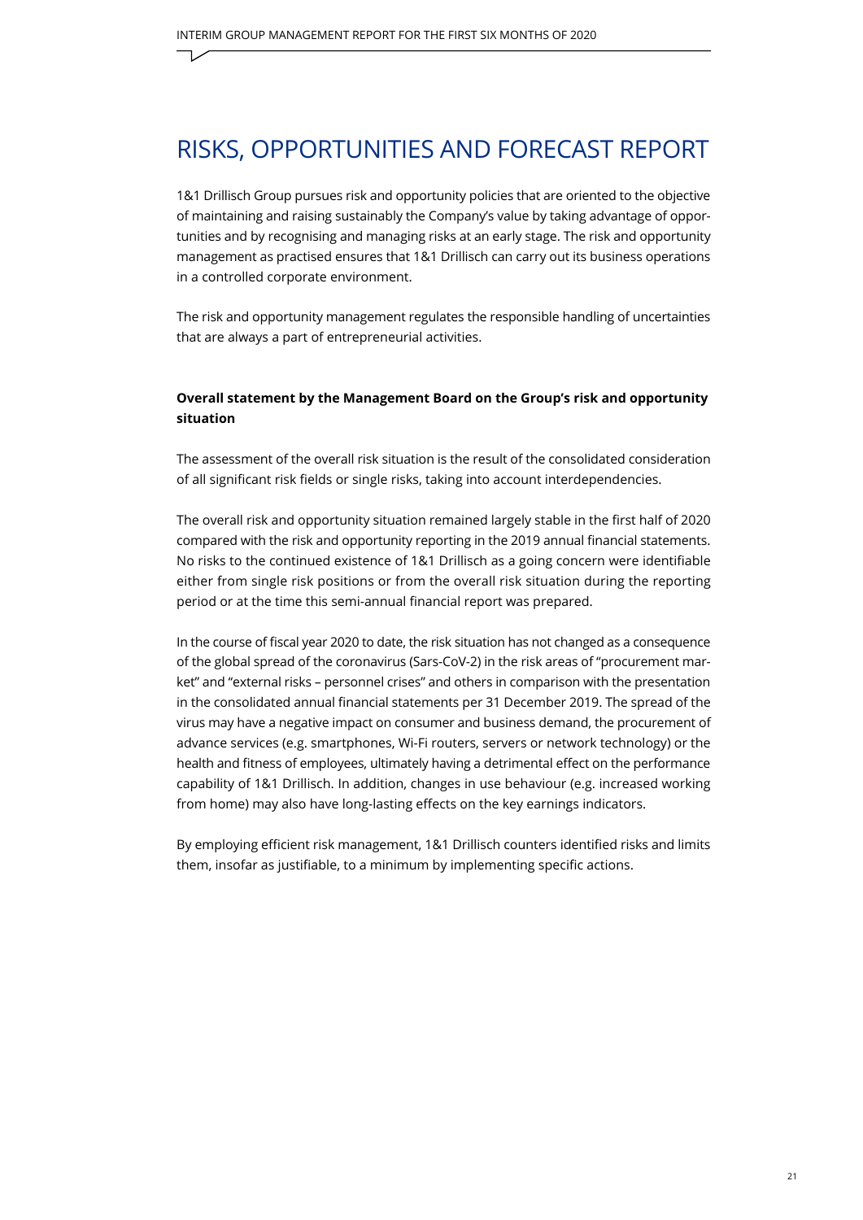# RISKS, OPPORTUNITIES AND FORECAST REPORT

1&1 Drillisch Group pursues risk and opportunity policies that are oriented to the objective of maintaining and raising sustainably the Company's value by taking advantage of opportunities and by recognising and managing risks at an early stage. The risk and opportunity management as practised ensures that 1&1 Drillisch can carry out its business operations in a controlled corporate environment.

The risk and opportunity management regulates the responsible handling of uncertainties that are always a part of entrepreneurial activities.

**Overall statement by the Management Board on the Group's risk and opportunity situation**

The assessment of the overall risk situation is the result of the consolidated consideration of all significant risk fields or single risks, taking into account interdependencies.

The overall risk and opportunity situation remained largely stable in the first half of 2020 compared with the risk and opportunity reporting in the 2019 annual financial statements. No risks to the continued existence of 1&1 Drillisch as a going concern were identifiable either from single risk positions or from the overall risk situation during the reporting period or at the time this semi-annual financial report was prepared.

In the course of fiscal year 2020 to date, the risk situation has not changed as a consequence of the global spread of the coronavirus (Sars-CoV-2) in the risk areas of "procurement market" and "external risks – personnel crises" and others in comparison with the presentation in the consolidated annual financial statements per 31 December 2019. The spread of the virus may have a negative impact on consumer and business demand, the procurement of advance services (e.g. smartphones, Wi-Fi routers, servers or network technology) or the health and fitness of employees, ultimately having a detrimental effect on the performance capability of 1&1 Drillisch. In addition, changes in use behaviour (e.g. increased working from home) may also have long-lasting effects on the key earnings indicators.

By employing efficient risk management, 1&1 Drillisch counters identified risks and limits them, insofar as justifiable, to a minimum by implementing specific actions.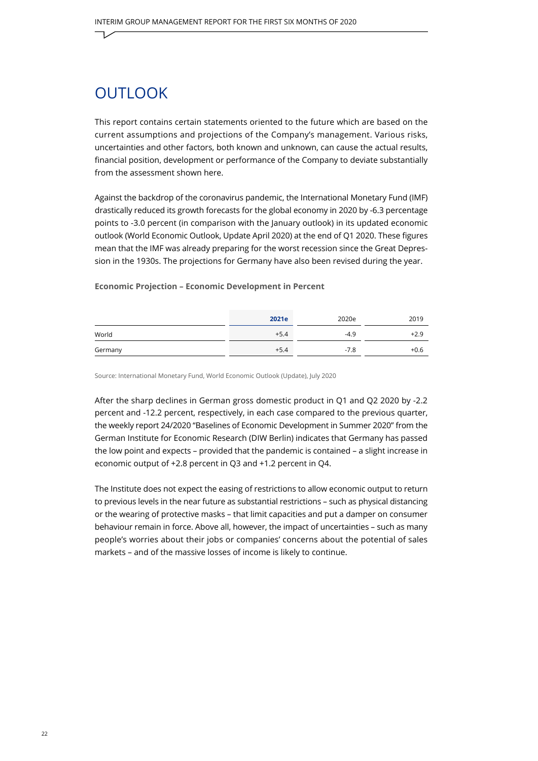# OUTLOOK

This report contains certain statements oriented to the future which are based on the current assumptions and projections of the Company's management. Various risks, uncertainties and other factors, both known and unknown, can cause the actual results, financial position, development or performance of the Company to deviate substantially from the assessment shown here.

Against the backdrop of the coronavirus pandemic, the International Monetary Fund (IMF) drastically reduced its growth forecasts for the global economy in 2020 by -6.3 percentage points to -3.0 percent (in comparison with the January outlook) in its updated economic outlook (World Economic Outlook, Update April 2020) at the end of Q1 2020. These figures mean that the IMF was already preparing for the worst recession since the Great Depression in the 1930s. The projections for Germany have also been revised during the year.

**Economic Projection – Economic Development in Percent**

| | **2021e** | 2020e | 2019 |
|---|---|---|---|
| World | +5.4 | -4.9 | +2.9 |
| Germany | +5.4 | -7.8 | +0.6 |

Source: International Monetary Fund, World Economic Outlook (Update), July 2020

After the sharp declines in German gross domestic product in Q1 and Q2 2020 by -2.2 percent and -12.2 percent, respectively, in each case compared to the previous quarter, the weekly report 24/2020 "Baselines of Economic Development in Summer 2020" from the German Institute for Economic Research (DIW Berlin) indicates that Germany has passed the low point and expects – provided that the pandemic is contained – a slight increase in economic output of +2.8 percent in Q3 and +1.2 percent in Q4.

The Institute does not expect the easing of restrictions to allow economic output to return to previous levels in the near future as substantial restrictions – such as physical distancing or the wearing of protective masks – that limit capacities and put a damper on consumer behaviour remain in force. Above all, however, the impact of uncertainties – such as many people's worries about their jobs or companies' concerns about the potential of sales markets – and of the massive losses of income is likely to continue.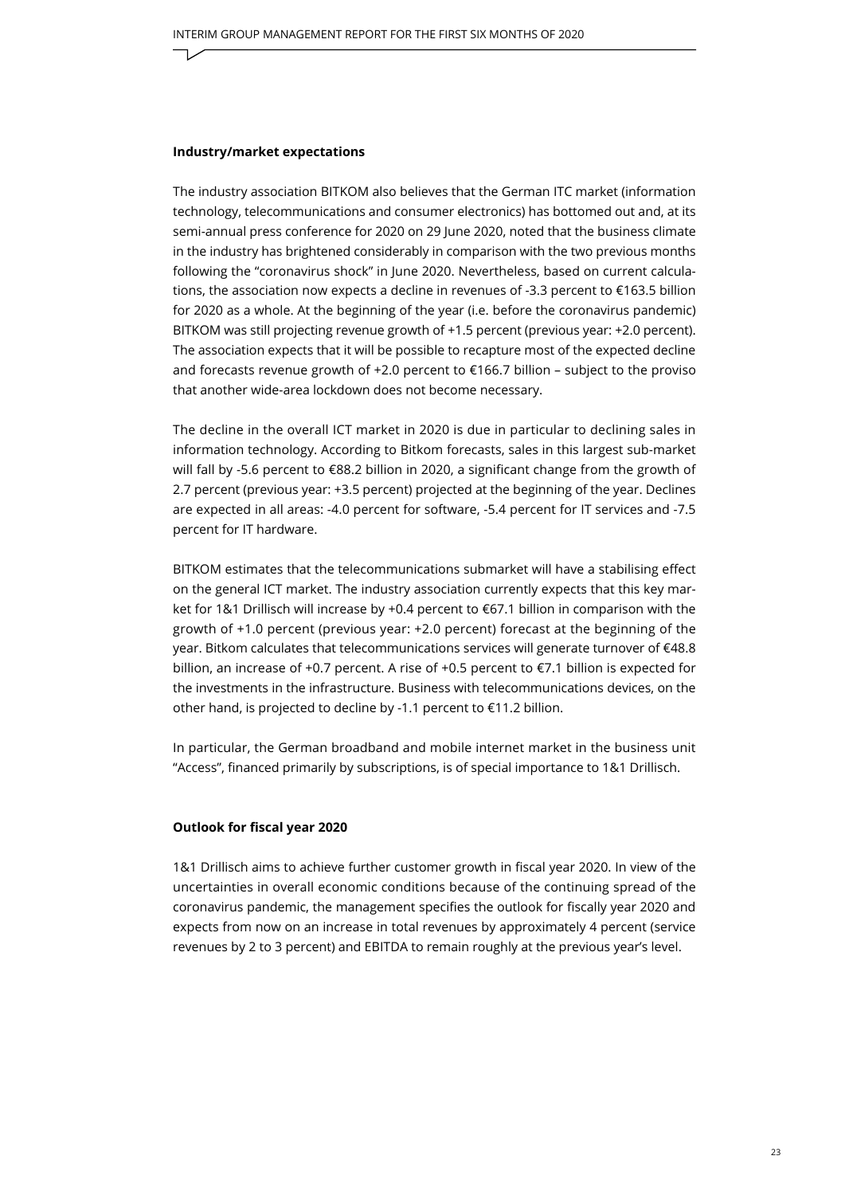**Industry/market expectations**

The industry association BITKOM also believes that the German ITC market (information technology, telecommunications and consumer electronics) has bottomed out and, at its semi-annual press conference for 2020 on 29 June 2020, noted that the business climate in the industry has brightened considerably in comparison with the two previous months following the "coronavirus shock" in June 2020. Nevertheless, based on current calculations, the association now expects a decline in revenues of -3.3 percent to €163.5 billion for 2020 as a whole. At the beginning of the year (i.e. before the coronavirus pandemic) BITKOM was still projecting revenue growth of +1.5 percent (previous year: +2.0 percent). The association expects that it will be possible to recapture most of the expected decline and forecasts revenue growth of +2.0 percent to €166.7 billion – subject to the proviso that another wide-area lockdown does not become necessary.

The decline in the overall ICT market in 2020 is due in particular to declining sales in information technology. According to Bitkom forecasts, sales in this largest sub-market will fall by -5.6 percent to €88.2 billion in 2020, a significant change from the growth of 2.7 percent (previous year: +3.5 percent) projected at the beginning of the year. Declines are expected in all areas: -4.0 percent for software, -5.4 percent for IT services and -7.5 percent for IT hardware.

BITKOM estimates that the telecommunications submarket will have a stabilising effect on the general ICT market. The industry association currently expects that this key market for 1&1 Drillisch will increase by +0.4 percent to €67.1 billion in comparison with the growth of +1.0 percent (previous year: +2.0 percent) forecast at the beginning of the year. Bitkom calculates that telecommunications services will generate turnover of €48.8 billion, an increase of +0.7 percent. A rise of +0.5 percent to €7.1 billion is expected for the investments in the infrastructure. Business with telecommunications devices, on the other hand, is projected to decline by -1.1 percent to €11.2 billion.

In particular, the German broadband and mobile internet market in the business unit "Access", financed primarily by subscriptions, is of special importance to 1&1 Drillisch.

**Outlook for fiscal year 2020**

1&1 Drillisch aims to achieve further customer growth in fiscal year 2020. In view of the uncertainties in overall economic conditions because of the continuing spread of the coronavirus pandemic, the management specifies the outlook for fiscally year 2020 and expects from now on an increase in total revenues by approximately 4 percent (service revenues by 2 to 3 percent) and EBITDA to remain roughly at the previous year's level.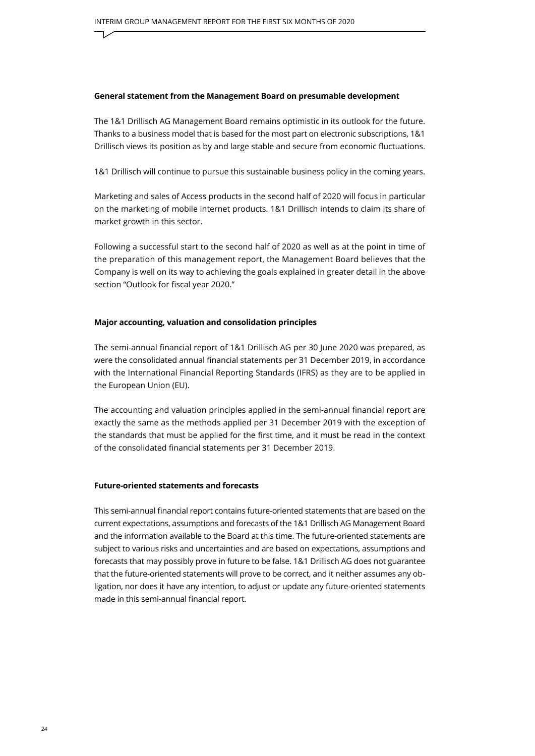**General statement from the Management Board on presumable development**

The 1&1 Drillisch AG Management Board remains optimistic in its outlook for the future. Thanks to a business model that is based for the most part on electronic subscriptions, 1&1 Drillisch views its position as by and large stable and secure from economic fluctuations.

1&1 Drillisch will continue to pursue this sustainable business policy in the coming years.

Marketing and sales of Access products in the second half of 2020 will focus in particular on the marketing of mobile internet products. 1&1 Drillisch intends to claim its share of market growth in this sector.

Following a successful start to the second half of 2020 as well as at the point in time of the preparation of this management report, the Management Board believes that the Company is well on its way to achieving the goals explained in greater detail in the above section "Outlook for fiscal year 2020."

**Major accounting, valuation and consolidation principles**

The semi-annual financial report of 1&1 Drillisch AG per 30 June 2020 was prepared, as were the consolidated annual financial statements per 31 December 2019, in accordance with the International Financial Reporting Standards (IFRS) as they are to be applied in the European Union (EU).

The accounting and valuation principles applied in the semi-annual financial report are exactly the same as the methods applied per 31 December 2019 with the exception of the standards that must be applied for the first time, and it must be read in the context of the consolidated financial statements per 31 December 2019.

**Future-oriented statements and forecasts**

This semi-annual financial report contains future-oriented statements that are based on the current expectations, assumptions and forecasts of the 1&1 Drillisch AG Management Board and the information available to the Board at this time. The future-oriented statements are subject to various risks and uncertainties and are based on expectations, assumptions and forecasts that may possibly prove in future to be false. 1&1 Drillisch AG does not guarantee that the future-oriented statements will prove to be correct, and it neither assumes any obligation, nor does it have any intention, to adjust or update any future-oriented statements made in this semi-annual financial report.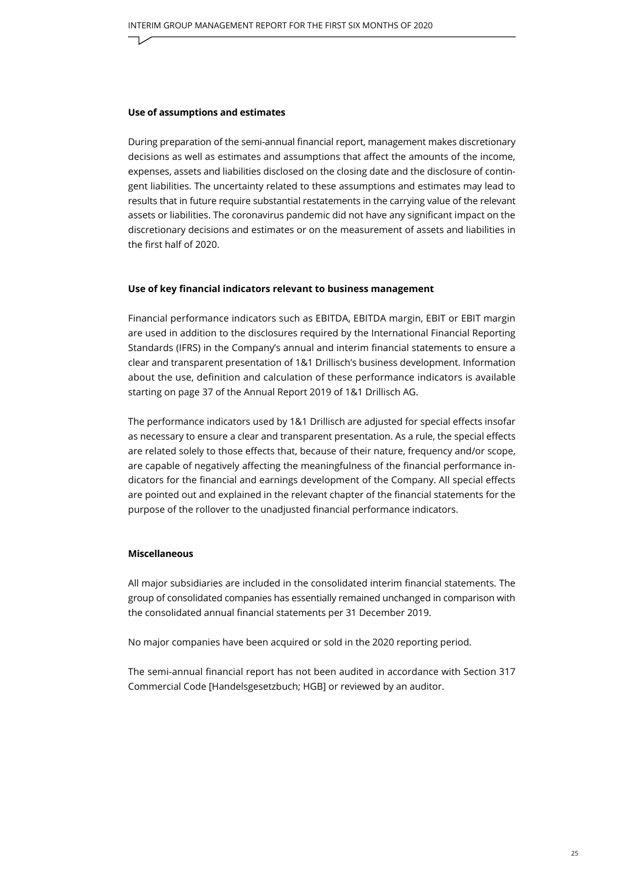### Use of assumptions and estimates

During preparation of the semi-annual financial report, management makes discretionary decisions as well as estimates and assumptions that affect the amounts of the income, expenses, assets and liabilities disclosed on the closing date and the disclosure of contingent liabilities. The uncertainty related to these assumptions and estimates may lead to results that in future require substantial restatements in the carrying value of the relevant assets or liabilities. The coronavirus pandemic did not have any significant impact on the discretionary decisions and estimates or on the measurement of assets and liabilities in the first half of 2020.

### Use of key financial indicators relevant to business management

Financial performance indicators such as EBITDA, EBITDA margin, EBIT or EBIT margin are used in addition to the disclosures required by the International Financial Reporting Standards (IFRS) in the Company's annual and interim financial statements to ensure a clear and transparent presentation of 1&1 Drillisch's business development. Information about the use, definition and calculation of these performance indicators is available starting on page 37 of the Annual Report 2019 of 1&1 Drillisch AG.

The performance indicators used by 1&1 Drillisch are adjusted for special effects insofar as necessary to ensure a clear and transparent presentation. As a rule, the special effects are related solely to those effects that, because of their nature, frequency and/or scope, are capable of negatively affecting the meaningfulness of the financial performance indicators for the financial and earnings development of the Company. All special effects are pointed out and explained in the relevant chapter of the financial statements for the purpose of the rollover to the unadjusted financial performance indicators.

### Miscellaneous

All major subsidiaries are included in the consolidated interim financial statements. The group of consolidated companies has essentially remained unchanged in comparison with the consolidated annual financial statements per 31 December 2019.

No major companies have been acquired or sold in the 2020 reporting period.

The semi-annual financial report has not been audited in accordance with Section 317 Commercial Code [Handelsgesetzbuch; HGB] or reviewed by an auditor.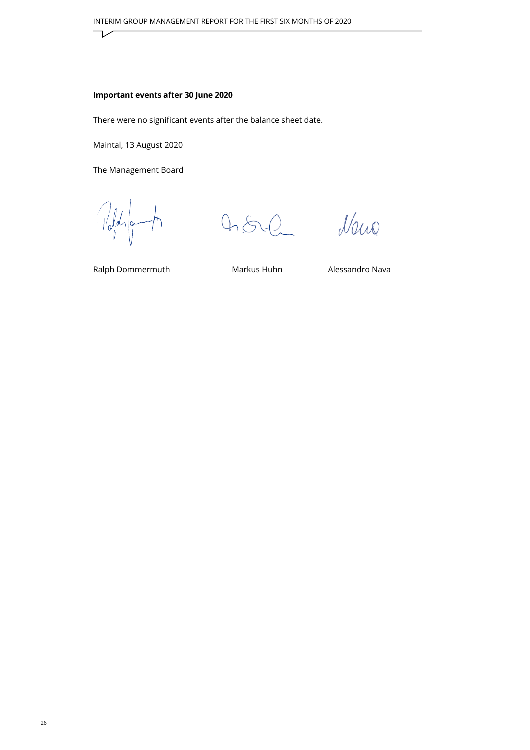**Important events after 30 June 2020**

There were no significant events after the balance sheet date.

Maintal, 13 August 2020

The Management Board

| Ralph Dommermuth | Markus Huhn | Alessandro Nava |
| --- | --- | --- |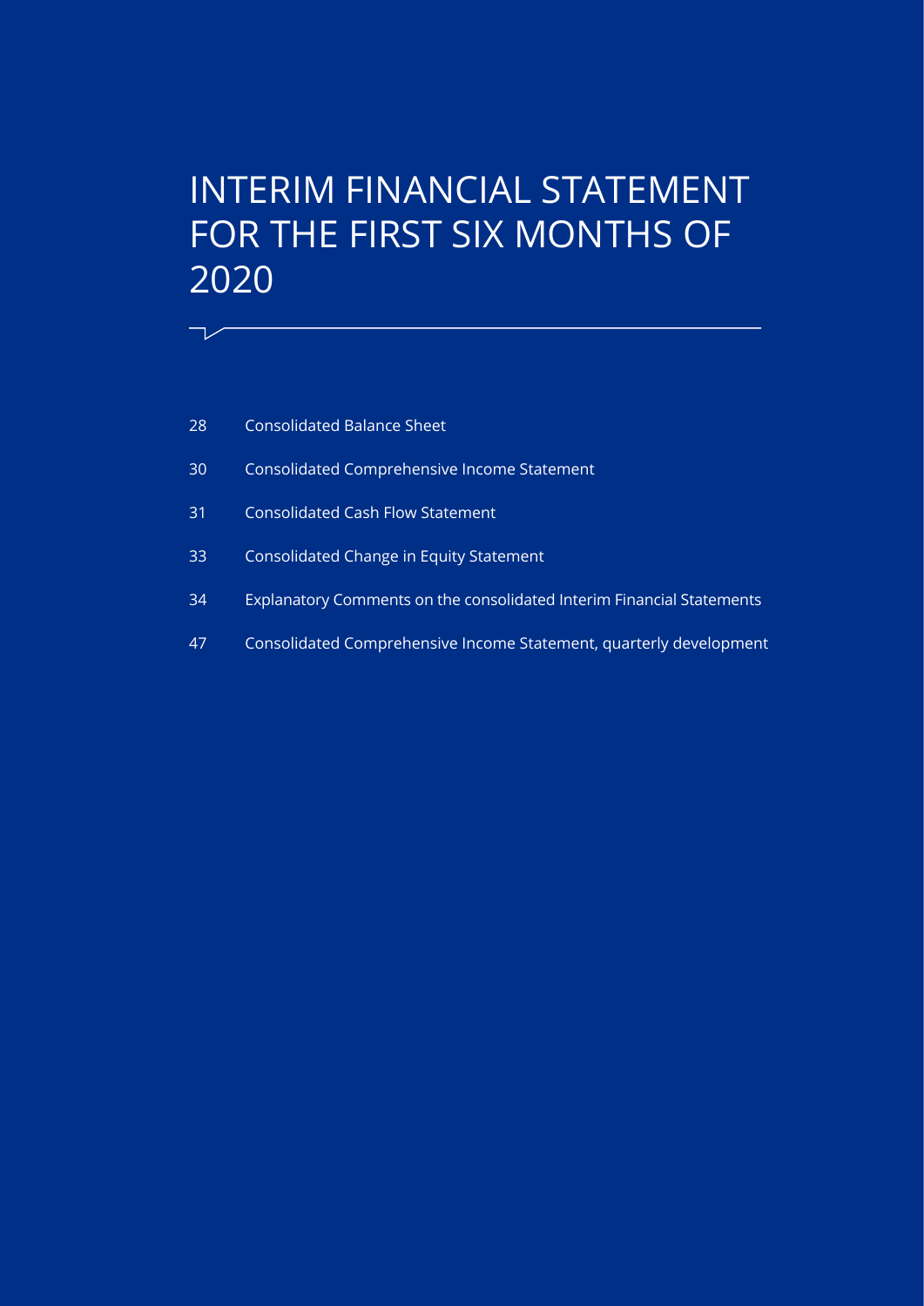# INTERIM FINANCIAL STATEMENT FOR THE FIRST SIX MONTHS OF 2020

| | |
|---|---|
| 28 | Consolidated Balance Sheet |
| 30 | Consolidated Comprehensive Income Statement |
| 31 | Consolidated Cash Flow Statement |
| 33 | Consolidated Change in Equity Statement |
| 34 | Explanatory Comments on the consolidated Interim Financial Statements |
| 47 | Consolidated Comprehensive Income Statement, quarterly development |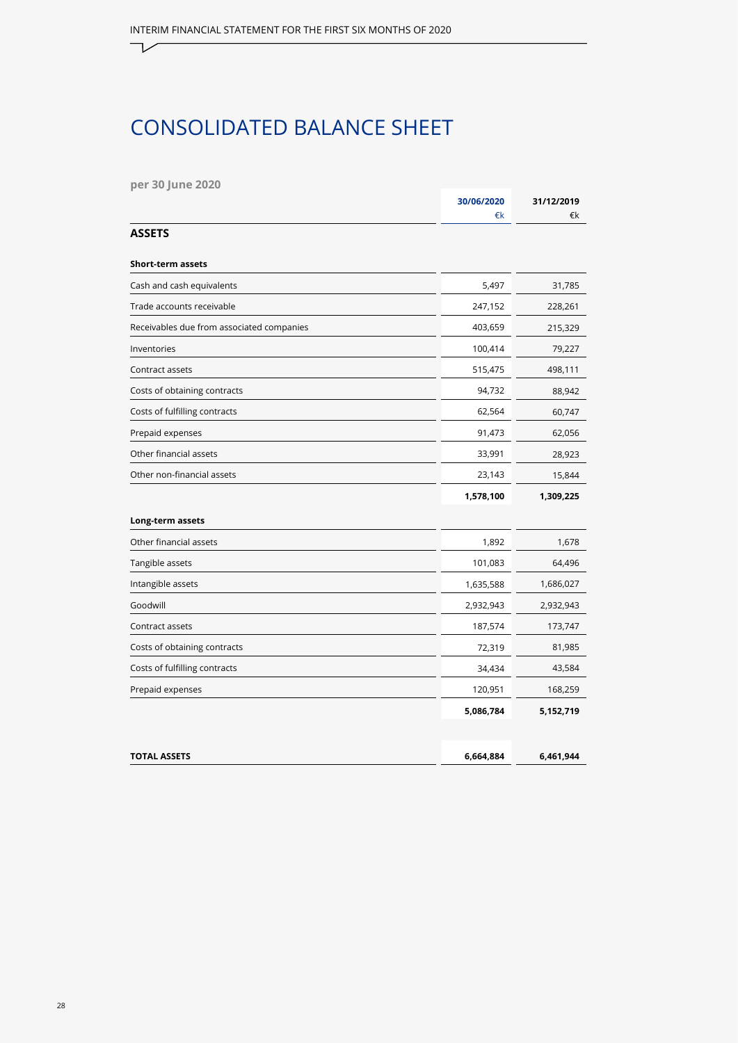# CONSOLIDATED BALANCE SHEET

**per 30 June 2020**

| | 30/06/2020<br>€k | 31/12/2019<br>€k |
|---|---|---|
| **ASSETS** | | |
| **Short-term assets** | | |
| Cash and cash equivalents | 5,497 | 31,785 |
| Trade accounts receivable | 247,152 | 228,261 |
| Receivables due from associated companies | 403,659 | 215,329 |
| Inventories | 100,414 | 79,227 |
| Contract assets | 515,475 | 498,111 |
| Costs of obtaining contracts | 94,732 | 88,942 |
| Costs of fulfilling contracts | 62,564 | 60,747 |
| Prepaid expenses | 91,473 | 62,056 |
| Other financial assets | 33,991 | 28,923 |
| Other non-financial assets | 23,143 | 15,844 |
| | **1,578,100** | **1,309,225** |
| **Long-term assets** | | |
| Other financial assets | 1,892 | 1,678 |
| Tangible assets | 101,083 | 64,496 |
| Intangible assets | 1,635,588 | 1,686,027 |
| Goodwill | 2,932,943 | 2,932,943 |
| Contract assets | 187,574 | 173,747 |
| Costs of obtaining contracts | 72,319 | 81,985 |
| Costs of fulfilling contracts | 34,434 | 43,584 |
| Prepaid expenses | 120,951 | 168,259 |
| | **5,086,784** | **5,152,719** |
| **TOTAL ASSETS** | **6,664,884** | **6,461,944** |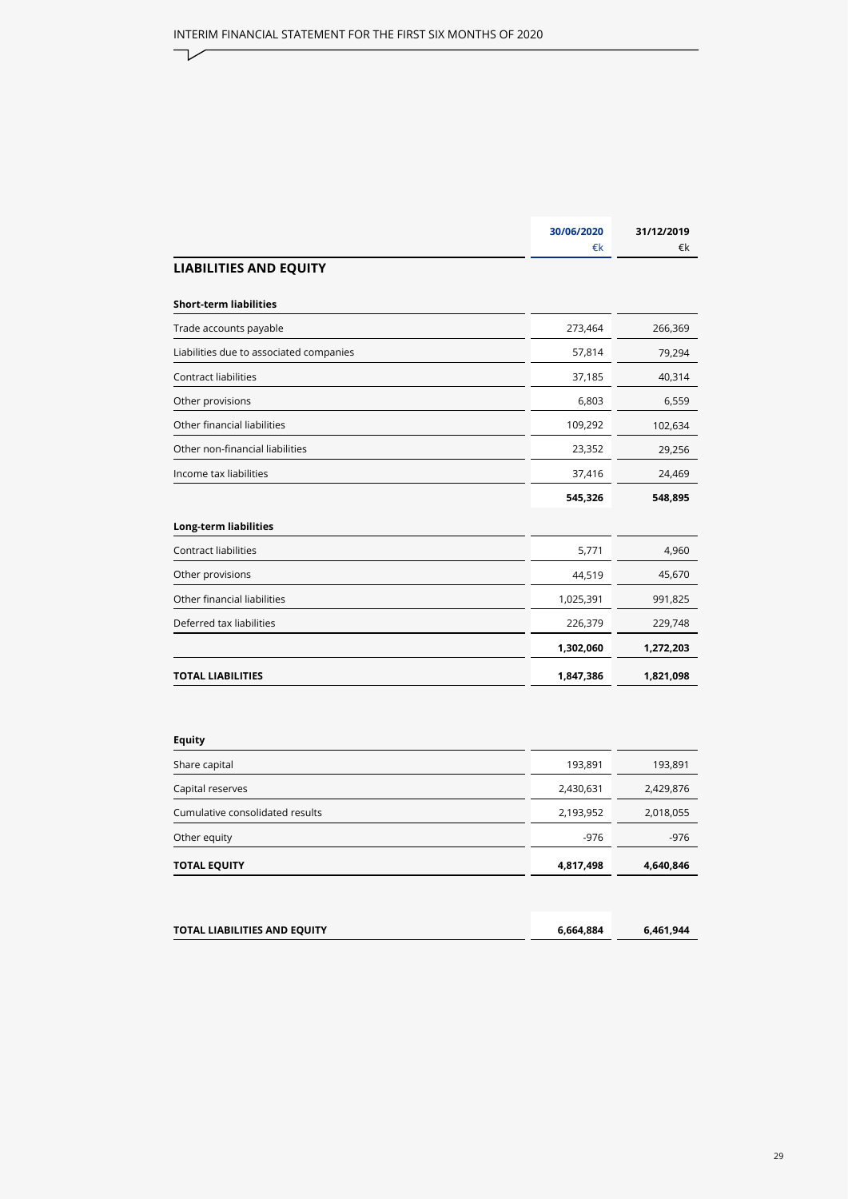| | 30/06/2020 €k | 31/12/2019 €k |
|---|---|---|
| **LIABILITIES AND EQUITY** | | |
| **Short-term liabilities** | | |
| Trade accounts payable | 273,464 | 266,369 |
| Liabilities due to associated companies | 57,814 | 79,294 |
| Contract liabilities | 37,185 | 40,314 |
| Other provisions | 6,803 | 6,559 |
| Other financial liabilities | 109,292 | 102,634 |
| Other non-financial liabilities | 23,352 | 29,256 |
| Income tax liabilities | 37,416 | 24,469 |
| | **545,326** | **548,895** |
| **Long-term liabilities** | | |
| Contract liabilities | 5,771 | 4,960 |
| Other provisions | 44,519 | 45,670 |
| Other financial liabilities | 1,025,391 | 991,825 |
| Deferred tax liabilities | 226,379 | 229,748 |
| | **1,302,060** | **1,272,203** |
| **TOTAL LIABILITIES** | **1,847,386** | **1,821,098** |
| **Equity** | | |
| Share capital | 193,891 | 193,891 |
| Capital reserves | 2,430,631 | 2,429,876 |
| Cumulative consolidated results | 2,193,952 | 2,018,055 |
| Other equity | -976 | -976 |
| **TOTAL EQUITY** | **4,817,498** | **4,640,846** |
| **TOTAL LIABILITIES AND EQUITY** | **6,664,884** | **6,461,944** |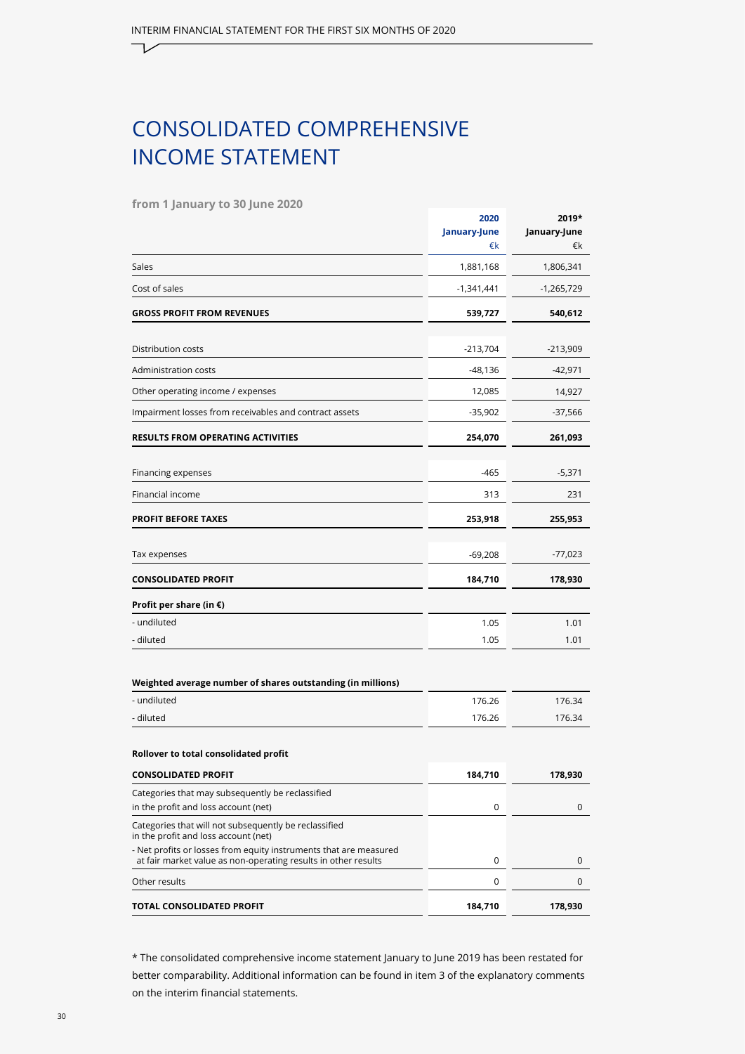# CONSOLIDATED COMPREHENSIVE INCOME STATEMENT

**from 1 January to 30 June 2020**

| | 2020 January-June €k | 2019* January-June €k |
|---|---|---|
| Sales | 1,881,168 | 1,806,341 |
| Cost of sales | -1,341,441 | -1,265,729 |
| **GROSS PROFIT FROM REVENUES** | **539,727** | **540,612** |
| Distribution costs | -213,704 | -213,909 |
| Administration costs | -48,136 | -42,971 |
| Other operating income / expenses | 12,085 | 14,927 |
| Impairment losses from receivables and contract assets | -35,902 | -37,566 |
| **RESULTS FROM OPERATING ACTIVITIES** | **254,070** | **261,093** |
| Financing expenses | -465 | -5,371 |
| Financial income | 313 | 231 |
| **PROFIT BEFORE TAXES** | **253,918** | **255,953** |
| Tax expenses | -69,208 | -77,023 |
| **CONSOLIDATED PROFIT** | **184,710** | **178,930** |
| **Profit per share (in €)** | | |
| - undiluted | 1.05 | 1.01 |
| - diluted | 1.05 | 1.01 |
| **Weighted average number of shares outstanding (in millions)** | | |
| - undiluted | 176.26 | 176.34 |
| - diluted | 176.26 | 176.34 |
| **Rollover to total consolidated profit** | | |
| **CONSOLIDATED PROFIT** | **184,710** | **178,930** |
| Categories that may subsequently be reclassified in the profit and loss account (net) | 0 | 0 |
| Categories that will not subsequently be reclassified in the profit and loss account (net) | | |
| - Net profits or losses from equity instruments that are measured at fair market value as non-operating results in other results | 0 | 0 |
| Other results | 0 | 0 |
| **TOTAL CONSOLIDATED PROFIT** | **184,710** | **178,930** |

* The consolidated comprehensive income statement January to June 2019 has been restated for better comparability. Additional information can be found in item 3 of the explanatory comments on the interim financial statements.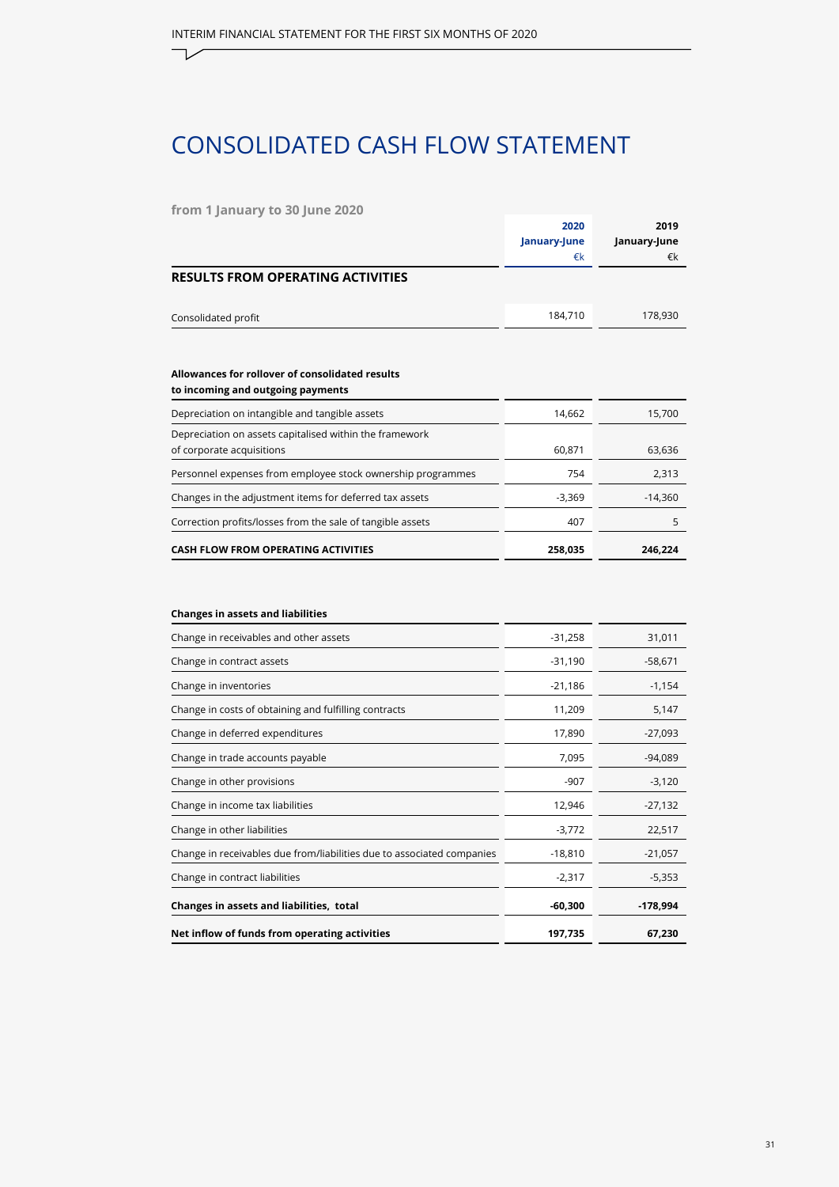# CONSOLIDATED CASH FLOW STATEMENT

**from 1 January to 30 June 2020**

| | 2020 January-June €k | 2019 January-June €k |
|---|---|---|
| **RESULTS FROM OPERATING ACTIVITIES** | | |
| Consolidated profit | 184,710 | 178,930 |
| **Allowances for rollover of consolidated results to incoming and outgoing payments** | | |
| Depreciation on intangible and tangible assets | 14,662 | 15,700 |
| Depreciation on assets capitalised within the framework of corporate acquisitions | 60,871 | 63,636 |
| Personnel expenses from employee stock ownership programmes | 754 | 2,313 |
| Changes in the adjustment items for deferred tax assets | -3,369 | -14,360 |
| Correction profits/losses from the sale of tangible assets | 407 | 5 |
| **CASH FLOW FROM OPERATING ACTIVITIES** | **258,035** | **246,224** |
| **Changes in assets and liabilities** | | |
| Change in receivables and other assets | -31,258 | 31,011 |
| Change in contract assets | -31,190 | -58,671 |
| Change in inventories | -21,186 | -1,154 |
| Change in costs of obtaining and fulfilling contracts | 11,209 | 5,147 |
| Change in deferred expenditures | 17,890 | -27,093 |
| Change in trade accounts payable | 7,095 | -94,089 |
| Change in other provisions | -907 | -3,120 |
| Change in income tax liabilities | 12,946 | -27,132 |
| Change in other liabilities | -3,772 | 22,517 |
| Change in receivables due from/liabilities due to associated companies | -18,810 | -21,057 |
| Change in contract liabilities | -2,317 | -5,353 |
| **Changes in assets and liabilities, total** | **-60,300** | **-178,994** |
| **Net inflow of funds from operating activities** | **197,735** | **67,230** |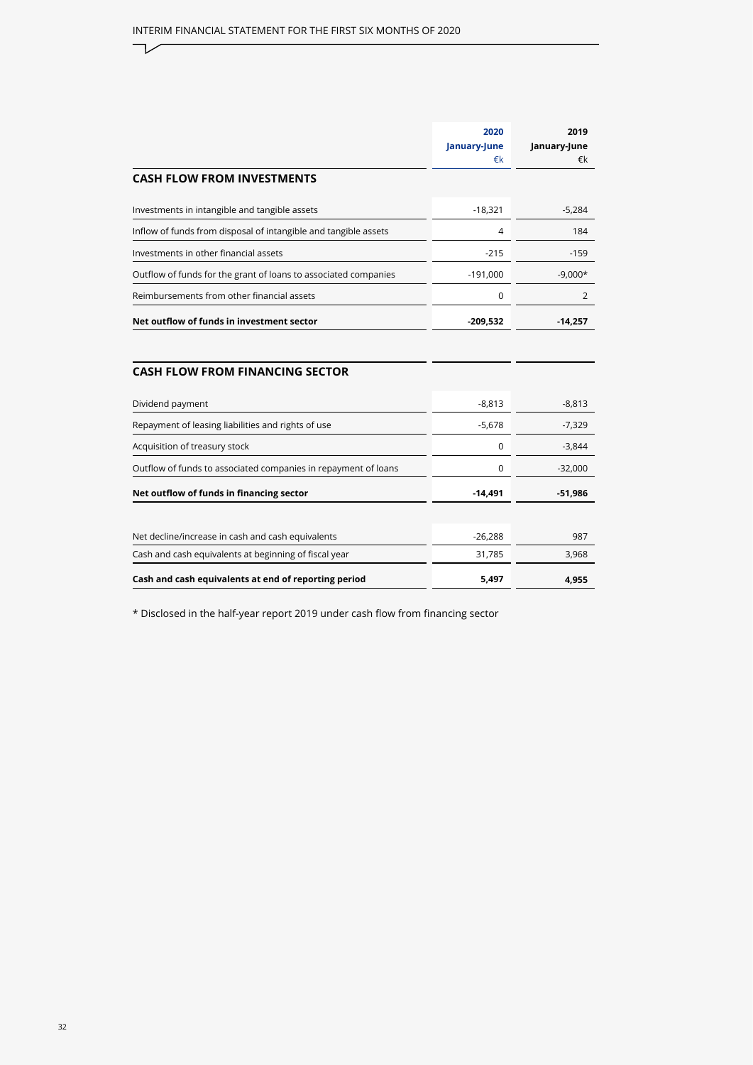| | 2020 January-June €k | 2019 January-June €k |
|---|---|---|
| **CASH FLOW FROM INVESTMENTS** | | |
| Investments in intangible and tangible assets | -18,321 | -5,284 |
| Inflow of funds from disposal of intangible and tangible assets | 4 | 184 |
| Investments in other financial assets | -215 | -159 |
| Outflow of funds for the grant of loans to associated companies | -191,000 | -9,000* |
| Reimbursements from other financial assets | 0 | 2 |
| **Net outflow of funds in investment sector** | **-209,532** | **-14,257** |
| | | |
| **CASH FLOW FROM FINANCING SECTOR** | | |
| Dividend payment | -8,813 | -8,813 |
| Repayment of leasing liabilities and rights of use | -5,678 | -7,329 |
| Acquisition of treasury stock | 0 | -3,844 |
| Outflow of funds to associated companies in repayment of loans | 0 | -32,000 |
| **Net outflow of funds in financing sector** | **-14,491** | **-51,986** |
| | | |
| Net decline/increase in cash and cash equivalents | -26,288 | 987 |
| Cash and cash equivalents at beginning of fiscal year | 31,785 | 3,968 |
| **Cash and cash equivalents at end of reporting period** | **5,497** | **4,955** |

* Disclosed in the half-year report 2019 under cash flow from financing sector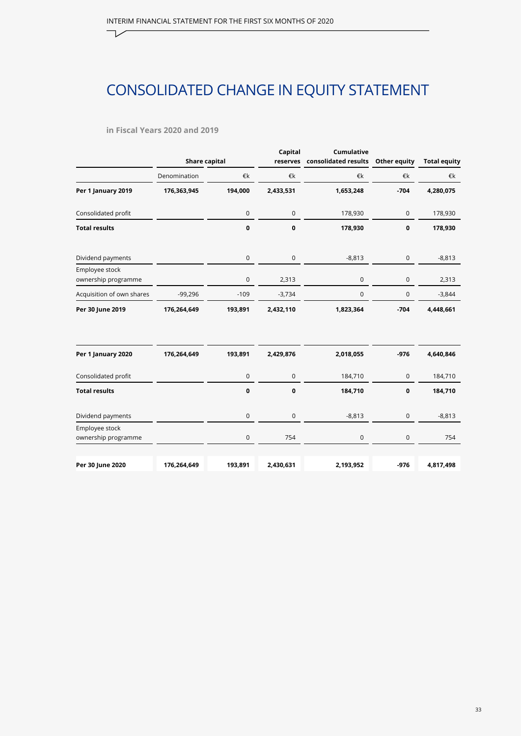# CONSOLIDATED CHANGE IN EQUITY STATEMENT

**in Fiscal Years 2020 and 2019**

| | Share capital | | Capital reserves | Cumulative consolidated results | Other equity | Total equity |
|---|---|---|---|---|---|---|
| | Denomination | €k | €k | €k | €k | €k |
| **Per 1 January 2019** | **176,363,945** | **194,000** | **2,433,531** | **1,653,248** | **-704** | **4,280,075** |
| Consolidated profit | | 0 | 0 | 178,930 | 0 | 178,930 |
| **Total results** | | **0** | **0** | **178,930** | **0** | **178,930** |
| Dividend payments | | 0 | 0 | -8,813 | 0 | -8,813 |
| Employee stock ownership programme | | 0 | 2,313 | 0 | 0 | 2,313 |
| Acquisition of own shares | -99,296 | -109 | -3,734 | 0 | 0 | -3,844 |
| **Per 30 June 2019** | **176,264,649** | **193,891** | **2,432,110** | **1,823,364** | **-704** | **4,448,661** |
| | | | | | | |
| **Per 1 January 2020** | **176,264,649** | **193,891** | **2,429,876** | **2,018,055** | **-976** | **4,640,846** |
| Consolidated profit | | 0 | 0 | 184,710 | 0 | 184,710 |
| **Total results** | | **0** | **0** | **184,710** | **0** | **184,710** |
| Dividend payments | | 0 | 0 | -8,813 | 0 | -8,813 |
| Employee stock ownership programme | | 0 | 754 | 0 | 0 | 754 |
| **Per 30 June 2020** | **176,264,649** | **193,891** | **2,430,631** | **2,193,952** | **-976** | **4,817,498** |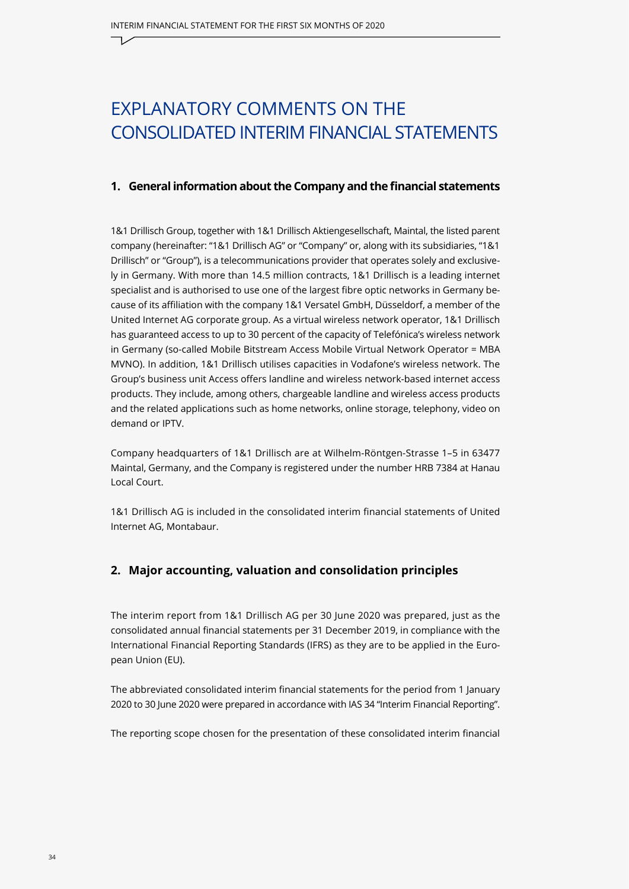# EXPLANATORY COMMENTS ON THE CONSOLIDATED INTERIM FINANCIAL STATEMENTS

## 1. General information about the Company and the financial statements

1&1 Drillisch Group, together with 1&1 Drillisch Aktiengesellschaft, Maintal, the listed parent company (hereinafter: "1&1 Drillisch AG" or "Company" or, along with its subsidiaries, "1&1 Drillisch" or "Group"), is a telecommunications provider that operates solely and exclusively in Germany. With more than 14.5 million contracts, 1&1 Drillisch is a leading internet specialist and is authorised to use one of the largest fibre optic networks in Germany because of its affiliation with the company 1&1 Versatel GmbH, Düsseldorf, a member of the United Internet AG corporate group. As a virtual wireless network operator, 1&1 Drillisch has guaranteed access to up to 30 percent of the capacity of Telefónica's wireless network in Germany (so-called Mobile Bitstream Access Mobile Virtual Network Operator = MBA MVNO). In addition, 1&1 Drillisch utilises capacities in Vodafone's wireless network. The Group's business unit Access offers landline and wireless network-based internet access products. They include, among others, chargeable landline and wireless access products and the related applications such as home networks, online storage, telephony, video on demand or IPTV.

Company headquarters of 1&1 Drillisch are at Wilhelm-Röntgen-Strasse 1–5 in 63477 Maintal, Germany, and the Company is registered under the number HRB 7384 at Hanau Local Court.

1&1 Drillisch AG is included in the consolidated interim financial statements of United Internet AG, Montabaur.

## 2. Major accounting, valuation and consolidation principles

The interim report from 1&1 Drillisch AG per 30 June 2020 was prepared, just as the consolidated annual financial statements per 31 December 2019, in compliance with the International Financial Reporting Standards (IFRS) as they are to be applied in the European Union (EU).

The abbreviated consolidated interim financial statements for the period from 1 January 2020 to 30 June 2020 were prepared in accordance with IAS 34 "Interim Financial Reporting".

The reporting scope chosen for the presentation of these consolidated interim financial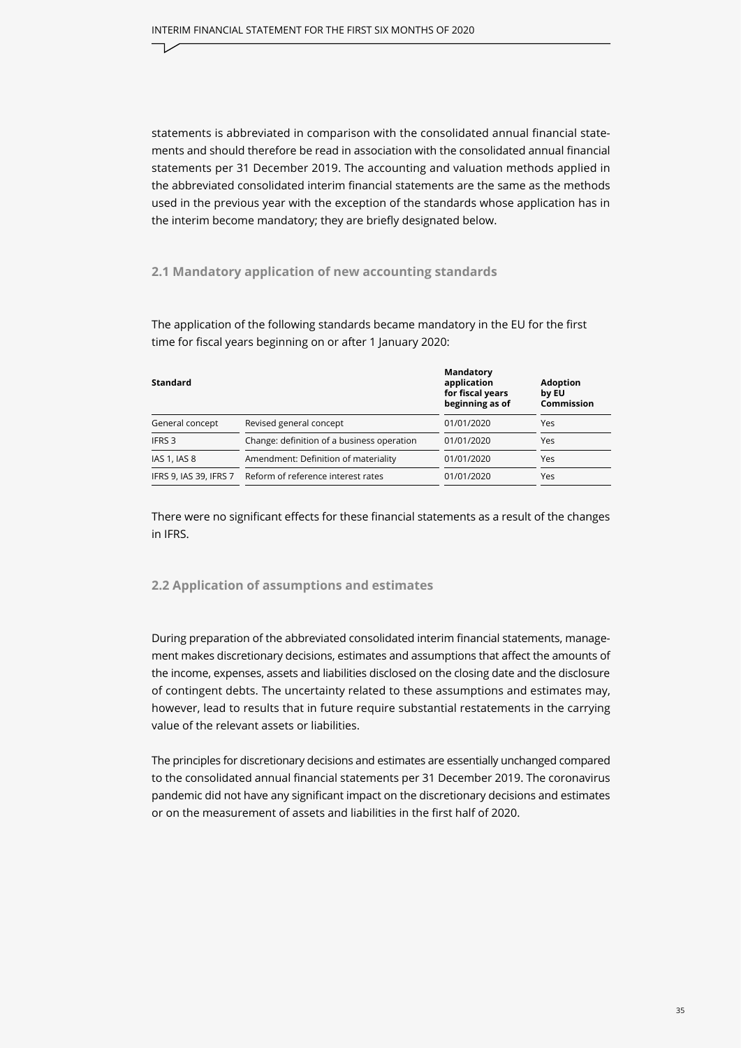statements is abbreviated in comparison with the consolidated annual financial statements and should therefore be read in association with the consolidated annual financial statements per 31 December 2019. The accounting and valuation methods applied in the abbreviated consolidated interim financial statements are the same as the methods used in the previous year with the exception of the standards whose application has in the interim become mandatory; they are briefly designated below.

## 2.1 Mandatory application of new accounting standards

The application of the following standards became mandatory in the EU for the first time for fiscal years beginning on or after 1 January 2020:

| Standard | | Mandatory application for fiscal years beginning as of | Adoption by EU Commission |
|---|---|---|---|
| General concept | Revised general concept | 01/01/2020 | Yes |
| IFRS 3 | Change: definition of a business operation | 01/01/2020 | Yes |
| IAS 1, IAS 8 | Amendment: Definition of materiality | 01/01/2020 | Yes |
| IFRS 9, IAS 39, IFRS 7 | Reform of reference interest rates | 01/01/2020 | Yes |

There were no significant effects for these financial statements as a result of the changes in IFRS.

## 2.2 Application of assumptions and estimates

During preparation of the abbreviated consolidated interim financial statements, management makes discretionary decisions, estimates and assumptions that affect the amounts of the income, expenses, assets and liabilities disclosed on the closing date and the disclosure of contingent debts. The uncertainty related to these assumptions and estimates may, however, lead to results that in future require substantial restatements in the carrying value of the relevant assets or liabilities.

The principles for discretionary decisions and estimates are essentially unchanged compared to the consolidated annual financial statements per 31 December 2019. The coronavirus pandemic did not have any significant impact on the discretionary decisions and estimates or on the measurement of assets and liabilities in the first half of 2020.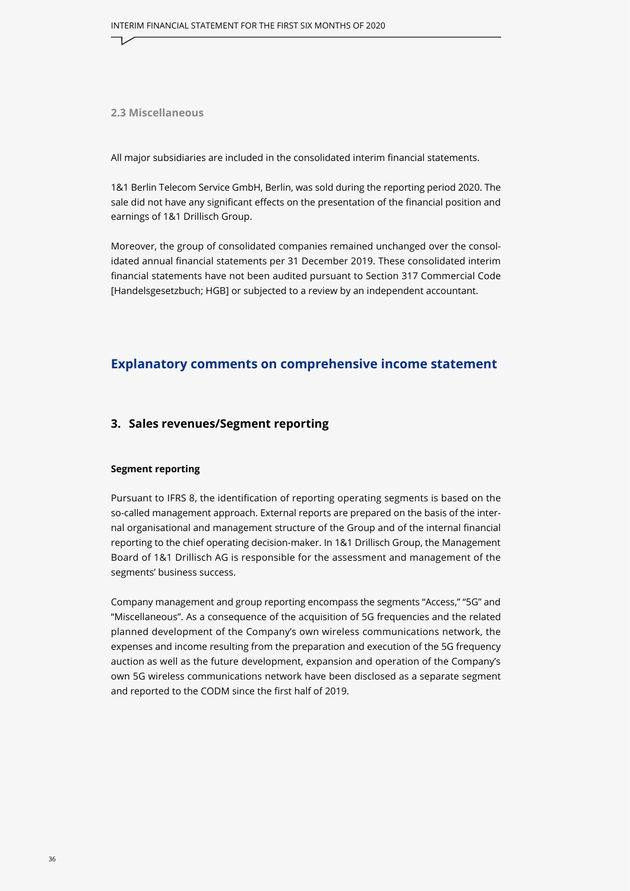### 2.3 Miscellaneous

All major subsidiaries are included in the consolidated interim financial statements.

1&1 Berlin Telecom Service GmbH, Berlin, was sold during the reporting period 2020. The sale did not have any significant effects on the presentation of the financial position and earnings of 1&1 Drillisch Group.

Moreover, the group of consolidated companies remained unchanged over the consolidated annual financial statements per 31 December 2019. These consolidated interim financial statements have not been audited pursuant to Section 317 Commercial Code [Handelsgesetzbuch; HGB] or subjected to a review by an independent accountant.

# Explanatory comments on comprehensive income statement

## 3. Sales revenues/Segment reporting

**Segment reporting**

Pursuant to IFRS 8, the identification of reporting operating segments is based on the so-called management approach. External reports are prepared on the basis of the internal organisational and management structure of the Group and of the internal financial reporting to the chief operating decision-maker. In 1&1 Drillisch Group, the Management Board of 1&1 Drillisch AG is responsible for the assessment and management of the segments' business success.

Company management and group reporting encompass the segments "Access," "5G" and "Miscellaneous". As a consequence of the acquisition of 5G frequencies and the related planned development of the Company's own wireless communications network, the expenses and income resulting from the preparation and execution of the 5G frequency auction as well as the future development, expansion and operation of the Company's own 5G wireless communications network have been disclosed as a separate segment and reported to the CODM since the first half of 2019.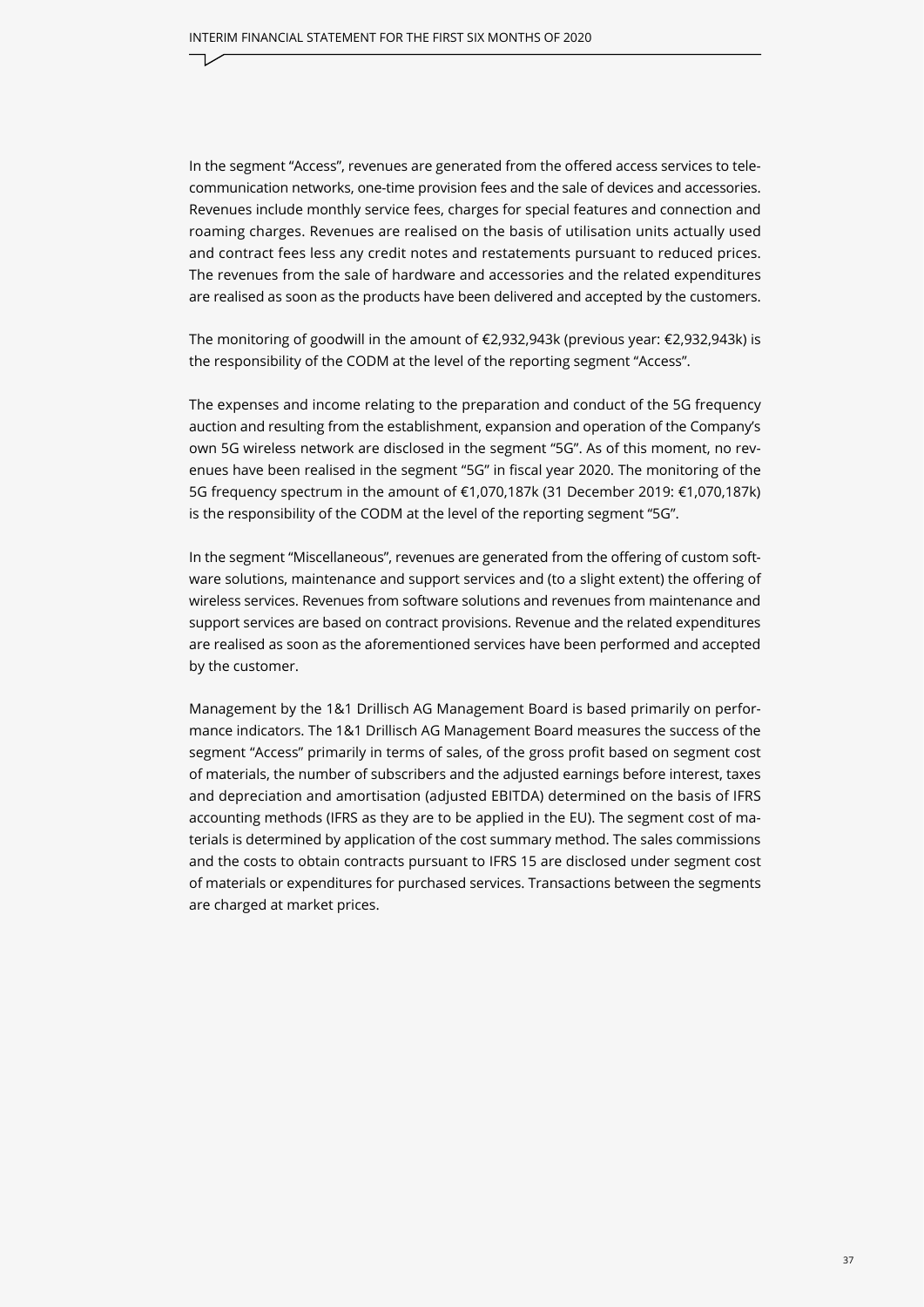In the segment "Access", revenues are generated from the offered access services to telecommunication networks, one-time provision fees and the sale of devices and accessories. Revenues include monthly service fees, charges for special features and connection and roaming charges. Revenues are realised on the basis of utilisation units actually used and contract fees less any credit notes and restatements pursuant to reduced prices. The revenues from the sale of hardware and accessories and the related expenditures are realised as soon as the products have been delivered and accepted by the customers.

The monitoring of goodwill in the amount of €2,932,943k (previous year: €2,932,943k) is the responsibility of the CODM at the level of the reporting segment "Access".

The expenses and income relating to the preparation and conduct of the 5G frequency auction and resulting from the establishment, expansion and operation of the Company's own 5G wireless network are disclosed in the segment "5G". As of this moment, no revenues have been realised in the segment "5G" in fiscal year 2020. The monitoring of the 5G frequency spectrum in the amount of €1,070,187k (31 December 2019: €1,070,187k) is the responsibility of the CODM at the level of the reporting segment "5G".

In the segment "Miscellaneous", revenues are generated from the offering of custom software solutions, maintenance and support services and (to a slight extent) the offering of wireless services. Revenues from software solutions and revenues from maintenance and support services are based on contract provisions. Revenue and the related expenditures are realised as soon as the aforementioned services have been performed and accepted by the customer.

Management by the 1&1 Drillisch AG Management Board is based primarily on performance indicators. The 1&1 Drillisch AG Management Board measures the success of the segment "Access" primarily in terms of sales, of the gross profit based on segment cost of materials, the number of subscribers and the adjusted earnings before interest, taxes and depreciation and amortisation (adjusted EBITDA) determined on the basis of IFRS accounting methods (IFRS as they are to be applied in the EU). The segment cost of materials is determined by application of the cost summary method. The sales commissions and the costs to obtain contracts pursuant to IFRS 15 are disclosed under segment cost of materials or expenditures for purchased services. Transactions between the segments are charged at market prices.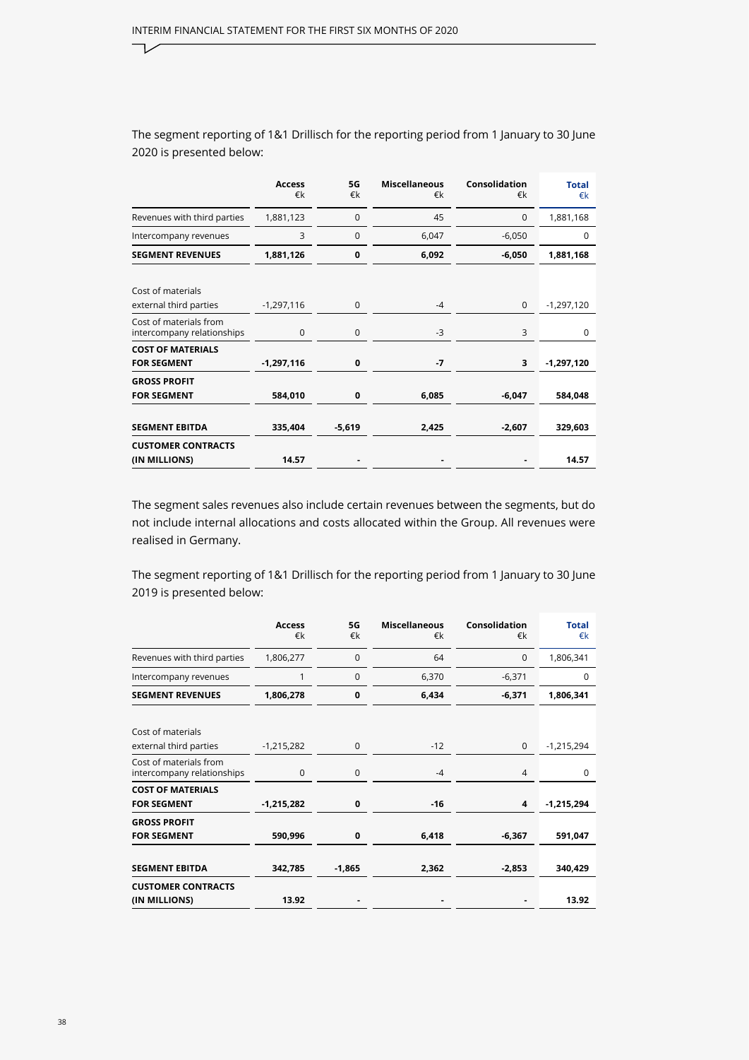The segment reporting of 1&1 Drillisch for the reporting period from 1 January to 30 June 2020 is presented below:

| | Access €k | 5G €k | Miscellaneous €k | Consolidation €k | Total €k |
|---|---|---|---|---|---|
| Revenues with third parties | 1,881,123 | 0 | 45 | 0 | 1,881,168 |
| Intercompany revenues | 3 | 0 | 6,047 | -6,050 | 0 |
| **SEGMENT REVENUES** | **1,881,126** | **0** | **6,092** | **-6,050** | **1,881,168** |
| Cost of materials external third parties | -1,297,116 | 0 | -4 | 0 | -1,297,120 |
| Cost of materials from intercompany relationships | 0 | 0 | -3 | 3 | 0 |
| **COST OF MATERIALS FOR SEGMENT** | **-1,297,116** | **0** | **-7** | **3** | **-1,297,120** |
| **GROSS PROFIT FOR SEGMENT** | **584,010** | **0** | **6,085** | **-6,047** | **584,048** |
| **SEGMENT EBITDA** | **335,404** | **-5,619** | **2,425** | **-2,607** | **329,603** |
| **CUSTOMER CONTRACTS (IN MILLIONS)** | **14.57** | **-** | **-** | **-** | **14.57** |

The segment sales revenues also include certain revenues between the segments, but do not include internal allocations and costs allocated within the Group. All revenues were realised in Germany.

The segment reporting of 1&1 Drillisch for the reporting period from 1 January to 30 June 2019 is presented below:

| | Access €k | 5G €k | Miscellaneous €k | Consolidation €k | Total €k |
|---|---|---|---|---|---|
| Revenues with third parties | 1,806,277 | 0 | 64 | 0 | 1,806,341 |
| Intercompany revenues | 1 | 0 | 6,370 | -6,371 | 0 |
| **SEGMENT REVENUES** | **1,806,278** | **0** | **6,434** | **-6,371** | **1,806,341** |
| Cost of materials external third parties | -1,215,282 | 0 | -12 | 0 | -1,215,294 |
| Cost of materials from intercompany relationships | 0 | 0 | -4 | 4 | 0 |
| **COST OF MATERIALS FOR SEGMENT** | **-1,215,282** | **0** | **-16** | **4** | **-1,215,294** |
| **GROSS PROFIT FOR SEGMENT** | **590,996** | **0** | **6,418** | **-6,367** | **591,047** |
| **SEGMENT EBITDA** | **342,785** | **-1,865** | **2,362** | **-2,853** | **340,429** |
| **CUSTOMER CONTRACTS (IN MILLIONS)** | **13.92** | **-** | **-** | **-** | **13.92** |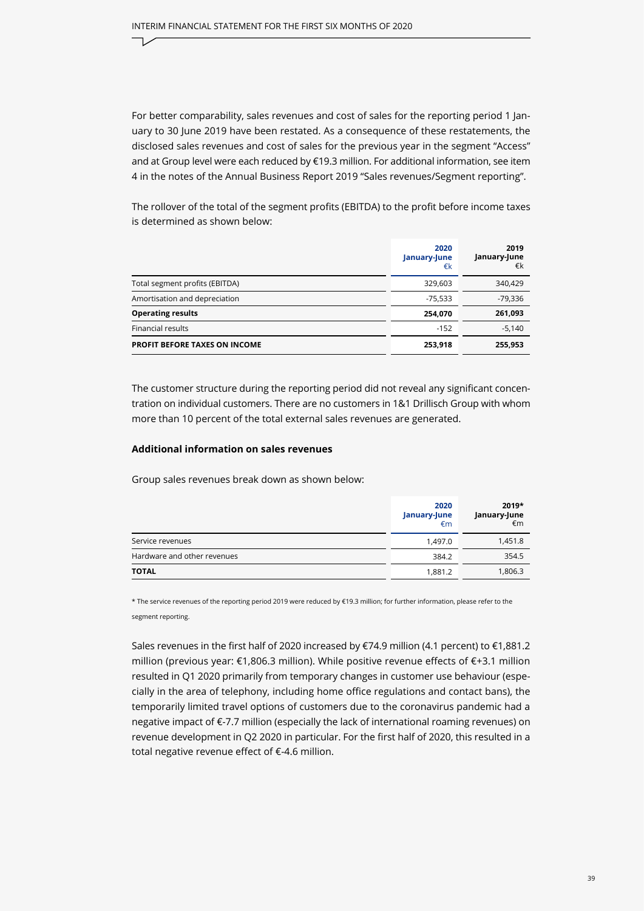For better comparability, sales revenues and cost of sales for the reporting period 1 January to 30 June 2019 have been restated. As a consequence of these restatements, the disclosed sales revenues and cost of sales for the previous year in the segment "Access" and at Group level were each reduced by €19.3 million. For additional information, see item 4 in the notes of the Annual Business Report 2019 "Sales revenues/Segment reporting".

The rollover of the total of the segment profits (EBITDA) to the profit before income taxes is determined as shown below:

| | 2020 January-June €k | 2019 January-June €k |
|---|---|---|
| Total segment profits (EBITDA) | 329,603 | 340,429 |
| Amortisation and depreciation | -75,533 | -79,336 |
| **Operating results** | **254,070** | **261,093** |
| Financial results | -152 | -5,140 |
| **PROFIT BEFORE TAXES ON INCOME** | **253,918** | **255,953** |

The customer structure during the reporting period did not reveal any significant concentration on individual customers. There are no customers in 1&1 Drillisch Group with whom more than 10 percent of the total external sales revenues are generated.

### Additional information on sales revenues

Group sales revenues break down as shown below:

| | 2020 January-June €m | 2019* January-June €m |
|---|---|---|
| Service revenues | 1,497.0 | 1,451.8 |
| Hardware and other revenues | 384.2 | 354.5 |
| **TOTAL** | 1,881.2 | 1,806.3 |

* The service revenues of the reporting period 2019 were reduced by €19.3 million; for further information, please refer to the segment reporting.

Sales revenues in the first half of 2020 increased by €74.9 million (4.1 percent) to €1,881.2 million (previous year: €1,806.3 million). While positive revenue effects of €+3.1 million resulted in Q1 2020 primarily from temporary changes in customer use behaviour (especially in the area of telephony, including home office regulations and contact bans), the temporarily limited travel options of customers due to the coronavirus pandemic had a negative impact of €-7.7 million (especially the lack of international roaming revenues) on revenue development in Q2 2020 in particular. For the first half of 2020, this resulted in a total negative revenue effect of €-4.6 million.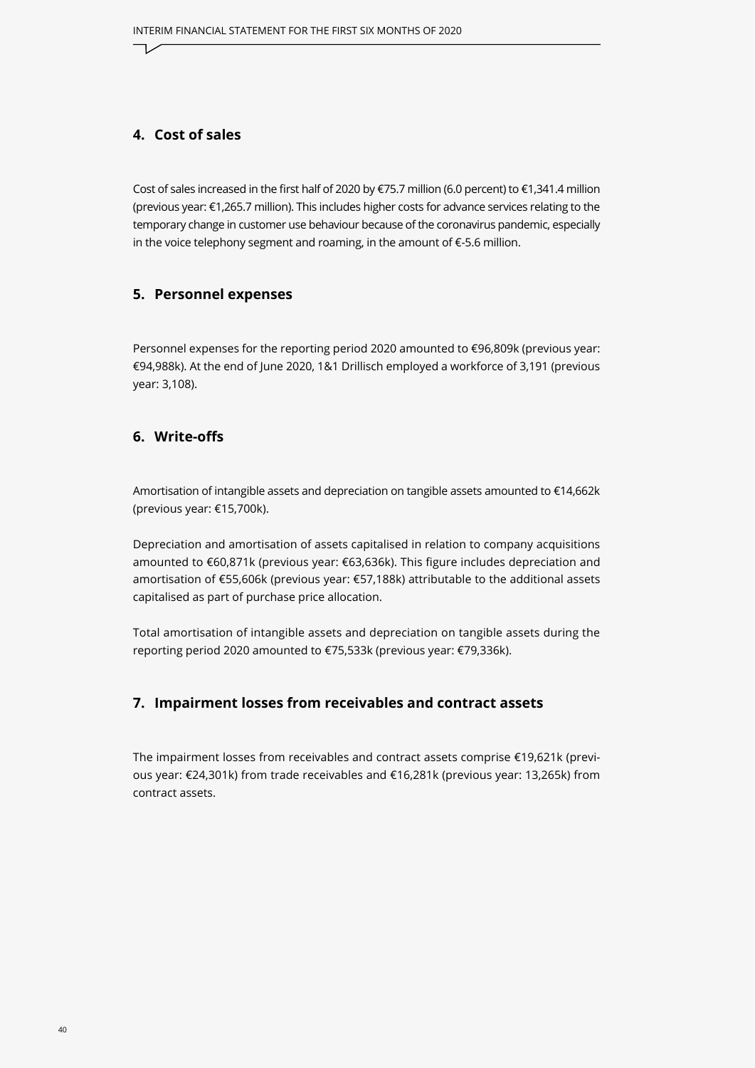## 4. Cost of sales

Cost of sales increased in the first half of 2020 by €75.7 million (6.0 percent) to €1,341.4 million (previous year: €1,265.7 million). This includes higher costs for advance services relating to the temporary change in customer use behaviour because of the coronavirus pandemic, especially in the voice telephony segment and roaming, in the amount of €-5.6 million.

## 5. Personnel expenses

Personnel expenses for the reporting period 2020 amounted to €96,809k (previous year: €94,988k). At the end of June 2020, 1&1 Drillisch employed a workforce of 3,191 (previous year: 3,108).

## 6. Write-offs

Amortisation of intangible assets and depreciation on tangible assets amounted to €14,662k (previous year: €15,700k).

Depreciation and amortisation of assets capitalised in relation to company acquisitions amounted to €60,871k (previous year: €63,636k). This figure includes depreciation and amortisation of €55,606k (previous year: €57,188k) attributable to the additional assets capitalised as part of purchase price allocation.

Total amortisation of intangible assets and depreciation on tangible assets during the reporting period 2020 amounted to €75,533k (previous year: €79,336k).

## 7. Impairment losses from receivables and contract assets

The impairment losses from receivables and contract assets comprise €19,621k (previous year: €24,301k) from trade receivables and €16,281k (previous year: 13,265k) from contract assets.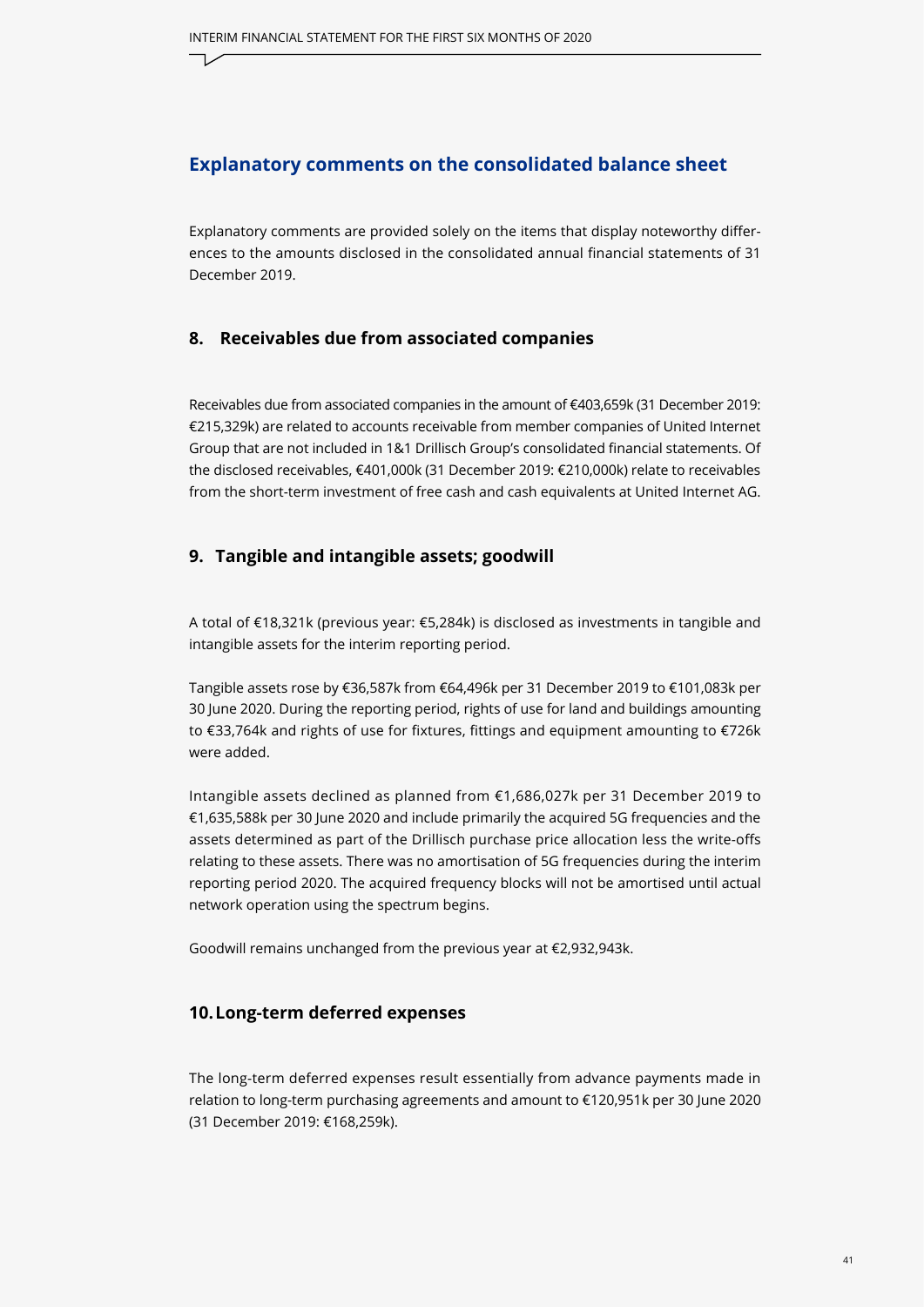## Explanatory comments on the consolidated balance sheet

Explanatory comments are provided solely on the items that display noteworthy differences to the amounts disclosed in the consolidated annual financial statements of 31 December 2019.

### 8. Receivables due from associated companies

Receivables due from associated companies in the amount of €403,659k (31 December 2019: €215,329k) are related to accounts receivable from member companies of United Internet Group that are not included in 1&1 Drillisch Group's consolidated financial statements. Of the disclosed receivables, €401,000k (31 December 2019: €210,000k) relate to receivables from the short-term investment of free cash and cash equivalents at United Internet AG.

### 9. Tangible and intangible assets; goodwill

A total of €18,321k (previous year: €5,284k) is disclosed as investments in tangible and intangible assets for the interim reporting period.

Tangible assets rose by €36,587k from €64,496k per 31 December 2019 to €101,083k per 30 June 2020. During the reporting period, rights of use for land and buildings amounting to €33,764k and rights of use for fixtures, fittings and equipment amounting to €726k were added.

Intangible assets declined as planned from €1,686,027k per 31 December 2019 to €1,635,588k per 30 June 2020 and include primarily the acquired 5G frequencies and the assets determined as part of the Drillisch purchase price allocation less the write-offs relating to these assets. There was no amortisation of 5G frequencies during the interim reporting period 2020. The acquired frequency blocks will not be amortised until actual network operation using the spectrum begins.

Goodwill remains unchanged from the previous year at €2,932,943k.

### 10. Long-term deferred expenses

The long-term deferred expenses result essentially from advance payments made in relation to long-term purchasing agreements and amount to €120,951k per 30 June 2020 (31 December 2019: €168,259k).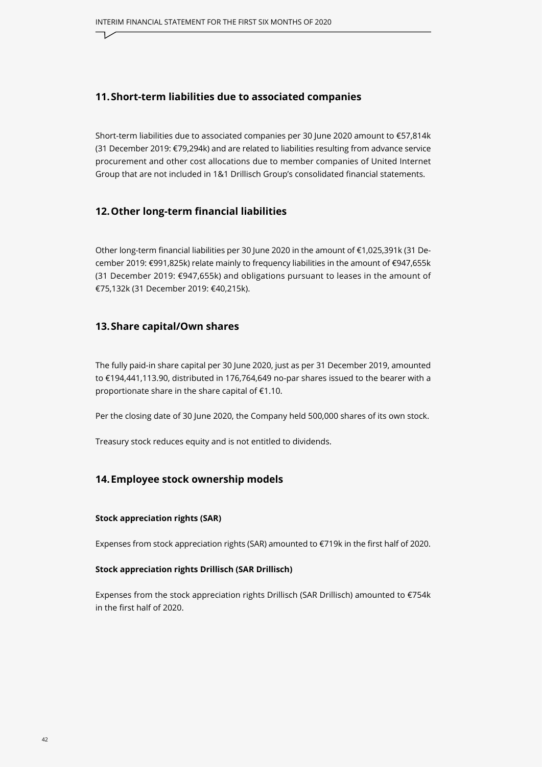## 11. Short-term liabilities due to associated companies

Short-term liabilities due to associated companies per 30 June 2020 amount to €57,814k (31 December 2019: €79,294k) and are related to liabilities resulting from advance service procurement and other cost allocations due to member companies of United Internet Group that are not included in 1&1 Drillisch Group's consolidated financial statements.

## 12. Other long-term financial liabilities

Other long-term financial liabilities per 30 June 2020 in the amount of €1,025,391k (31 December 2019: €991,825k) relate mainly to frequency liabilities in the amount of €947,655k (31 December 2019: €947,655k) and obligations pursuant to leases in the amount of €75,132k (31 December 2019: €40,215k).

## 13. Share capital/Own shares

The fully paid-in share capital per 30 June 2020, just as per 31 December 2019, amounted to €194,441,113.90, distributed in 176,764,649 no-par shares issued to the bearer with a proportionate share in the share capital of €1.10.

Per the closing date of 30 June 2020, the Company held 500,000 shares of its own stock.

Treasury stock reduces equity and is not entitled to dividends.

## 14. Employee stock ownership models

**Stock appreciation rights (SAR)**

Expenses from stock appreciation rights (SAR) amounted to €719k in the first half of 2020.

**Stock appreciation rights Drillisch (SAR Drillisch)**

Expenses from the stock appreciation rights Drillisch (SAR Drillisch) amounted to €754k in the first half of 2020.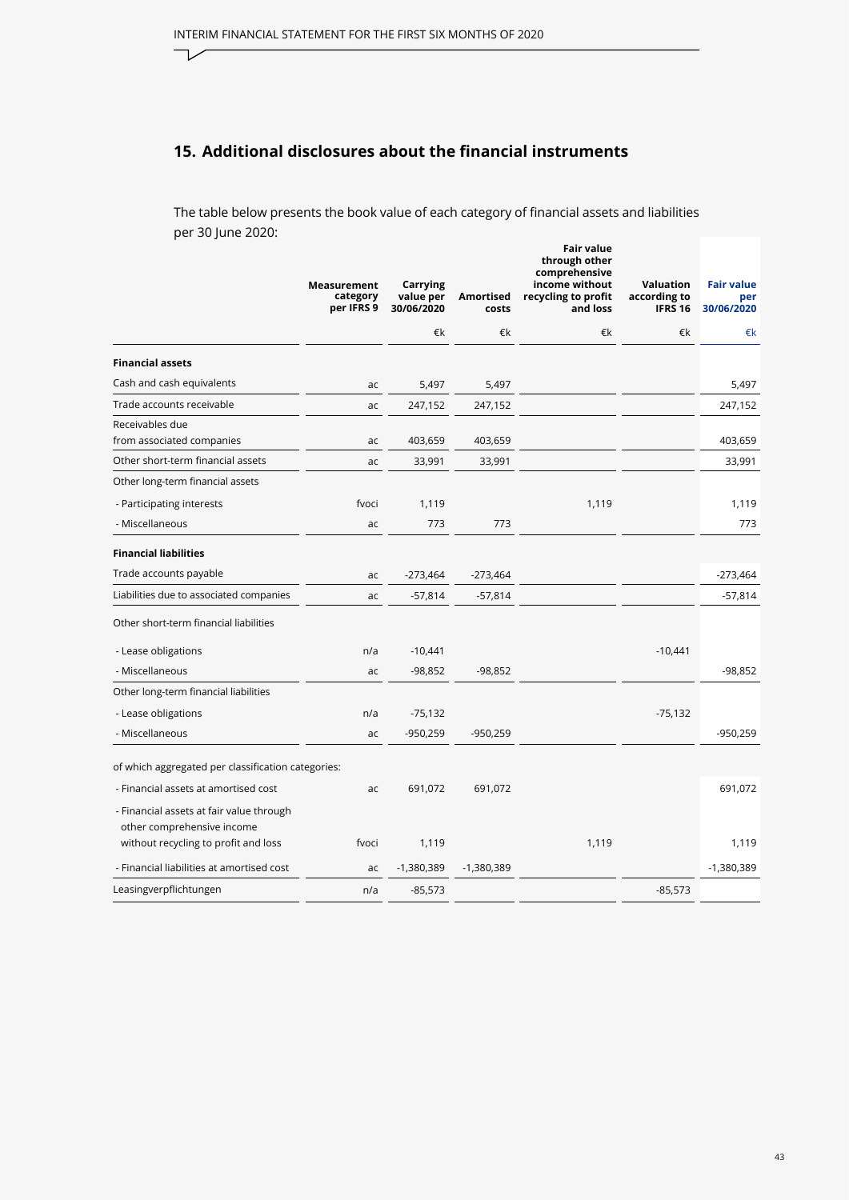## 15. Additional disclosures about the financial instruments

The table below presents the book value of each category of financial assets and liabilities per 30 June 2020:

| | Measurement category per IFRS 9 | Carrying value per 30/06/2020 | Amortised costs | Fair value through other comprehensive income without recycling to profit and loss | Valuation according to IFRS 16 | Fair value per 30/06/2020 |
|---|---|---|---|---|---|---|
| | | €k | €k | €k | €k | €k |
| **Financial assets** | | | | | | |
| Cash and cash equivalents | ac | 5,497 | 5,497 | | | 5,497 |
| Trade accounts receivable | ac | 247,152 | 247,152 | | | 247,152 |
| Receivables due from associated companies | ac | 403,659 | 403,659 | | | 403,659 |
| Other short-term financial assets | ac | 33,991 | 33,991 | | | 33,991 |
| Other long-term financial assets | | | | | | |
| - Participating interests | fvoci | 1,119 | | 1,119 | | 1,119 |
| - Miscellaneous | ac | 773 | 773 | | | 773 |
| **Financial liabilities** | | | | | | |
| Trade accounts payable | ac | -273,464 | -273,464 | | | -273,464 |
| Liabilities due to associated companies | ac | -57,814 | -57,814 | | | -57,814 |
| Other short-term financial liabilities | | | | | | |
| - Lease obligations | n/a | -10,441 | | | -10,441 | |
| - Miscellaneous | ac | -98,852 | -98,852 | | | -98,852 |
| Other long-term financial liabilities | | | | | | |
| - Lease obligations | n/a | -75,132 | | | -75,132 | |
| - Miscellaneous | ac | -950,259 | -950,259 | | | -950,259 |
| of which aggregated per classification categories: | | | | | | |
| - Financial assets at amortised cost | ac | 691,072 | 691,072 | | | 691,072 |
| - Financial assets at fair value through other comprehensive income without recycling to profit and loss | fvoci | 1,119 | | 1,119 | | 1,119 |
| - Financial liabilities at amortised cost | ac | -1,380,389 | -1,380,389 | | | -1,380,389 |
| Leasingverpflichtungen | n/a | -85,573 | | | -85,573 | |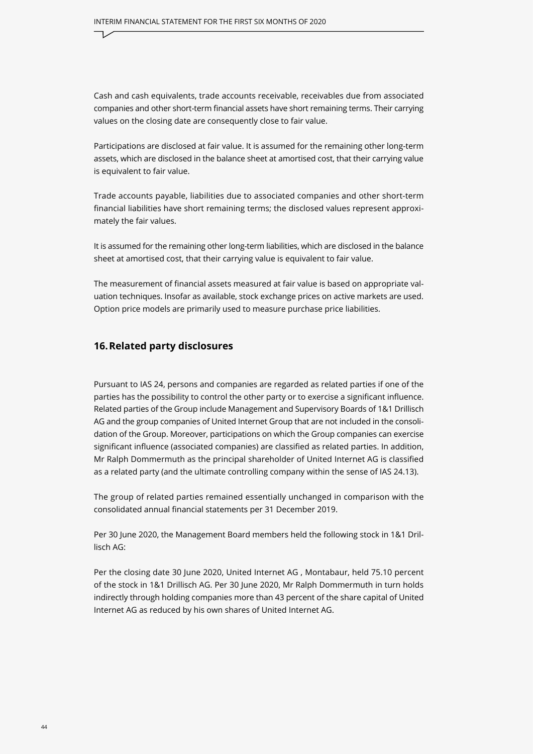Cash and cash equivalents, trade accounts receivable, receivables due from associated companies and other short-term financial assets have short remaining terms. Their carrying values on the closing date are consequently close to fair value.

Participations are disclosed at fair value. It is assumed for the remaining other long-term assets, which are disclosed in the balance sheet at amortised cost, that their carrying value is equivalent to fair value.

Trade accounts payable, liabilities due to associated companies and other short-term financial liabilities have short remaining terms; the disclosed values represent approximately the fair values.

It is assumed for the remaining other long-term liabilities, which are disclosed in the balance sheet at amortised cost, that their carrying value is equivalent to fair value.

The measurement of financial assets measured at fair value is based on appropriate valuation techniques. Insofar as available, stock exchange prices on active markets are used. Option price models are primarily used to measure purchase price liabilities.

## 16. Related party disclosures

Pursuant to IAS 24, persons and companies are regarded as related parties if one of the parties has the possibility to control the other party or to exercise a significant influence. Related parties of the Group include Management and Supervisory Boards of 1&1 Drillisch AG and the group companies of United Internet Group that are not included in the consolidation of the Group. Moreover, participations on which the Group companies can exercise significant influence (associated companies) are classified as related parties. In addition, Mr Ralph Dommermuth as the principal shareholder of United Internet AG is classified as a related party (and the ultimate controlling company within the sense of IAS 24.13).

The group of related parties remained essentially unchanged in comparison with the consolidated annual financial statements per 31 December 2019.

Per 30 June 2020, the Management Board members held the following stock in 1&1 Drillisch AG:

Per the closing date 30 June 2020, United Internet AG , Montabaur, held 75.10 percent of the stock in 1&1 Drillisch AG. Per 30 June 2020, Mr Ralph Dommermuth in turn holds indirectly through holding companies more than 43 percent of the share capital of United Internet AG as reduced by his own shares of United Internet AG.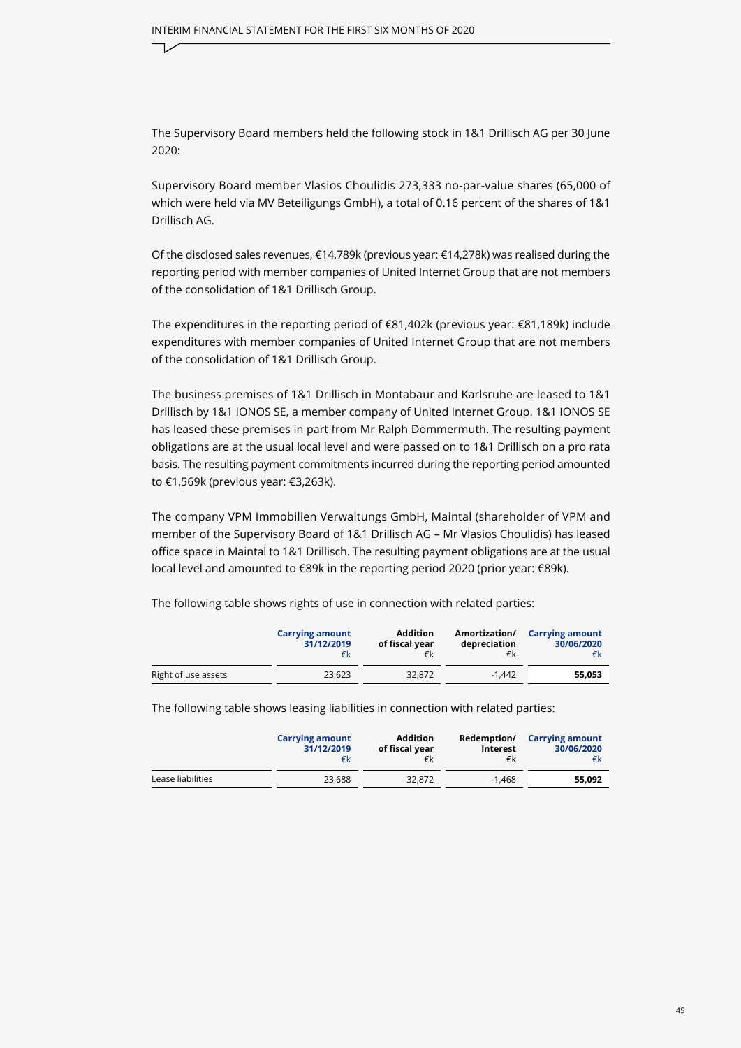The Supervisory Board members held the following stock in 1&1 Drillisch AG per 30 June 2020:

Supervisory Board member Vlasios Choulidis 273,333 no-par-value shares (65,000 of which were held via MV Beteiligungs GmbH), a total of 0.16 percent of the shares of 1&1 Drillisch AG.

Of the disclosed sales revenues, €14,789k (previous year: €14,278k) was realised during the reporting period with member companies of United Internet Group that are not members of the consolidation of 1&1 Drillisch Group.

The expenditures in the reporting period of €81,402k (previous year: €81,189k) include expenditures with member companies of United Internet Group that are not members of the consolidation of 1&1 Drillisch Group.

The business premises of 1&1 Drillisch in Montabaur and Karlsruhe are leased to 1&1 Drillisch by 1&1 IONOS SE, a member company of United Internet Group. 1&1 IONOS SE has leased these premises in part from Mr Ralph Dommermuth. The resulting payment obligations are at the usual local level and were passed on to 1&1 Drillisch on a pro rata basis. The resulting payment commitments incurred during the reporting period amounted to €1,569k (previous year: €3,263k).

The company VPM Immobilien Verwaltungs GmbH, Maintal (shareholder of VPM and member of the Supervisory Board of 1&1 Drillisch AG – Mr Vlasios Choulidis) has leased office space in Maintal to 1&1 Drillisch. The resulting payment obligations are at the usual local level and amounted to €89k in the reporting period 2020 (prior year: €89k).

The following table shows rights of use in connection with related parties:

| | Carrying amount 31/12/2019 €k | Addition of fiscal year €k | Amortization/ depreciation €k | Carrying amount 30/06/2020 €k |
|---|---|---|---|---|
| Right of use assets | 23,623 | 32,872 | -1,442 | **55,053** |

The following table shows leasing liabilities in connection with related parties:

| | Carrying amount 31/12/2019 €k | Addition of fiscal year €k | Redemption/ Interest €k | Carrying amount 30/06/2020 €k |
|---|---|---|---|---|
| Lease liabilities | 23,688 | 32,872 | -1,468 | **55,092** |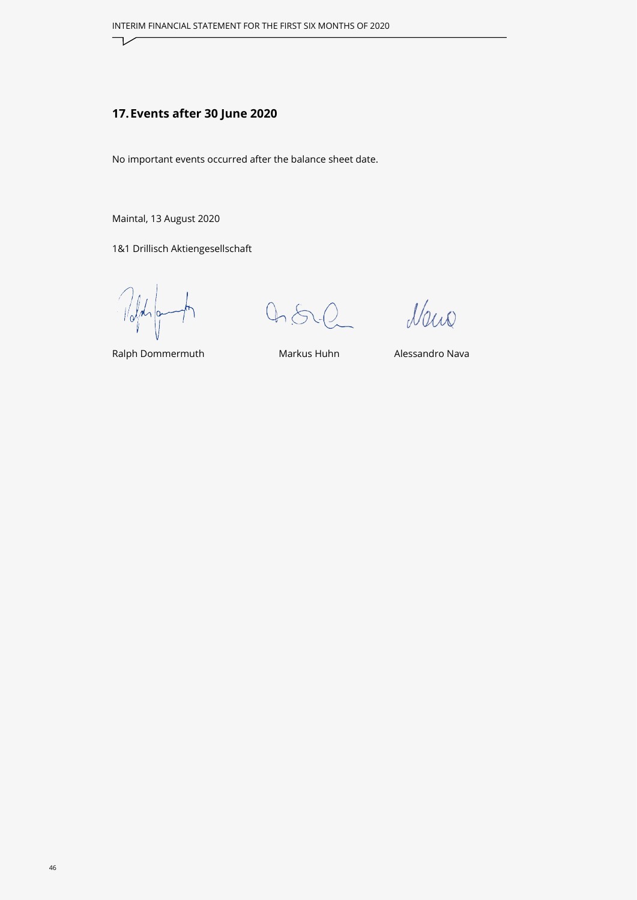## 17. Events after 30 June 2020

No important events occurred after the balance sheet date.

Maintal, 13 August 2020

1&1 Drillisch Aktiengesellschaft

Ralph Dommermuth Markus Huhn Alessandro Nava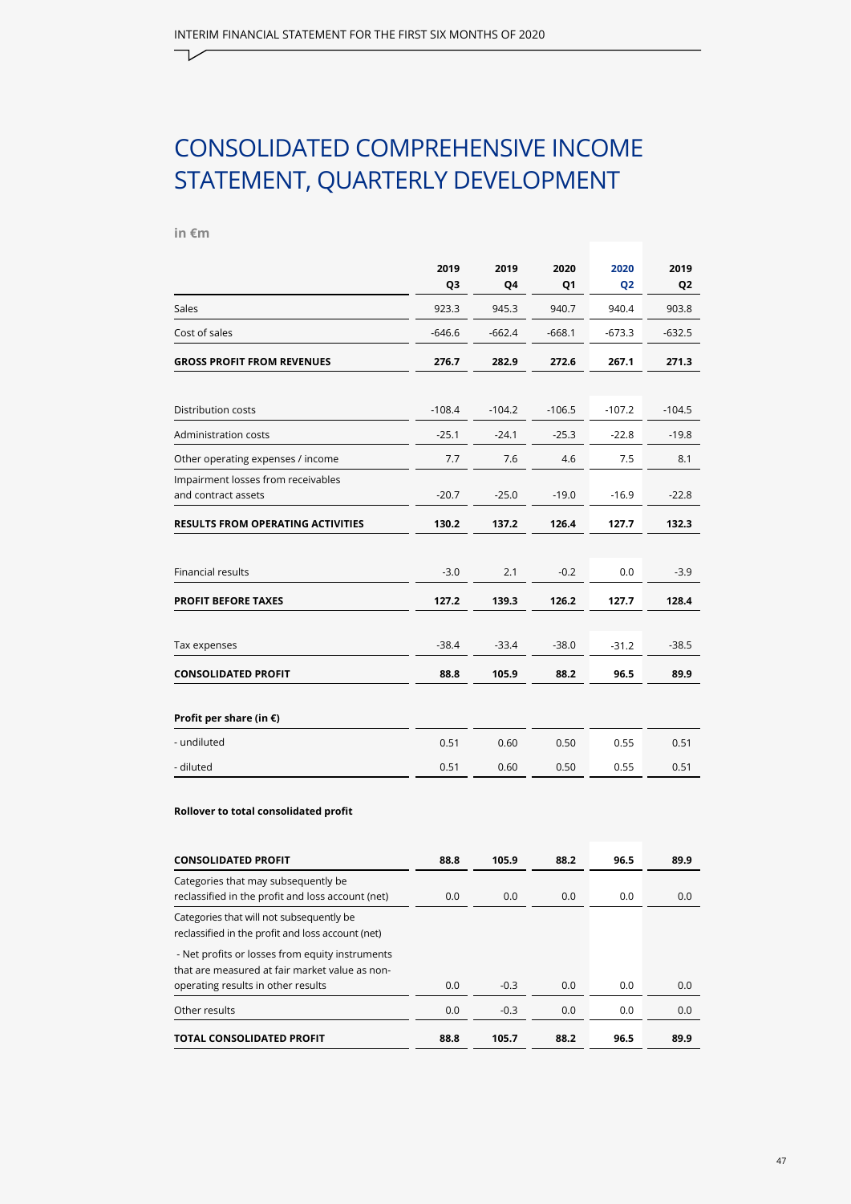# CONSOLIDATED COMPREHENSIVE INCOME STATEMENT, QUARTERLY DEVELOPMENT

**in €m**

| | 2019 Q3 | 2019 Q4 | 2020 Q1 | 2020 Q2 | 2019 Q2 |
|---|---|---|---|---|---|
| Sales | 923.3 | 945.3 | 940.7 | 940.4 | 903.8 |
| Cost of sales | -646.6 | -662.4 | -668.1 | -673.3 | -632.5 |
| **GROSS PROFIT FROM REVENUES** | **276.7** | **282.9** | **272.6** | **267.1** | **271.3** |
| Distribution costs | -108.4 | -104.2 | -106.5 | -107.2 | -104.5 |
| Administration costs | -25.1 | -24.1 | -25.3 | -22.8 | -19.8 |
| Other operating expenses / income | 7.7 | 7.6 | 4.6 | 7.5 | 8.1 |
| Impairment losses from receivables and contract assets | -20.7 | -25.0 | -19.0 | -16.9 | -22.8 |
| **RESULTS FROM OPERATING ACTIVITIES** | **130.2** | **137.2** | **126.4** | **127.7** | **132.3** |
| Financial results | -3.0 | 2.1 | -0.2 | 0.0 | -3.9 |
| **PROFIT BEFORE TAXES** | **127.2** | **139.3** | **126.2** | **127.7** | **128.4** |
| Tax expenses | -38.4 | -33.4 | -38.0 | -31.2 | -38.5 |
| **CONSOLIDATED PROFIT** | **88.8** | **105.9** | **88.2** | **96.5** | **89.9** |
| **Profit per share (in €)** | | | | | |
| - undiluted | 0.51 | 0.60 | 0.50 | 0.55 | 0.51 |
| - diluted | 0.51 | 0.60 | 0.50 | 0.55 | 0.51 |

**Rollover to total consolidated profit**

| | 2019 Q3 | 2019 Q4 | 2020 Q1 | 2020 Q2 | 2019 Q2 |
|---|---|---|---|---|---|
| **CONSOLIDATED PROFIT** | **88.8** | **105.9** | **88.2** | **96.5** | **89.9** |
| Categories that may subsequently be reclassified in the profit and loss account (net) | 0.0 | 0.0 | 0.0 | 0.0 | 0.0 |
| Categories that will not subsequently be reclassified in the profit and loss account (net) | | | | | |
| - Net profits or losses from equity instruments that are measured at fair market value as non-operating results in other results | 0.0 | -0.3 | 0.0 | 0.0 | 0.0 |
| Other results | 0.0 | -0.3 | 0.0 | 0.0 | 0.0 |
| **TOTAL CONSOLIDATED PROFIT** | **88.8** | **105.7** | **88.2** | **96.5** | **89.9** |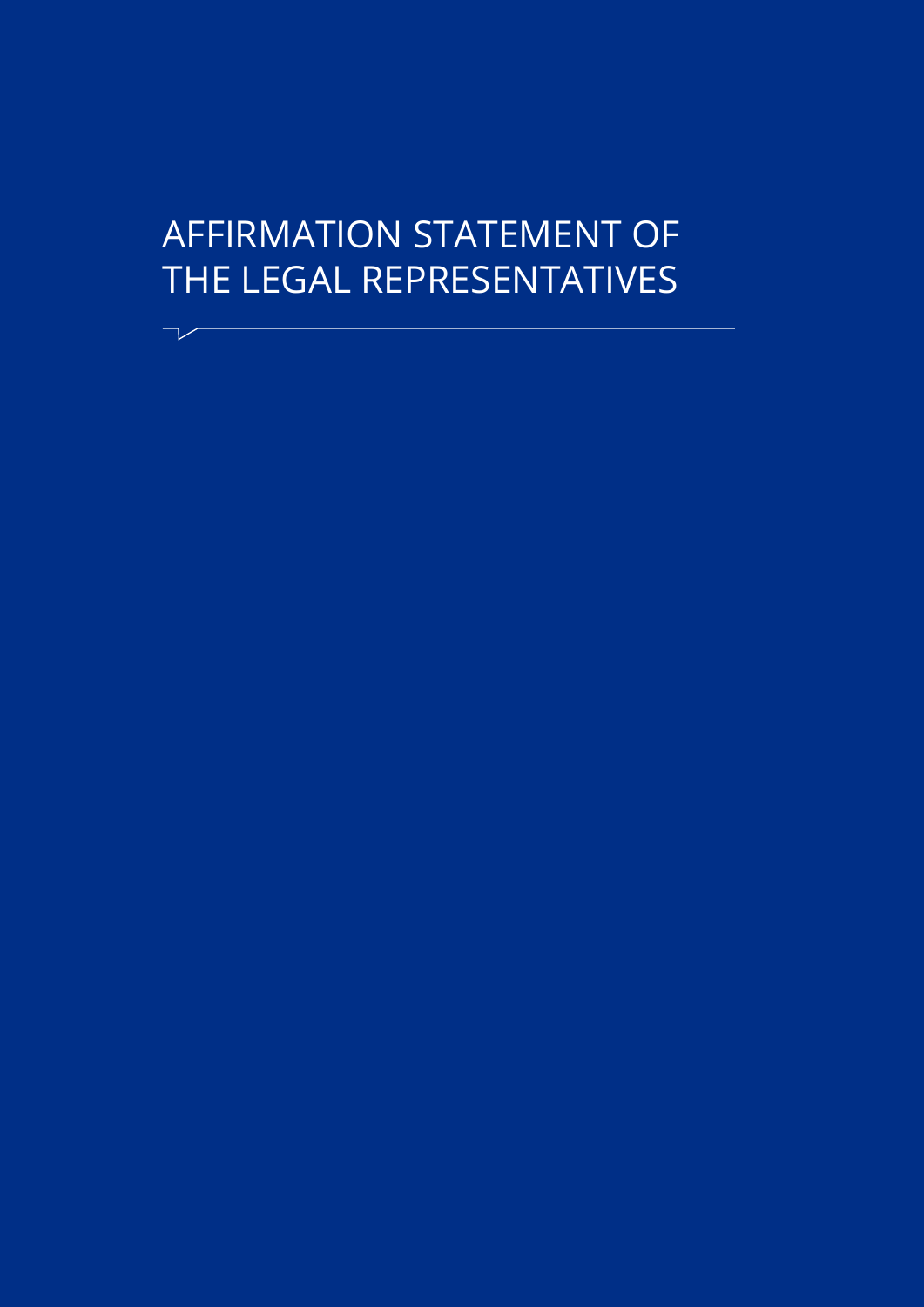# AFFIRMATION STATEMENT OF THE LEGAL REPRESENTATIVES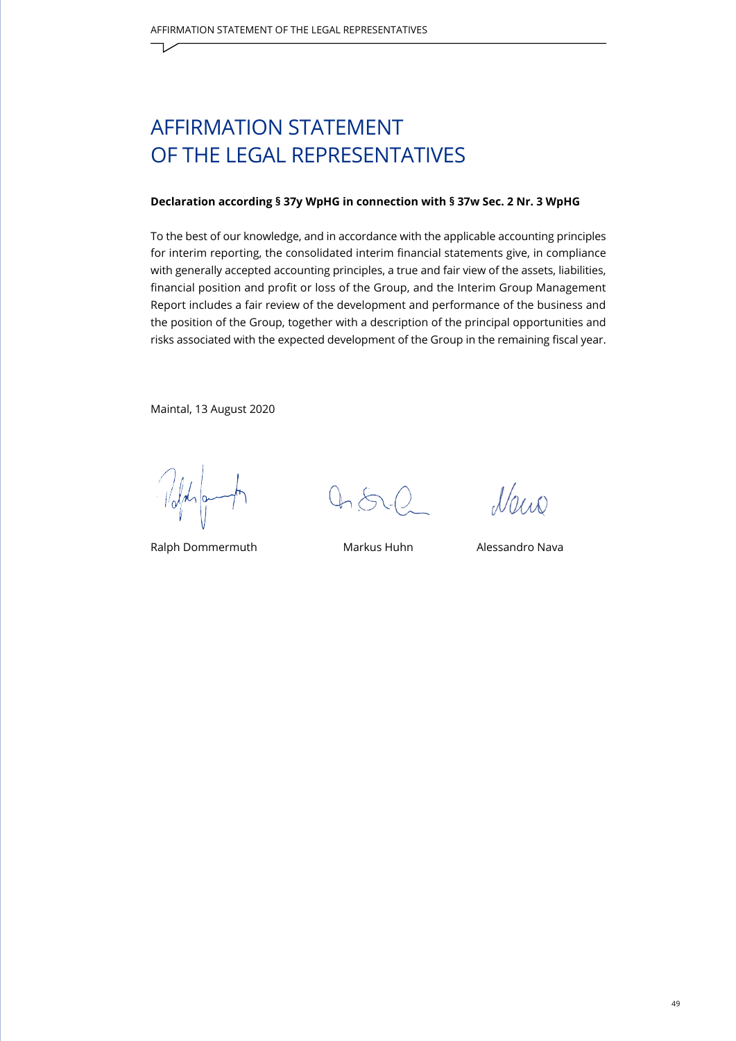# AFFIRMATION STATEMENT OF THE LEGAL REPRESENTATIVES

**Declaration according § 37y WpHG in connection with § 37w Sec. 2 Nr. 3 WpHG**

To the best of our knowledge, and in accordance with the applicable accounting principles for interim reporting, the consolidated interim financial statements give, in compliance with generally accepted accounting principles, a true and fair view of the assets, liabilities, financial position and profit or loss of the Group, and the Interim Group Management Report includes a fair review of the development and performance of the business and the position of the Group, together with a description of the principal opportunities and risks associated with the expected development of the Group in the remaining fiscal year.

Maintal, 13 August 2020

Ralph Dommermuth | Markus Huhn | Alessandro Nava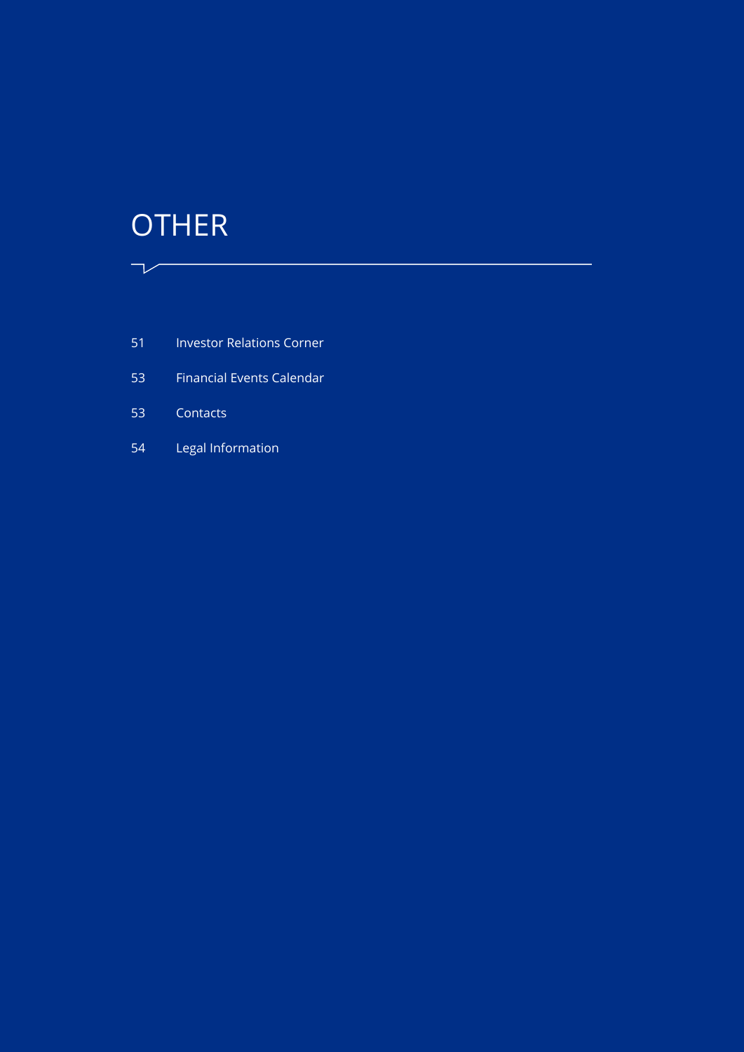# OTHER

| | |
|---|---|
| 51 | Investor Relations Corner |
| 53 | Financial Events Calendar |
| 53 | Contacts |
| 54 | Legal Information |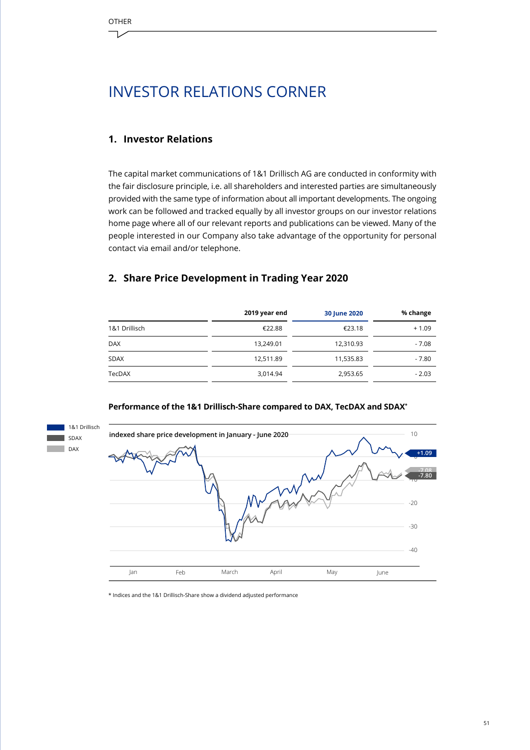# INVESTOR RELATIONS CORNER

## 1. Investor Relations

The capital market communications of 1&1 Drillisch AG are conducted in conformity with the fair disclosure principle, i.e. all shareholders and interested parties are simultaneously provided with the same type of information about all important developments. The ongoing work can be followed and tracked equally by all investor groups on our investor relations home page where all of our relevant reports and publications can be viewed. Many of the people interested in our Company also take advantage of the opportunity for personal contact via email and/or telephone.

## 2. Share Price Development in Trading Year 2020

| | 2019 year end | 30 June 2020 | % change |
|---|---|---|---|
| 1&1 Drillisch | €22.88 | €23.18 | + 1.09 |
| DAX | 13,249.01 | 12,310.93 | - 7.08 |
| SDAX | 12,511.89 | 11,535.83 | - 7.80 |
| TecDAX | 3,014.94 | 2,953.65 | - 2.03 |

**Performance of the 1&1 Drillisch-Share compared to DAX, TecDAX and SDAX***

1&1 Drillisch
SDAX
DAX

indexed share price development in January - June 2020

+1.09
-7.08
-7.80

10
0
-10
-20
-30
-40

Jan Feb March April May June

\* Indices and the 1&1 Drillisch-Share show a dividend adjusted performance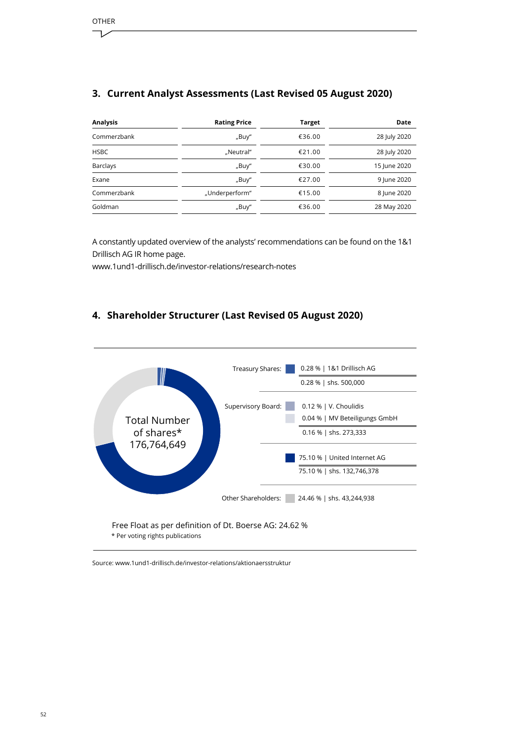## 3. Current Analyst Assessments (Last Revised 05 August 2020)

| Analysis | Rating Price | Target | Date |
|---|---|---|---|
| Commerzbank | „Buy“ | €36.00 | 28 July 2020 |
| HSBC | „Neutral“ | €21.00 | 28 July 2020 |
| Barclays | „Buy“ | €30.00 | 15 June 2020 |
| Exane | „Buy“ | €27.00 | 9 June 2020 |
| Commerzbank | „Underperform“ | €15.00 | 8 June 2020 |
| Goldman | „Buy“ | €36.00 | 28 May 2020 |

A constantly updated overview of the analysts' recommendations can be found on the 1&1 Drillisch AG IR home page.
www.1und1-drillisch.de/investor-relations/research-notes

## 4. Shareholder Structurer (Last Revised 05 August 2020)

Total Number of shares* 176,764,649

Treasury Shares:
- 0.28 % | 1&1 Drillisch AG
- 0.28 % | shs. 500,000

Supervisory Board:
- 0.12 % | V. Choulidis
- 0.04 % | MV Beteiligungs GmbH
- 0.16 % | shs. 273,333

United Internet AG:
- 75.10 % | United Internet AG
- 75.10 % | shs. 132,746,378

Other Shareholders: 24.46 % | shs. 43,244,938

Free Float as per definition of Dt. Boerse AG: 24.62 %

* Per voting rights publications

Source: www.1und1-drillisch.de/investor-relations/aktionaersstruktur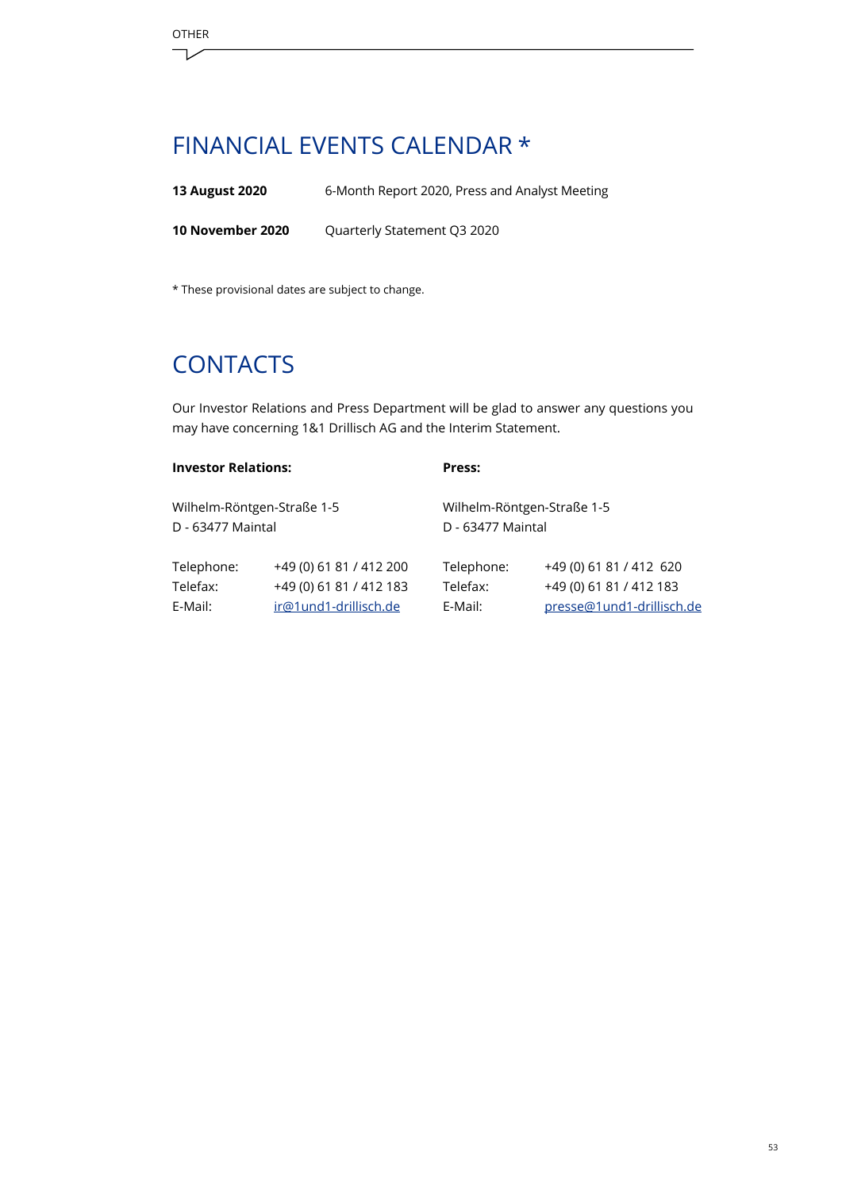# FINANCIAL EVENTS CALENDAR *

| | |
|---|---|
| **13 August 2020** | 6-Month Report 2020, Press and Analyst Meeting |
| **10 November 2020** | Quarterly Statement Q3 2020 |

* These provisional dates are subject to change.

# CONTACTS

Our Investor Relations and Press Department will be glad to answer any questions you may have concerning 1&1 Drillisch AG and the Interim Statement.

**Investor Relations:**

Wilhelm-Röntgen-Straße 1-5
D - 63477 Maintal

| | |
|---|---|
| Telephone: | +49 (0) 61 81 / 412 200 |
| Telefax: | +49 (0) 61 81 / 412 183 |
| E-Mail: | ir@1und1-drillisch.de |

**Press:**

Wilhelm-Röntgen-Straße 1-5
D - 63477 Maintal

| | |
|---|---|
| Telephone: | +49 (0) 61 81 / 412 620 |
| Telefax: | +49 (0) 61 81 / 412 183 |
| E-Mail: | presse@1und1-drillisch.de |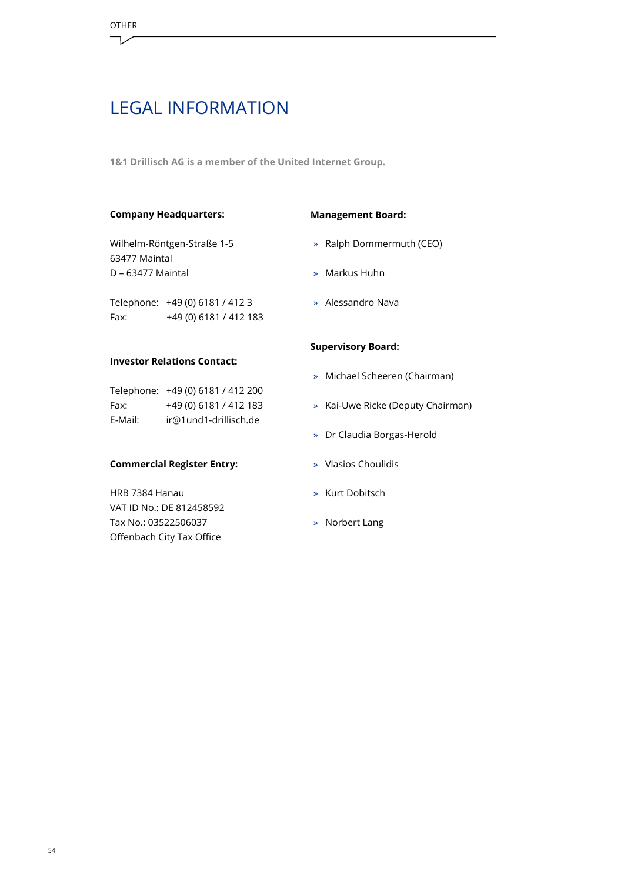# LEGAL INFORMATION

**1&1 Drillisch AG is a member of the United Internet Group.**

**Company Headquarters:**

Wilhelm-Röntgen-Straße 1-5
63477 Maintal
D – 63477 Maintal

Telephone: +49 (0) 6181 / 412 3
Fax: +49 (0) 6181 / 412 183

**Investor Relations Contact:**

Telephone: +49 (0) 6181 / 412 200
Fax: +49 (0) 6181 / 412 183
E-Mail: ir@1und1-drillisch.de

**Commercial Register Entry:**

HRB 7384 Hanau
VAT ID No.: DE 812458592
Tax No.: 03522506037
Offenbach City Tax Office

**Management Board:**

- Ralph Dommermuth (CEO)
- Markus Huhn
- Alessandro Nava

**Supervisory Board:**

- Michael Scheeren (Chairman)
- Kai-Uwe Ricke (Deputy Chairman)
- Dr Claudia Borgas-Herold
- Vlasios Choulidis
- Kurt Dobitsch
- Norbert Lang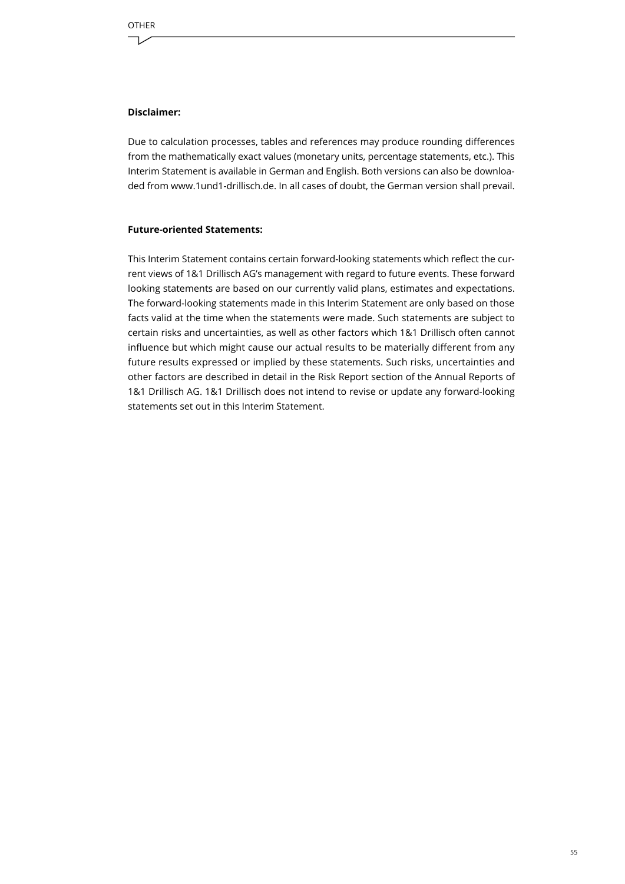**Disclaimer:**

Due to calculation processes, tables and references may produce rounding differences from the mathematically exact values (monetary units, percentage statements, etc.). This Interim Statement is available in German and English. Both versions can also be downloaded from www.1und1-drillisch.de. In all cases of doubt, the German version shall prevail.

**Future-oriented Statements:**

This Interim Statement contains certain forward-looking statements which reflect the current views of 1&1 Drillisch AG's management with regard to future events. These forward looking statements are based on our currently valid plans, estimates and expectations. The forward-looking statements made in this Interim Statement are only based on those facts valid at the time when the statements were made. Such statements are subject to certain risks and uncertainties, as well as other factors which 1&1 Drillisch often cannot influence but which might cause our actual results to be materially different from any future results expressed or implied by these statements. Such risks, uncertainties and other factors are described in detail in the Risk Report section of the Annual Reports of 1&1 Drillisch AG. 1&1 Drillisch does not intend to revise or update any forward-looking statements set out in this Interim Statement.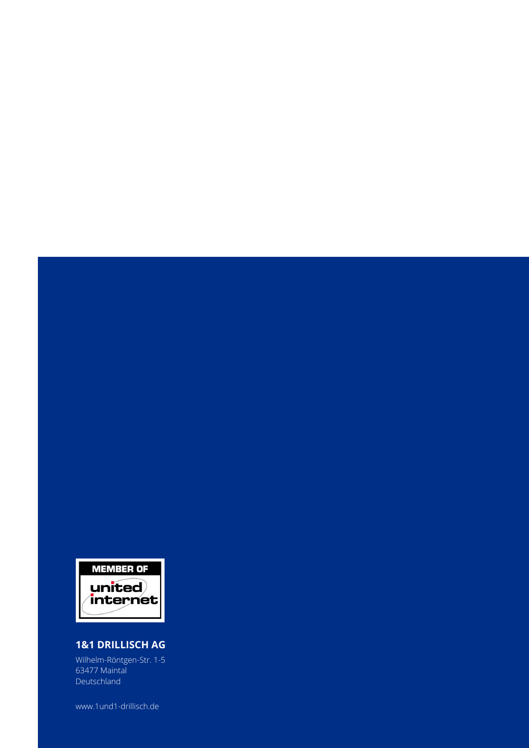MEMBER OF
united internet

**1&1 DRILLISCH AG**

Wilhelm-Röntgen-Str. 1-5
63477 Maintal
Deutschland

www.1und1-drillisch.de